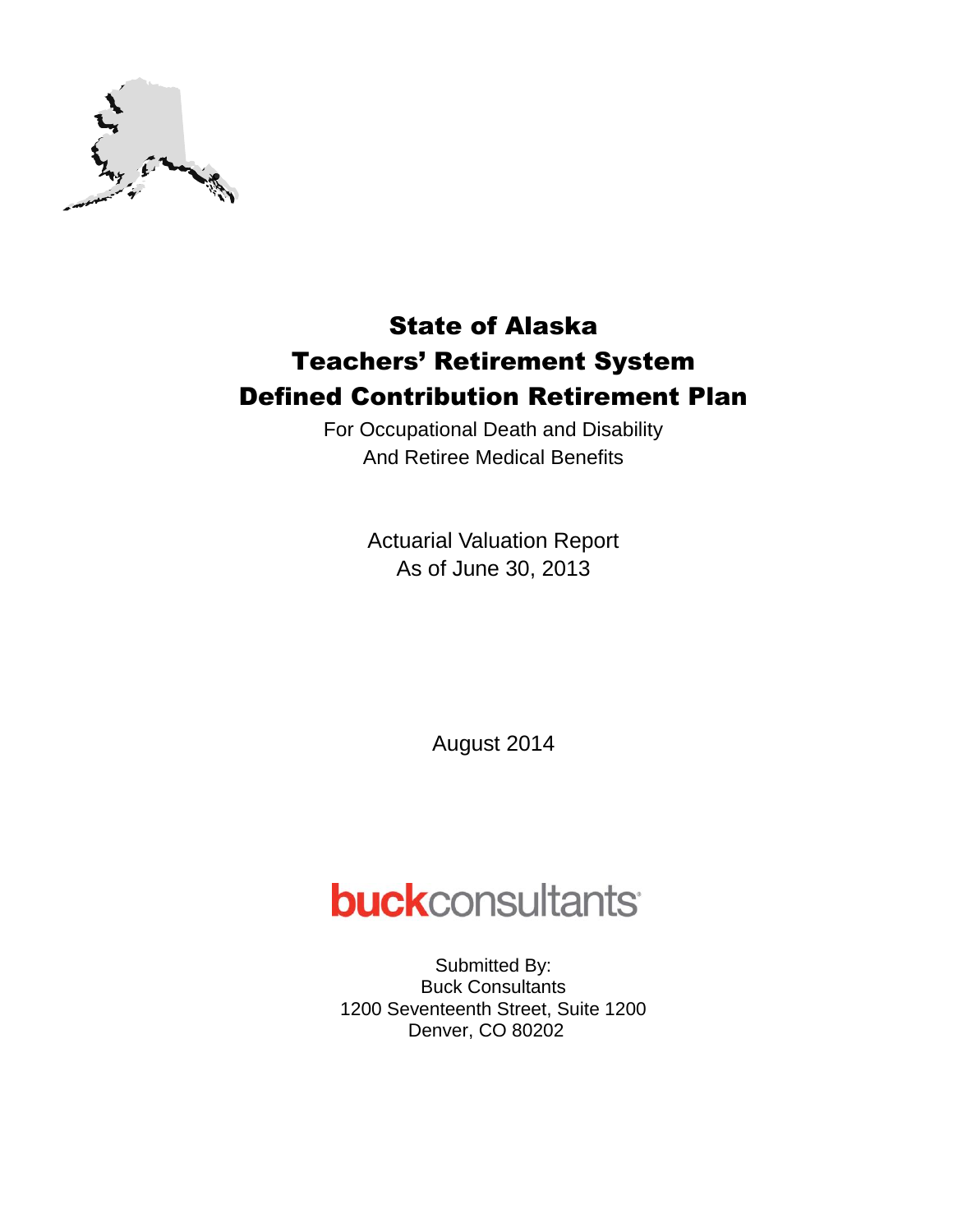# State of Alaska
# Teachers' Retirement System
# Defined Contribution Retirement Plan

For Occupational Death and Disability
And Retiree Medical Benefits

Actuarial Valuation Report
As of June 30, 2013

August 2014

**buck**consultants

Submitted By:
Buck Consultants
1200 Seventeenth Street, Suite 1200
Denver, CO 80202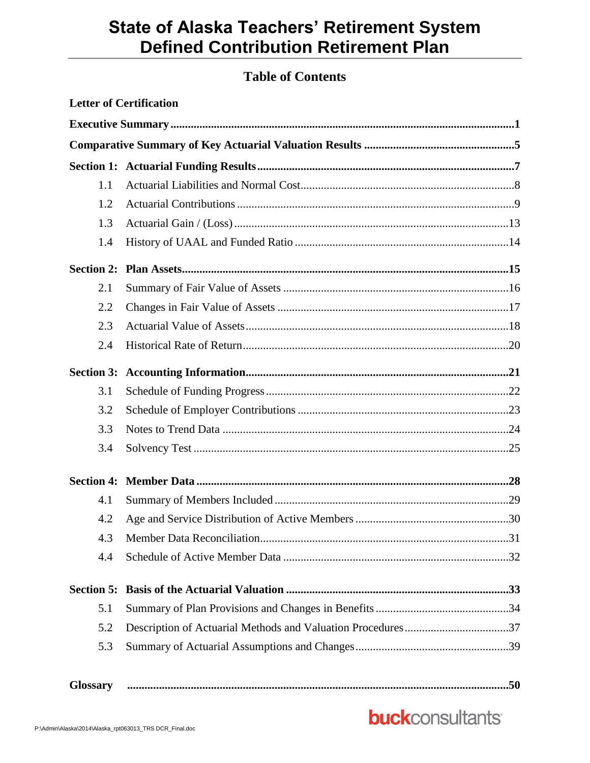# State of Alaska Teachers' Retirement System
# Defined Contribution Retirement Plan

## Table of Contents

| | | |
|---|---|---|
| **Letter of Certification** | | |
| **Executive Summary** | | **1** |
| **Comparative Summary of Key Actuarial Valuation Results** | | **5** |
| **Section 1:** | **Actuarial Funding Results** | **7** |
| 1.1 | Actuarial Liabilities and Normal Cost | 8 |
| 1.2 | Actuarial Contributions | 9 |
| 1.3 | Actuarial Gain / (Loss) | 13 |
| 1.4 | History of UAAL and Funded Ratio | 14 |
| **Section 2:** | **Plan Assets** | **15** |
| 2.1 | Summary of Fair Value of Assets | 16 |
| 2.2 | Changes in Fair Value of Assets | 17 |
| 2.3 | Actuarial Value of Assets | 18 |
| 2.4 | Historical Rate of Return | 20 |
| **Section 3:** | **Accounting Information** | **21** |
| 3.1 | Schedule of Funding Progress | 22 |
| 3.2 | Schedule of Employer Contributions | 23 |
| 3.3 | Notes to Trend Data | 24 |
| 3.4 | Solvency Test | 25 |
| **Section 4:** | **Member Data** | **28** |
| 4.1 | Summary of Members Included | 29 |
| 4.2 | Age and Service Distribution of Active Members | 30 |
| 4.3 | Member Data Reconciliation | 31 |
| 4.4 | Schedule of Active Member Data | 32 |
| **Section 5:** | **Basis of the Actuarial Valuation** | **33** |
| 5.1 | Summary of Plan Provisions and Changes in Benefits | 34 |
| 5.2 | Description of Actuarial Methods and Valuation Procedures | 37 |
| 5.3 | Summary of Actuarial Assumptions and Changes | 39 |
| **Glossary** | | **50** |

P:\Admin\Alaska\2014\Alaska_rpt063013_TRS DCR_Final.doc

buckconsultants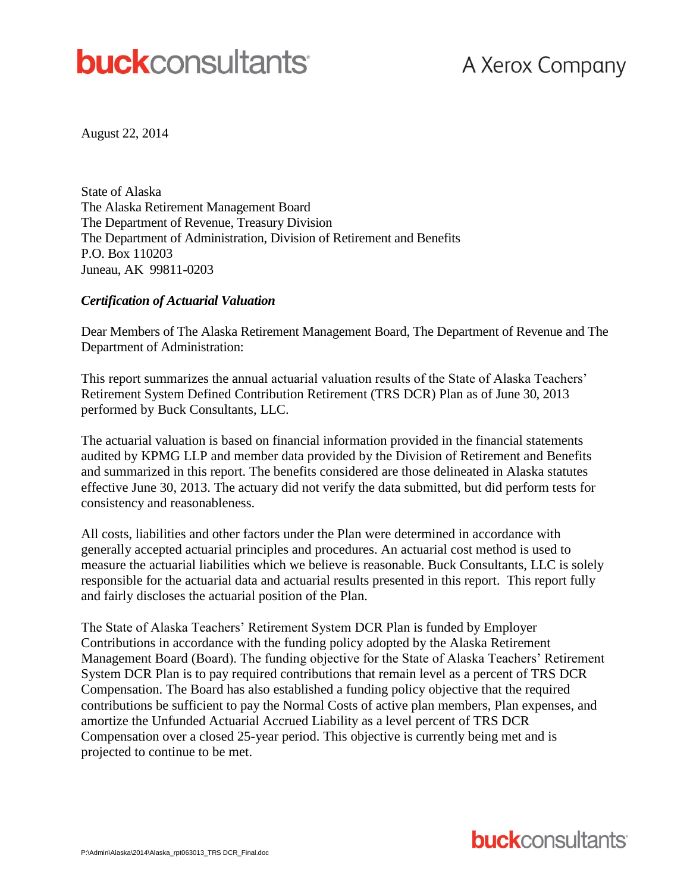August 22, 2014

State of Alaska  
The Alaska Retirement Management Board  
The Department of Revenue, Treasury Division  
The Department of Administration, Division of Retirement and Benefits  
P.O. Box 110203  
Juneau, AK 99811-0203

***Certification of Actuarial Valuation***

Dear Members of The Alaska Retirement Management Board, The Department of Revenue and The Department of Administration:

This report summarizes the annual actuarial valuation results of the State of Alaska Teachers' Retirement System Defined Contribution Retirement (TRS DCR) Plan as of June 30, 2013 performed by Buck Consultants, LLC.

The actuarial valuation is based on financial information provided in the financial statements audited by KPMG LLP and member data provided by the Division of Retirement and Benefits and summarized in this report. The benefits considered are those delineated in Alaska statutes effective June 30, 2013. The actuary did not verify the data submitted, but did perform tests for consistency and reasonableness.

All costs, liabilities and other factors under the Plan were determined in accordance with generally accepted actuarial principles and procedures. An actuarial cost method is used to measure the actuarial liabilities which we believe is reasonable. Buck Consultants, LLC is solely responsible for the actuarial data and actuarial results presented in this report. This report fully and fairly discloses the actuarial position of the Plan.

The State of Alaska Teachers' Retirement System DCR Plan is funded by Employer Contributions in accordance with the funding policy adopted by the Alaska Retirement Management Board (Board). The funding objective for the State of Alaska Teachers' Retirement System DCR Plan is to pay required contributions that remain level as a percent of TRS DCR Compensation. The Board has also established a funding policy objective that the required contributions be sufficient to pay the Normal Costs of active plan members, Plan expenses, and amortize the Unfunded Actuarial Accrued Liability as a level percent of TRS DCR Compensation over a closed 25-year period. This objective is currently being met and is projected to continue to be met.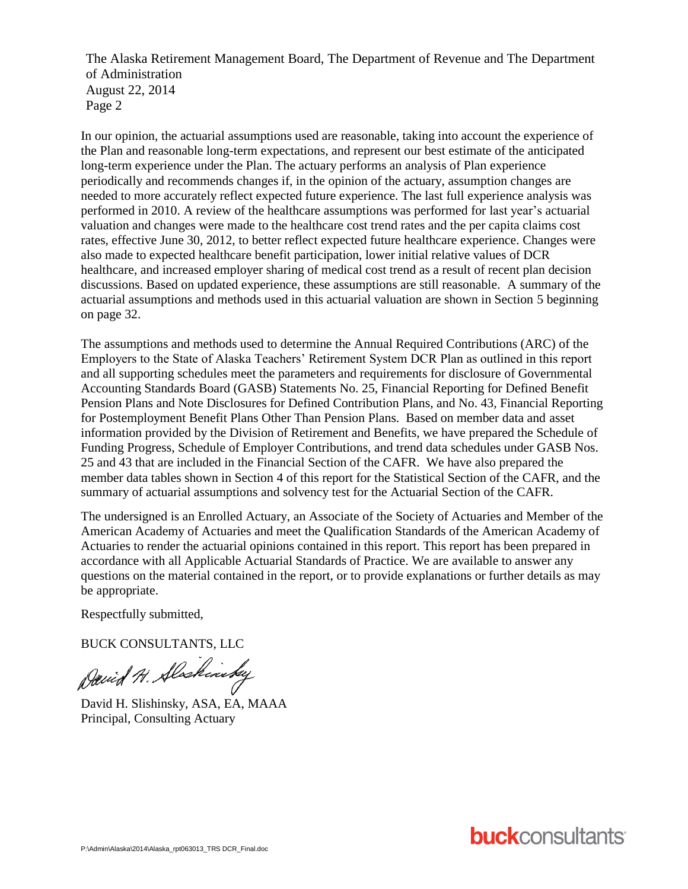In our opinion, the actuarial assumptions used are reasonable, taking into account the experience of the Plan and reasonable long-term expectations, and represent our best estimate of the anticipated long-term experience under the Plan. The actuary performs an analysis of Plan experience periodically and recommends changes if, in the opinion of the actuary, assumption changes are needed to more accurately reflect expected future experience. The last full experience analysis was performed in 2010. A review of the healthcare assumptions was performed for last year's actuarial valuation and changes were made to the healthcare cost trend rates and the per capita claims cost rates, effective June 30, 2012, to better reflect expected future healthcare experience. Changes were also made to expected healthcare benefit participation, lower initial relative values of DCR healthcare, and increased employer sharing of medical cost trend as a result of recent plan decision discussions. Based on updated experience, these assumptions are still reasonable. A summary of the actuarial assumptions and methods used in this actuarial valuation are shown in Section 5 beginning on page 32.

The assumptions and methods used to determine the Annual Required Contributions (ARC) of the Employers to the State of Alaska Teachers' Retirement System DCR Plan as outlined in this report and all supporting schedules meet the parameters and requirements for disclosure of Governmental Accounting Standards Board (GASB) Statements No. 25, Financial Reporting for Defined Benefit Pension Plans and Note Disclosures for Defined Contribution Plans, and No. 43, Financial Reporting for Postemployment Benefit Plans Other Than Pension Plans. Based on member data and asset information provided by the Division of Retirement and Benefits, we have prepared the Schedule of Funding Progress, Schedule of Employer Contributions, and trend data schedules under GASB Nos. 25 and 43 that are included in the Financial Section of the CAFR. We have also prepared the member data tables shown in Section 4 of this report for the Statistical Section of the CAFR, and the summary of actuarial assumptions and solvency test for the Actuarial Section of the CAFR.

The undersigned is an Enrolled Actuary, an Associate of the Society of Actuaries and Member of the American Academy of Actuaries and meet the Qualification Standards of the American Academy of Actuaries to render the actuarial opinions contained in this report. This report has been prepared in accordance with all Applicable Actuarial Standards of Practice. We are available to answer any questions on the material contained in the report, or to provide explanations or further details as may be appropriate.

Respectfully submitted,

BUCK CONSULTANTS, LLC

David H. Slishinsky

David H. Slishinsky, ASA, EA, MAAA
Principal, Consulting Actuary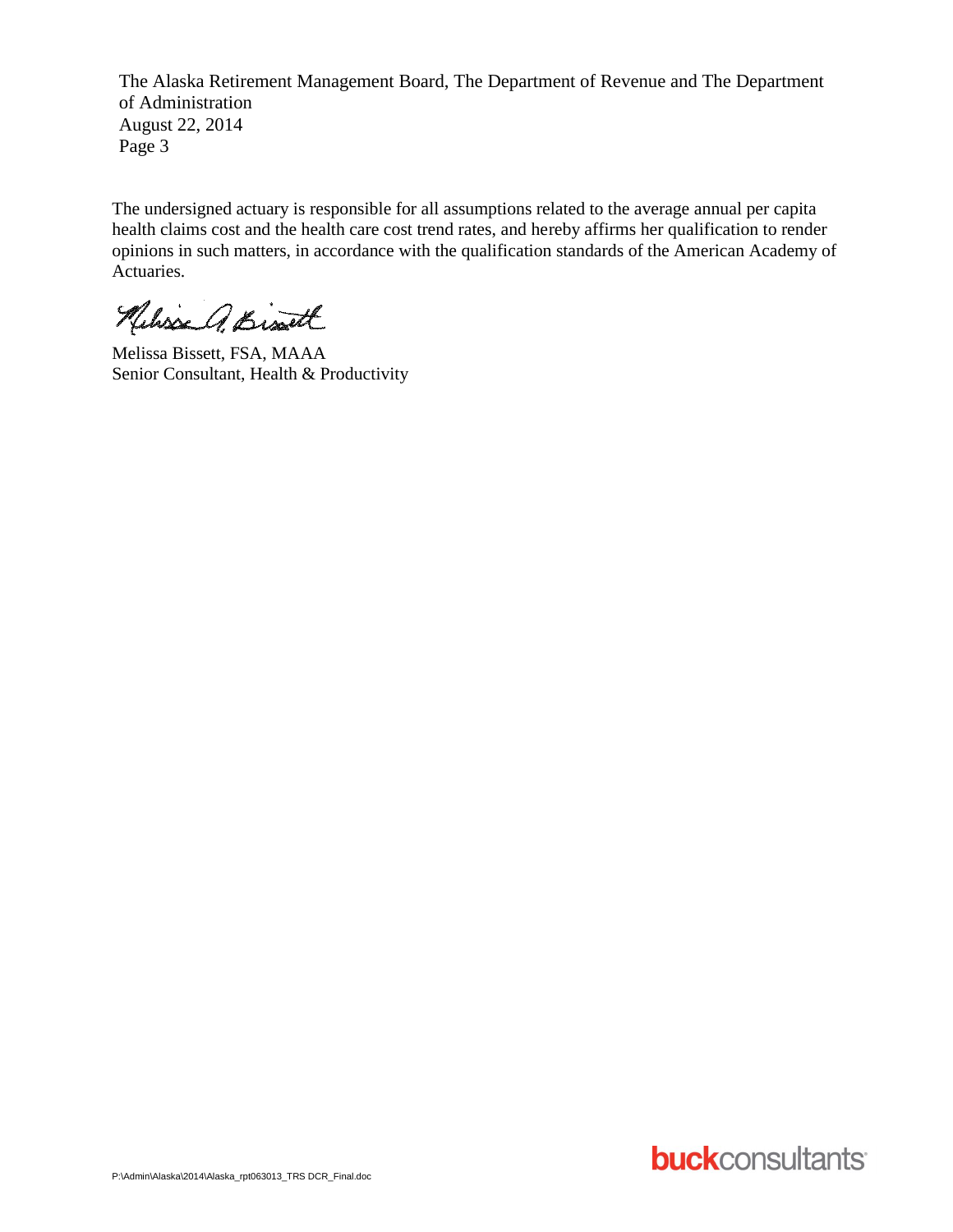The undersigned actuary is responsible for all assumptions related to the average annual per capita health claims cost and the health care cost trend rates, and hereby affirms her qualification to render opinions in such matters, in accordance with the qualification standards of the American Academy of Actuaries.

Melissa Bissett, FSA, MAAA
Senior Consultant, Health & Productivity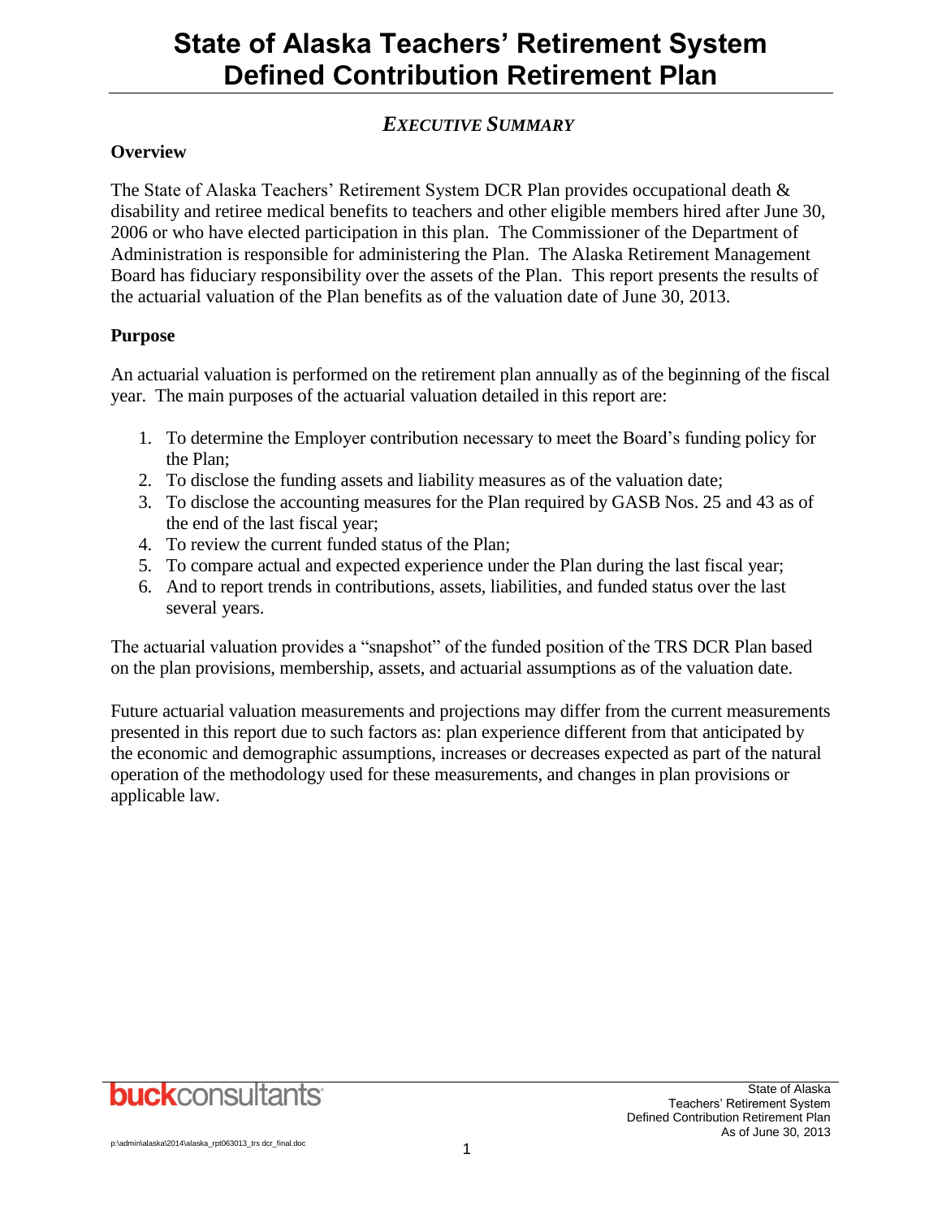# State of Alaska Teachers' Retirement System Defined Contribution Retirement Plan

## *EXECUTIVE SUMMARY*

### Overview

The State of Alaska Teachers' Retirement System DCR Plan provides occupational death & disability and retiree medical benefits to teachers and other eligible members hired after June 30, 2006 or who have elected participation in this plan. The Commissioner of the Department of Administration is responsible for administering the Plan. The Alaska Retirement Management Board has fiduciary responsibility over the assets of the Plan. This report presents the results of the actuarial valuation of the Plan benefits as of the valuation date of June 30, 2013.

### Purpose

An actuarial valuation is performed on the retirement plan annually as of the beginning of the fiscal year. The main purposes of the actuarial valuation detailed in this report are:

1. To determine the Employer contribution necessary to meet the Board's funding policy for the Plan;
2. To disclose the funding assets and liability measures as of the valuation date;
3. To disclose the accounting measures for the Plan required by GASB Nos. 25 and 43 as of the end of the last fiscal year;
4. To review the current funded status of the Plan;
5. To compare actual and expected experience under the Plan during the last fiscal year;
6. And to report trends in contributions, assets, liabilities, and funded status over the last several years.

The actuarial valuation provides a "snapshot" of the funded position of the TRS DCR Plan based on the plan provisions, membership, assets, and actuarial assumptions as of the valuation date.

Future actuarial valuation measurements and projections may differ from the current measurements presented in this report due to such factors as: plan experience different from that anticipated by the economic and demographic assumptions, increases or decreases expected as part of the natural operation of the methodology used for these measurements, and changes in plan provisions or applicable law.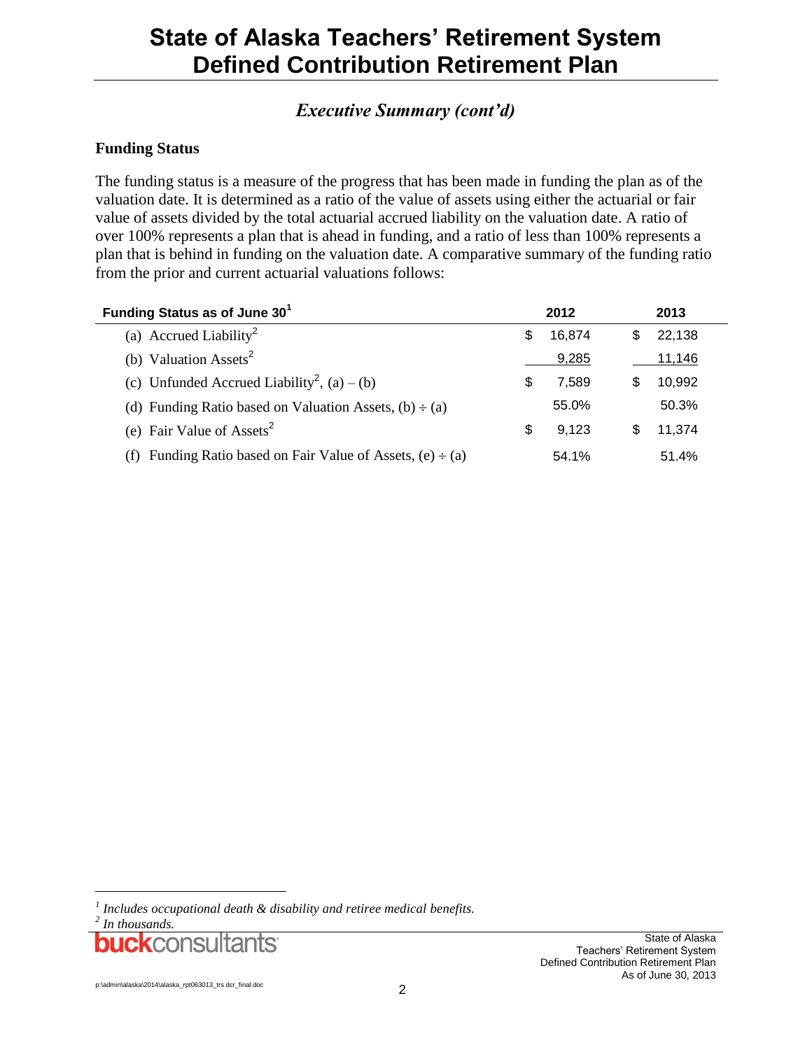# State of Alaska Teachers' Retirement System Defined Contribution Retirement Plan

## *Executive Summary (cont'd)*

### Funding Status

The funding status is a measure of the progress that has been made in funding the plan as of the valuation date. It is determined as a ratio of the value of assets using either the actuarial or fair value of assets divided by the total actuarial accrued liability on the valuation date. A ratio of over 100% represents a plan that is ahead in funding, and a ratio of less than 100% represents a plan that is behind in funding on the valuation date. A comparative summary of the funding ratio from the prior and current actuarial valuations follows:

| Funding Status as of June 30[1] | 2012 | 2013 |
|---|---|---|
| (a) Accrued Liability[2] | $ 16,874 | $ 22,138 |
| (b) Valuation Assets[2] | 9,285 | 11,146 |
| (c) Unfunded Accrued Liability[2], (a) – (b) | $ 7,589 | $ 10,992 |
| (d) Funding Ratio based on Valuation Assets, (b) ÷ (a) | 55.0% | 50.3% |
| (e) Fair Value of Assets[2] | $ 9,123 | $ 11,374 |
| (f) Funding Ratio based on Fair Value of Assets, (e) ÷ (a) | 54.1% | 51.4% |

[1] *Includes occupational death & disability and retiree medical benefits.*

[2] *In thousands.*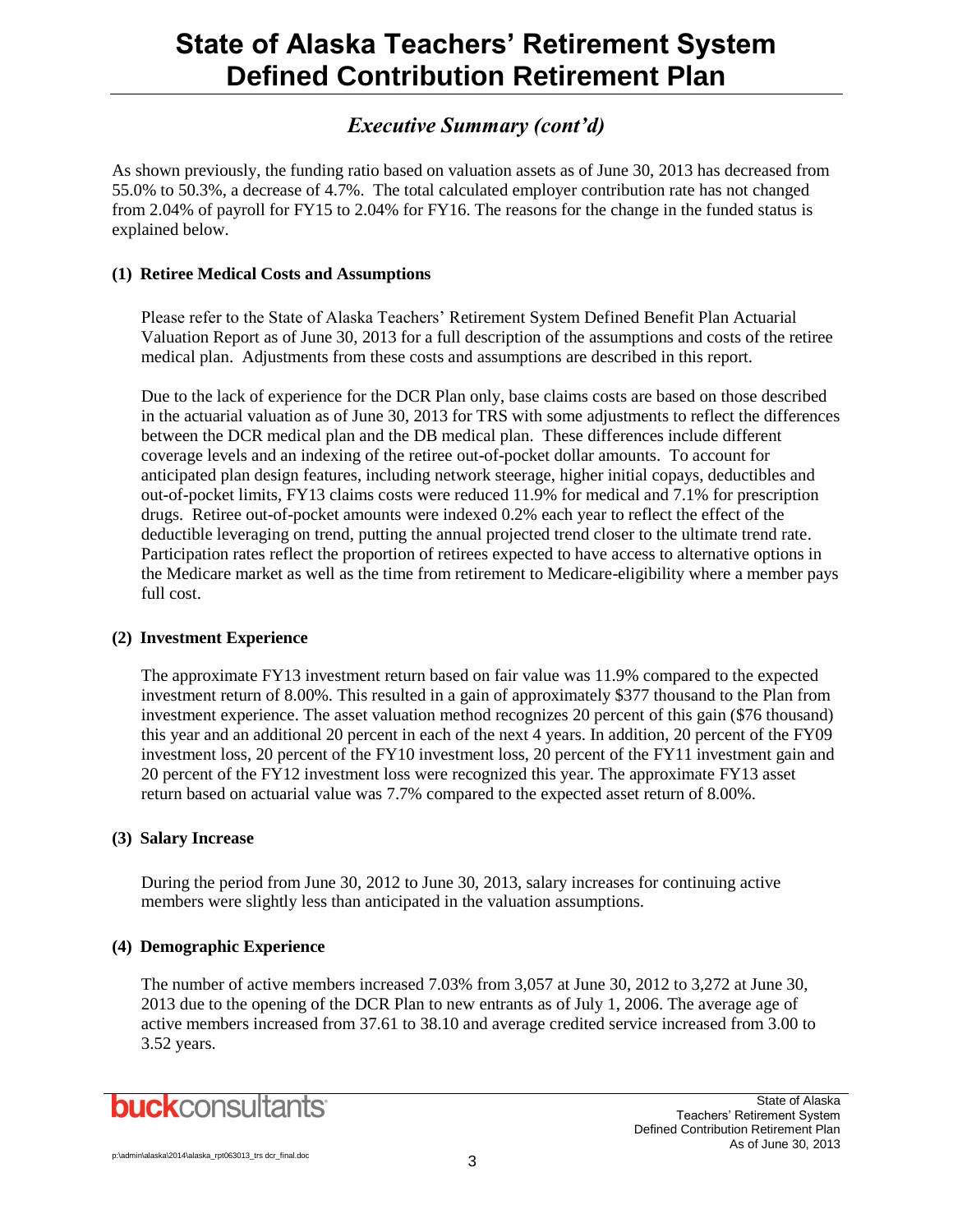# State of Alaska Teachers' Retirement System Defined Contribution Retirement Plan

## *Executive Summary (cont'd)*

As shown previously, the funding ratio based on valuation assets as of June 30, 2013 has decreased from 55.0% to 50.3%, a decrease of 4.7%. The total calculated employer contribution rate has not changed from 2.04% of payroll for FY15 to 2.04% for FY16. The reasons for the change in the funded status is explained below.

**(1) Retiree Medical Costs and Assumptions**

Please refer to the State of Alaska Teachers' Retirement System Defined Benefit Plan Actuarial Valuation Report as of June 30, 2013 for a full description of the assumptions and costs of the retiree medical plan. Adjustments from these costs and assumptions are described in this report.

Due to the lack of experience for the DCR Plan only, base claims costs are based on those described in the actuarial valuation as of June 30, 2013 for TRS with some adjustments to reflect the differences between the DCR medical plan and the DB medical plan. These differences include different coverage levels and an indexing of the retiree out-of-pocket dollar amounts. To account for anticipated plan design features, including network steerage, higher initial copays, deductibles and out-of-pocket limits, FY13 claims costs were reduced 11.9% for medical and 7.1% for prescription drugs. Retiree out-of-pocket amounts were indexed 0.2% each year to reflect the effect of the deductible leveraging on trend, putting the annual projected trend closer to the ultimate trend rate. Participation rates reflect the proportion of retirees expected to have access to alternative options in the Medicare market as well as the time from retirement to Medicare-eligibility where a member pays full cost.

**(2) Investment Experience**

The approximate FY13 investment return based on fair value was 11.9% compared to the expected investment return of 8.00%. This resulted in a gain of approximately $377 thousand to the Plan from investment experience. The asset valuation method recognizes 20 percent of this gain ($76 thousand) this year and an additional 20 percent in each of the next 4 years. In addition, 20 percent of the FY09 investment loss, 20 percent of the FY10 investment loss, 20 percent of the FY11 investment gain and 20 percent of the FY12 investment loss were recognized this year. The approximate FY13 asset return based on actuarial value was 7.7% compared to the expected asset return of 8.00%.

**(3) Salary Increase**

During the period from June 30, 2012 to June 30, 2013, salary increases for continuing active members were slightly less than anticipated in the valuation assumptions.

**(4) Demographic Experience**

The number of active members increased 7.03% from 3,057 at June 30, 2012 to 3,272 at June 30, 2013 due to the opening of the DCR Plan to new entrants as of July 1, 2006. The average age of active members increased from 37.61 to 38.10 and average credited service increased from 3.00 to 3.52 years.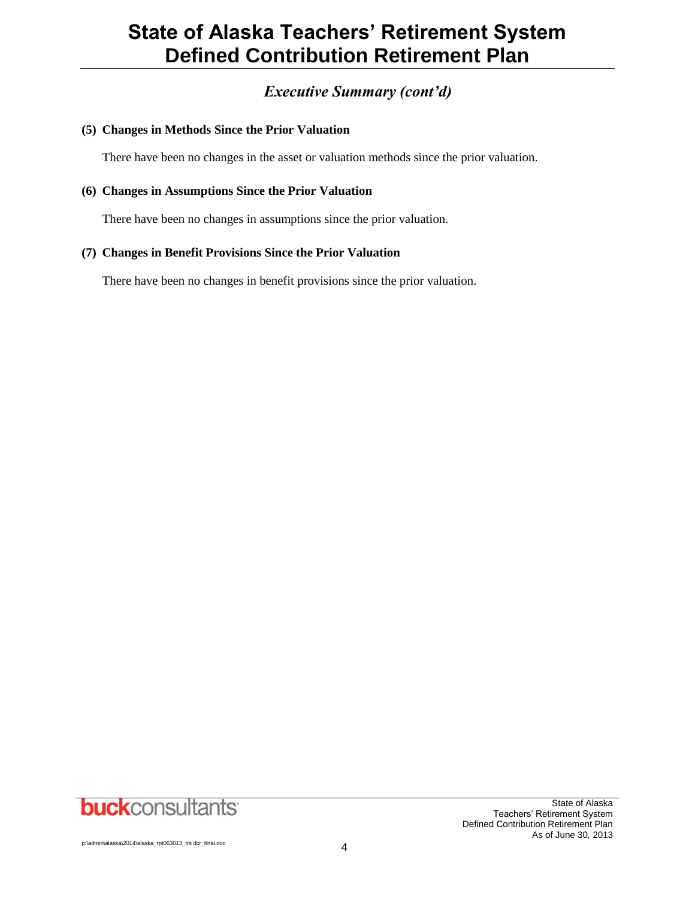## *Executive Summary (cont'd)*

**(5) Changes in Methods Since the Prior Valuation**

There have been no changes in the asset or valuation methods since the prior valuation.

**(6) Changes in Assumptions Since the Prior Valuation**

There have been no changes in assumptions since the prior valuation.

**(7) Changes in Benefit Provisions Since the Prior Valuation**

There have been no changes in benefit provisions since the prior valuation.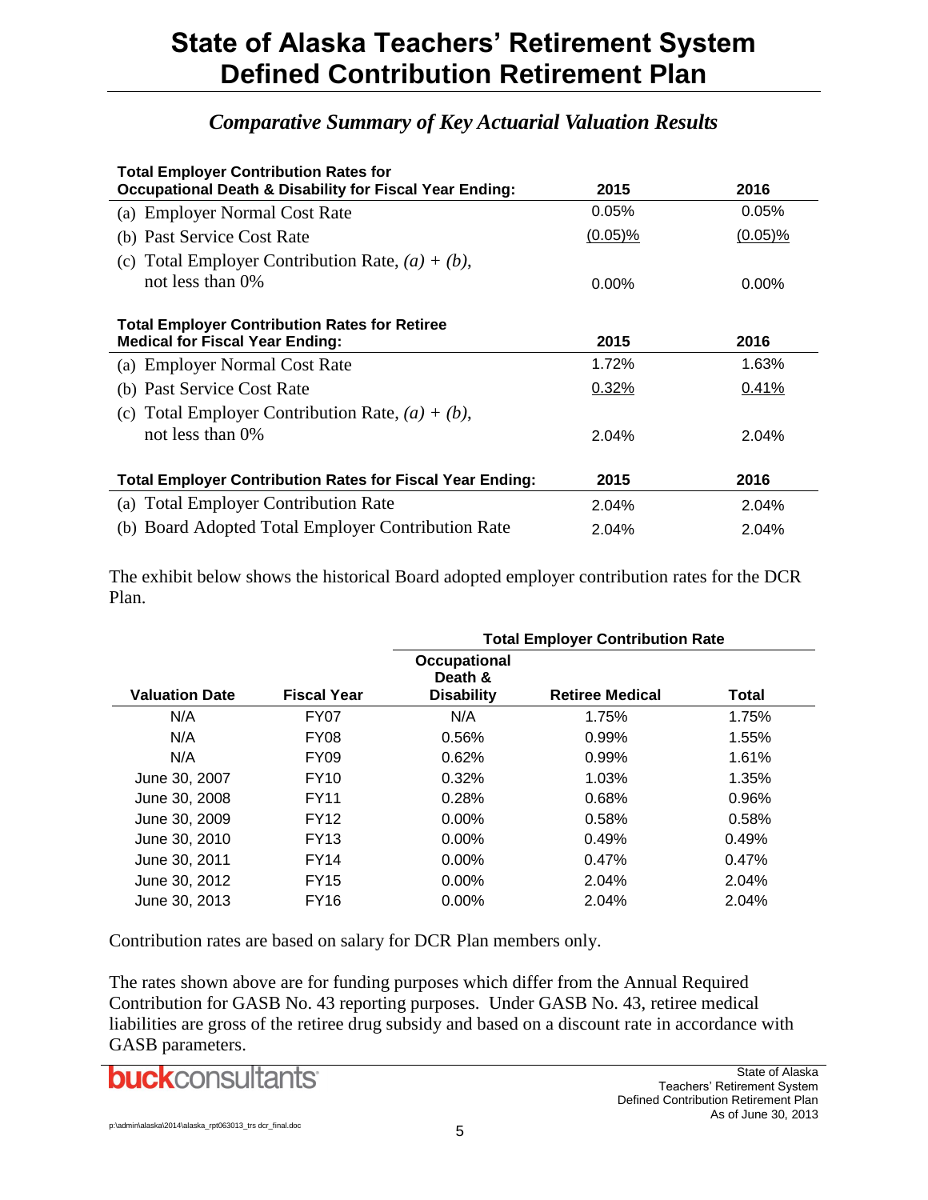# State of Alaska Teachers' Retirement System Defined Contribution Retirement Plan

## *Comparative Summary of Key Actuarial Valuation Results*

| Total Employer Contribution Rates for Occupational Death & Disability for Fiscal Year Ending: | 2015 | 2016 |
|---|---|---|
| (a) Employer Normal Cost Rate | 0.05% | 0.05% |
| (b) Past Service Cost Rate | (0.05)% | (0.05)% |
| (c) Total Employer Contribution Rate, *(a) + (b)*, not less than 0% | 0.00% | 0.00% |

| Total Employer Contribution Rates for Retiree Medical for Fiscal Year Ending: | 2015 | 2016 |
|---|---|---|
| (a) Employer Normal Cost Rate | 1.72% | 1.63% |
| (b) Past Service Cost Rate | 0.32% | 0.41% |
| (c) Total Employer Contribution Rate, *(a) + (b)*, not less than 0% | 2.04% | 2.04% |

| Total Employer Contribution Rates for Fiscal Year Ending: | 2015 | 2016 |
|---|---|---|
| (a) Total Employer Contribution Rate | 2.04% | 2.04% |
| (b) Board Adopted Total Employer Contribution Rate | 2.04% | 2.04% |

The exhibit below shows the historical Board adopted employer contribution rates for the DCR Plan.

| | | Total Employer Contribution Rate | | |
|---|---|---|---|---|
| **Valuation Date** | **Fiscal Year** | **Occupational Death & Disability** | **Retiree Medical** | **Total** |
| N/A | FY07 | N/A | 1.75% | 1.75% |
| N/A | FY08 | 0.56% | 0.99% | 1.55% |
| N/A | FY09 | 0.62% | 0.99% | 1.61% |
| June 30, 2007 | FY10 | 0.32% | 1.03% | 1.35% |
| June 30, 2008 | FY11 | 0.28% | 0.68% | 0.96% |
| June 30, 2009 | FY12 | 0.00% | 0.58% | 0.58% |
| June 30, 2010 | FY13 | 0.00% | 0.49% | 0.49% |
| June 30, 2011 | FY14 | 0.00% | 0.47% | 0.47% |
| June 30, 2012 | FY15 | 0.00% | 2.04% | 2.04% |
| June 30, 2013 | FY16 | 0.00% | 2.04% | 2.04% |

Contribution rates are based on salary for DCR Plan members only.

The rates shown above are for funding purposes which differ from the Annual Required Contribution for GASB No. 43 reporting purposes. Under GASB No. 43, retiree medical liabilities are gross of the retiree drug subsidy and based on a discount rate in accordance with GASB parameters.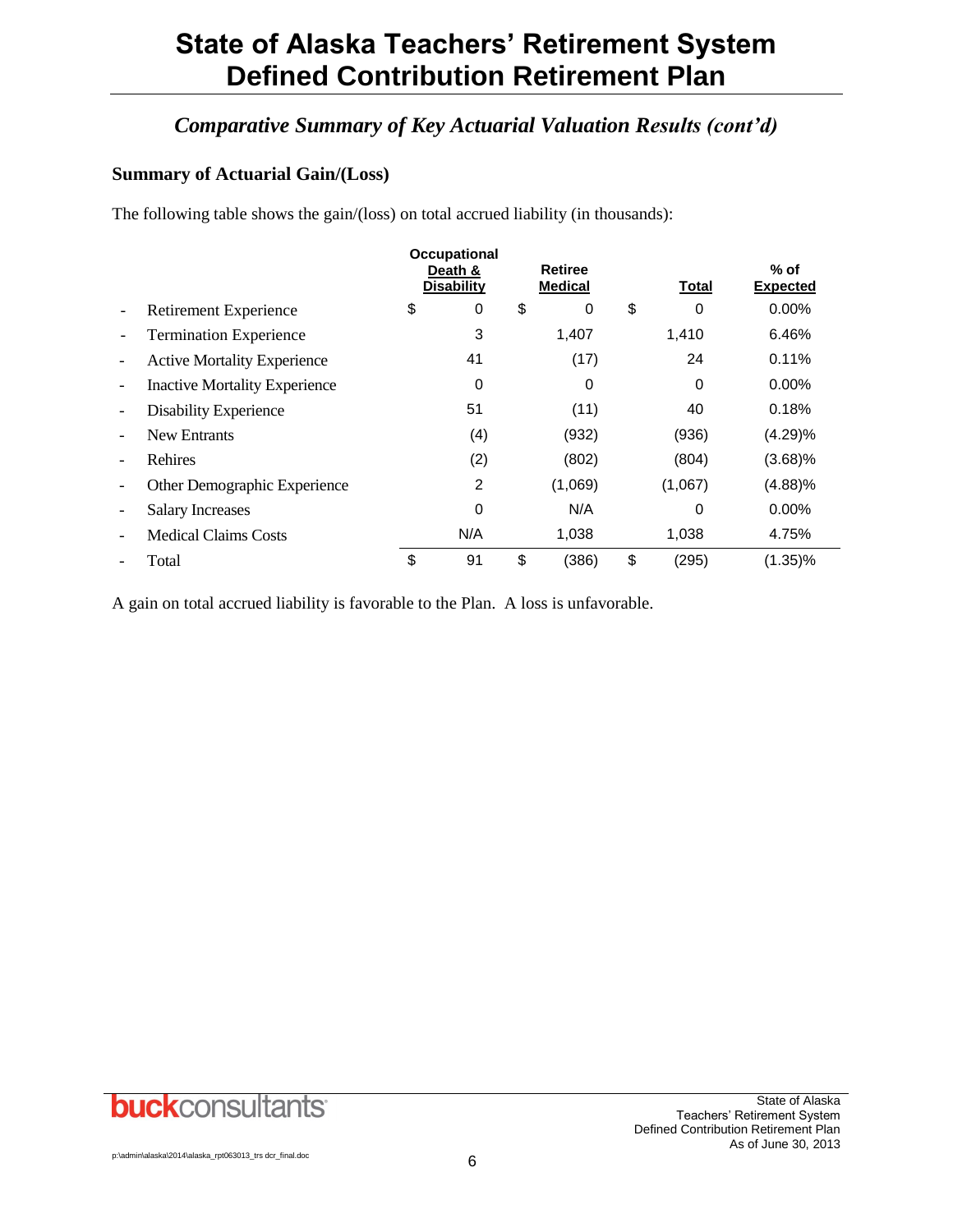# State of Alaska Teachers' Retirement System Defined Contribution Retirement Plan

## *Comparative Summary of Key Actuarial Valuation Results (cont'd)*

### Summary of Actuarial Gain/(Loss)

The following table shows the gain/(loss) on total accrued liability (in thousands):

| | Occupational Death & Disability | Retiree Medical | Total | % of Expected |
|---|---|---|---|---|
| - Retirement Experience | $ 0 | $ 0 | $ 0 | 0.00% |
| - Termination Experience | 3 | 1,407 | 1,410 | 6.46% |
| - Active Mortality Experience | 41 | (17) | 24 | 0.11% |
| - Inactive Mortality Experience | 0 | 0 | 0 | 0.00% |
| - Disability Experience | 51 | (11) | 40 | 0.18% |
| - New Entrants | (4) | (932) | (936) | (4.29)% |
| - Rehires | (2) | (802) | (804) | (3.68)% |
| - Other Demographic Experience | 2 | (1,069) | (1,067) | (4.88)% |
| - Salary Increases | 0 | N/A | 0 | 0.00% |
| - Medical Claims Costs | N/A | 1,038 | 1,038 | 4.75% |
| - Total | $ 91 | $ (386) | $ (295) | (1.35)% |

A gain on total accrued liability is favorable to the Plan. A loss is unfavorable.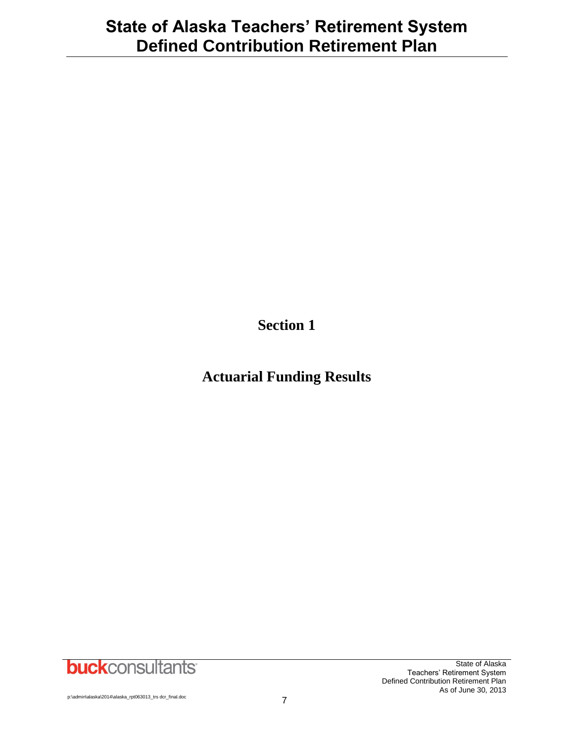# Section 1

# Actuarial Funding Results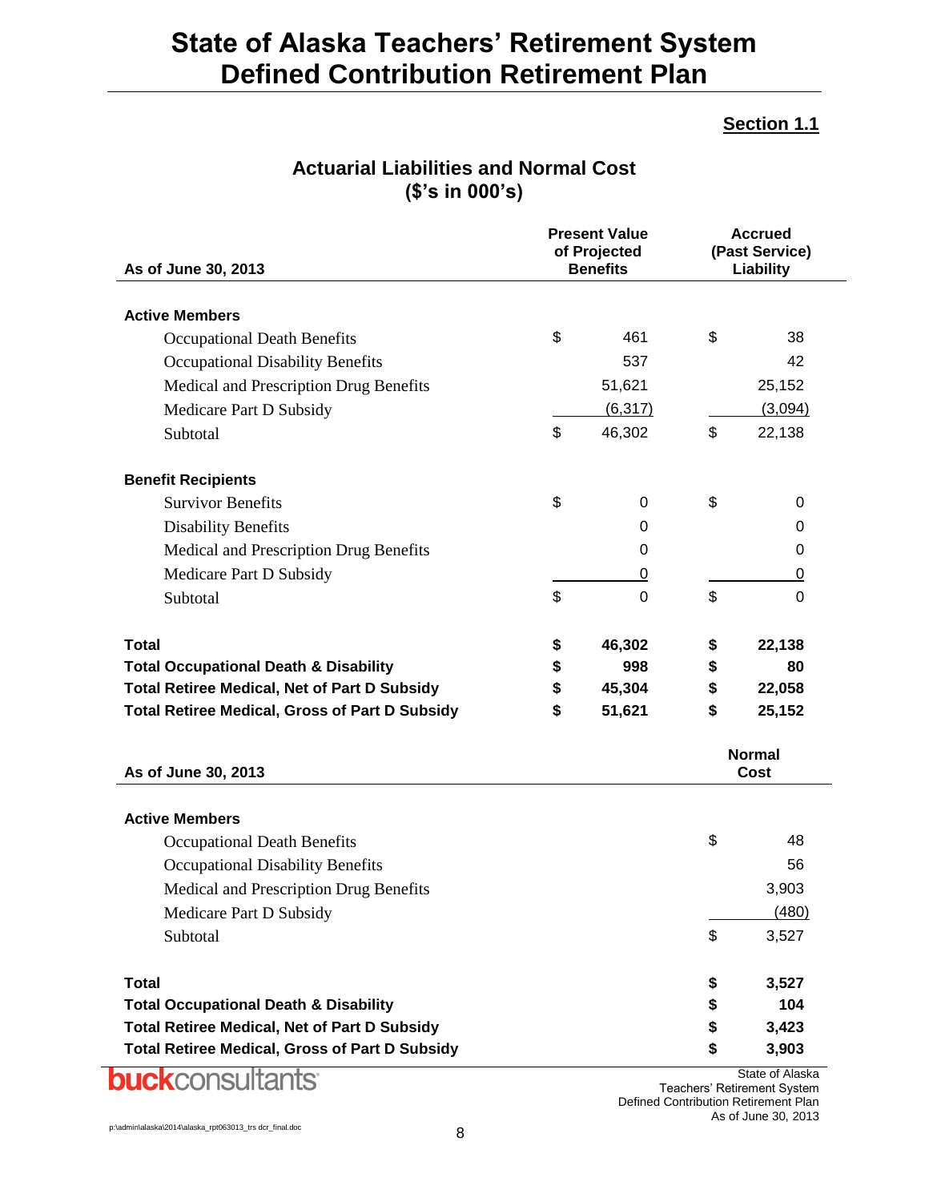# State of Alaska Teachers' Retirement System Defined Contribution Retirement Plan

**Section 1.1**

## Actuarial Liabilities and Normal Cost
## ($'s in 000's)

| As of June 30, 2013 | Present Value of Projected Benefits | Accrued (Past Service) Liability |
|---|---|---|
| **Active Members** | | |
| Occupational Death Benefits | $ 461 | $ 38 |
| Occupational Disability Benefits | 537 | 42 |
| Medical and Prescription Drug Benefits | 51,621 | 25,152 |
| Medicare Part D Subsidy | (6,317) | (3,094) |
| Subtotal | $ 46,302 | $ 22,138 |
| **Benefit Recipients** | | |
| Survivor Benefits | $ 0 | $ 0 |
| Disability Benefits | 0 | 0 |
| Medical and Prescription Drug Benefits | 0 | 0 |
| Medicare Part D Subsidy | 0 | 0 |
| Subtotal | $ 0 | $ 0 |
| **Total** | **$ 46,302** | **$ 22,138** |
| **Total Occupational Death & Disability** | **$ 998** | **$ 80** |
| **Total Retiree Medical, Net of Part D Subsidy** | **$ 45,304** | **$ 22,058** |
| **Total Retiree Medical, Gross of Part D Subsidy** | **$ 51,621** | **$ 25,152** |

| As of June 30, 2013 | Normal Cost |
|---|---|
| **Active Members** | |
| Occupational Death Benefits | $ 48 |
| Occupational Disability Benefits | 56 |
| Medical and Prescription Drug Benefits | 3,903 |
| Medicare Part D Subsidy | (480) |
| Subtotal | $ 3,527 |
| **Total** | **$ 3,527** |
| **Total Occupational Death & Disability** | **$ 104** |
| **Total Retiree Medical, Net of Part D Subsidy** | **$ 3,423** |
| **Total Retiree Medical, Gross of Part D Subsidy** | **$ 3,903** |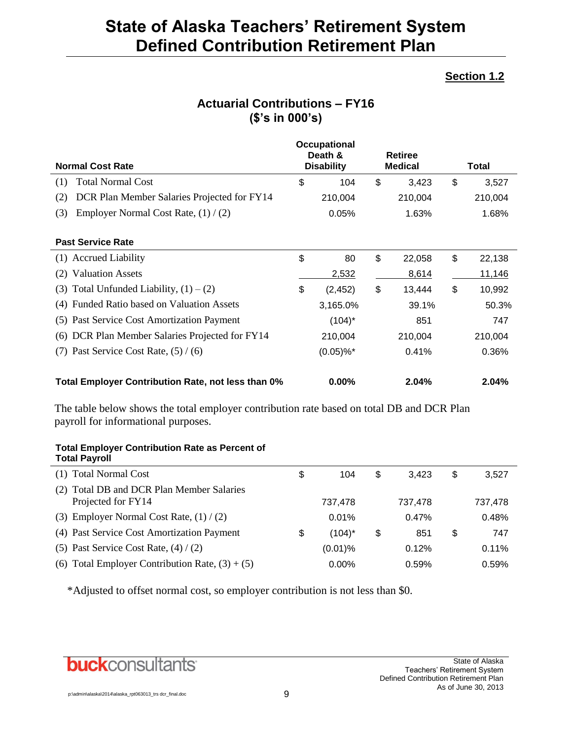# State of Alaska Teachers' Retirement System Defined Contribution Retirement Plan

**Section 1.2**

## Actuarial Contributions – FY16 ($'s in 000's)

| Normal Cost Rate | Occupational Death & Disability | Retiree Medical | Total |
|---|---|---|---|
| (1) Total Normal Cost | $ 104 | $ 3,423 | $ 3,527 |
| (2) DCR Plan Member Salaries Projected for FY14 | 210,004 | 210,004 | 210,004 |
| (3) Employer Normal Cost Rate, (1) / (2) | 0.05% | 1.63% | 1.68% |
| **Past Service Rate** | | | |
| (1) Accrued Liability | $ 80 | $ 22,058 | $ 22,138 |
| (2) Valuation Assets | 2,532 | 8,614 | 11,146 |
| (3) Total Unfunded Liability, (1) – (2) | $ (2,452) | $ 13,444 | $ 10,992 |
| (4) Funded Ratio based on Valuation Assets | 3,165.0% | 39.1% | 50.3% |
| (5) Past Service Cost Amortization Payment | (104)* | 851 | 747 |
| (6) DCR Plan Member Salaries Projected for FY14 | 210,004 | 210,004 | 210,004 |
| (7) Past Service Cost Rate, (5) / (6) | (0.05)%* | 0.41% | 0.36% |
| **Total Employer Contribution Rate, not less than 0%** | **0.00%** | **2.04%** | **2.04%** |

The table below shows the total employer contribution rate based on total DB and DCR Plan payroll for informational purposes.

| Total Employer Contribution Rate as Percent of Total Payroll | Occupational Death & Disability | Retiree Medical | Total |
|---|---|---|---|
| (1) Total Normal Cost | $ 104 | $ 3,423 | $ 3,527 |
| (2) Total DB and DCR Plan Member Salaries Projected for FY14 | 737,478 | 737,478 | 737,478 |
| (3) Employer Normal Cost Rate, (1) / (2) | 0.01% | 0.47% | 0.48% |
| (4) Past Service Cost Amortization Payment | $ (104)* | $ 851 | $ 747 |
| (5) Past Service Cost Rate, (4) / (2) | (0.01)% | 0.12% | 0.11% |
| (6) Total Employer Contribution Rate, (3) + (5) | 0.00% | 0.59% | 0.59% |

*Adjusted to offset normal cost, so employer contribution is not less than $0.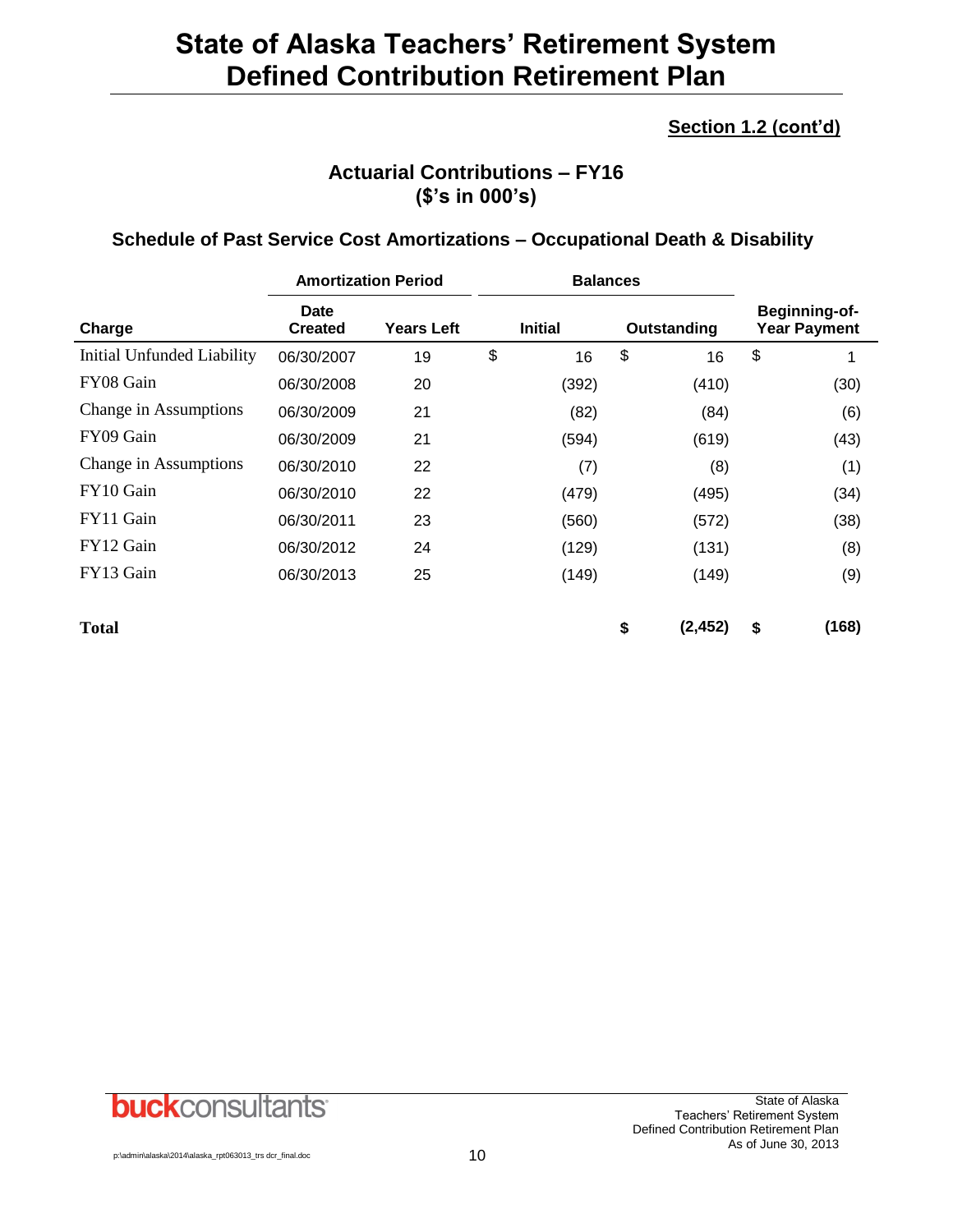**Section 1.2 (cont'd)**

## Actuarial Contributions – FY16
## ($'s in 000's)

### Schedule of Past Service Cost Amortizations – Occupational Death & Disability

| | Amortization Period | | Balances | | |
|---|---|---|---|---|---|
| **Charge** | **Date Created** | **Years Left** | **Initial** | **Outstanding** | **Beginning-of-Year Payment** |
| Initial Unfunded Liability | 06/30/2007 | 19 | $ 16 | $ 16 | $ 1 |
| FY08 Gain | 06/30/2008 | 20 | (392) | (410) | (30) |
| Change in Assumptions | 06/30/2009 | 21 | (82) | (84) | (6) |
| FY09 Gain | 06/30/2009 | 21 | (594) | (619) | (43) |
| Change in Assumptions | 06/30/2010 | 22 | (7) | (8) | (1) |
| FY10 Gain | 06/30/2010 | 22 | (479) | (495) | (34) |
| FY11 Gain | 06/30/2011 | 23 | (560) | (572) | (38) |
| FY12 Gain | 06/30/2012 | 24 | (129) | (131) | (8) |
| FY13 Gain | 06/30/2013 | 25 | (149) | (149) | (9) |
| **Total** | | | | **$ (2,452)** | **$ (168)** |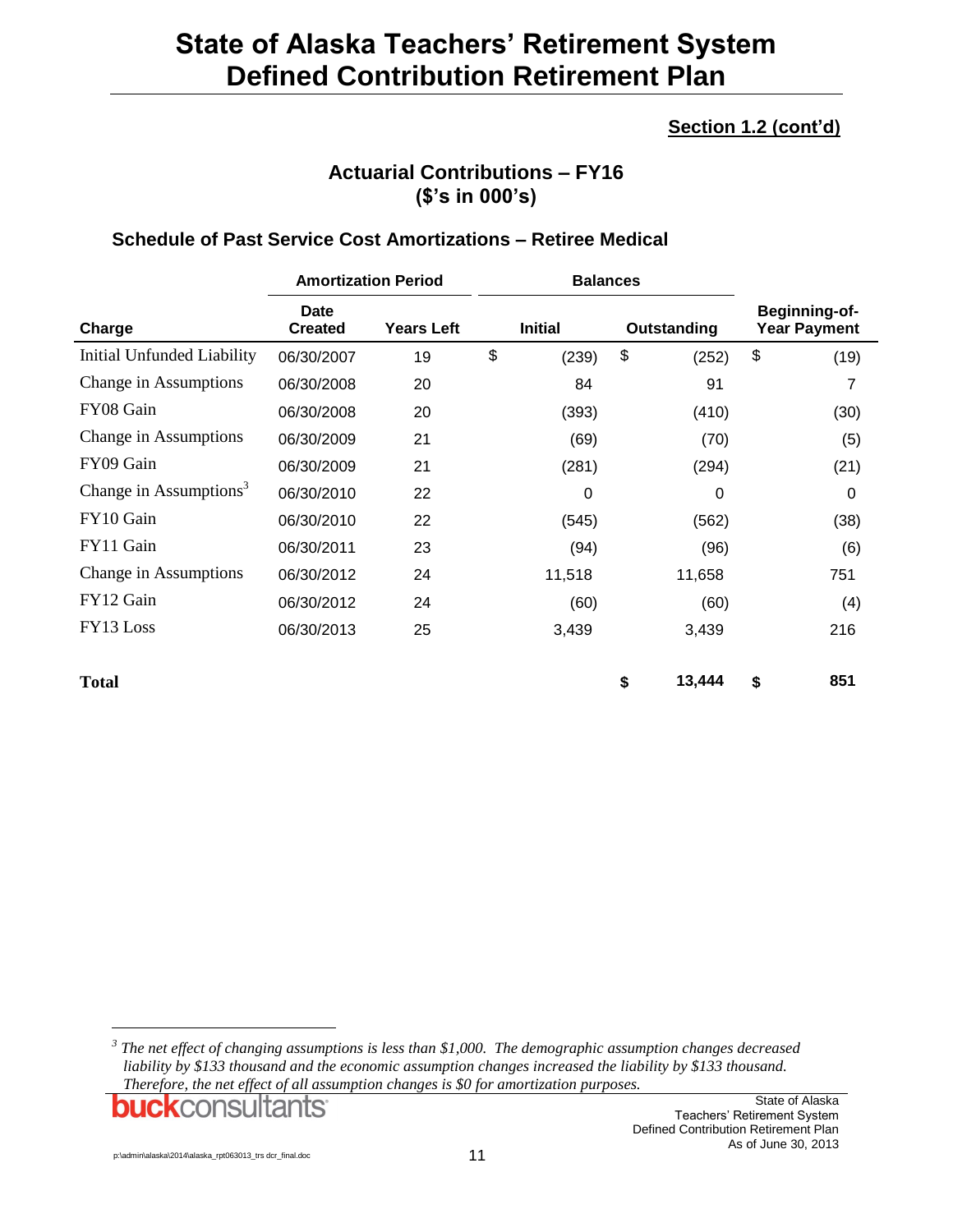## Section 1.2 (cont'd)

### Actuarial Contributions – FY16
### ($'s in 000's)

### Schedule of Past Service Cost Amortizations – Retiree Medical

| | Amortization Period | | Balances | | |
|---|---|---|---|---|---|
| Charge | Date Created | Years Left | Initial | Outstanding | Beginning-of-Year Payment |
| Initial Unfunded Liability | 06/30/2007 | 19 | $ (239) | $ (252) | $ (19) |
| Change in Assumptions | 06/30/2008 | 20 | 84 | 91 | 7 |
| FY08 Gain | 06/30/2008 | 20 | (393) | (410) | (30) |
| Change in Assumptions | 06/30/2009 | 21 | (69) | (70) | (5) |
| FY09 Gain | 06/30/2009 | 21 | (281) | (294) | (21) |
| Change in Assumptions[3] | 06/30/2010 | 22 | 0 | 0 | 0 |
| FY10 Gain | 06/30/2010 | 22 | (545) | (562) | (38) |
| FY11 Gain | 06/30/2011 | 23 | (94) | (96) | (6) |
| Change in Assumptions | 06/30/2012 | 24 | 11,518 | 11,658 | 751 |
| FY12 Gain | 06/30/2012 | 24 | (60) | (60) | (4) |
| FY13 Loss | 06/30/2013 | 25 | 3,439 | 3,439 | 216 |
| **Total** | | | | **$ 13,444** | **$ 851** |

*[3] The net effect of changing assumptions is less than $1,000. The demographic assumption changes decreased liability by $133 thousand and the economic assumption changes increased the liability by $133 thousand. Therefore, the net effect of all assumption changes is $0 for amortization purposes.*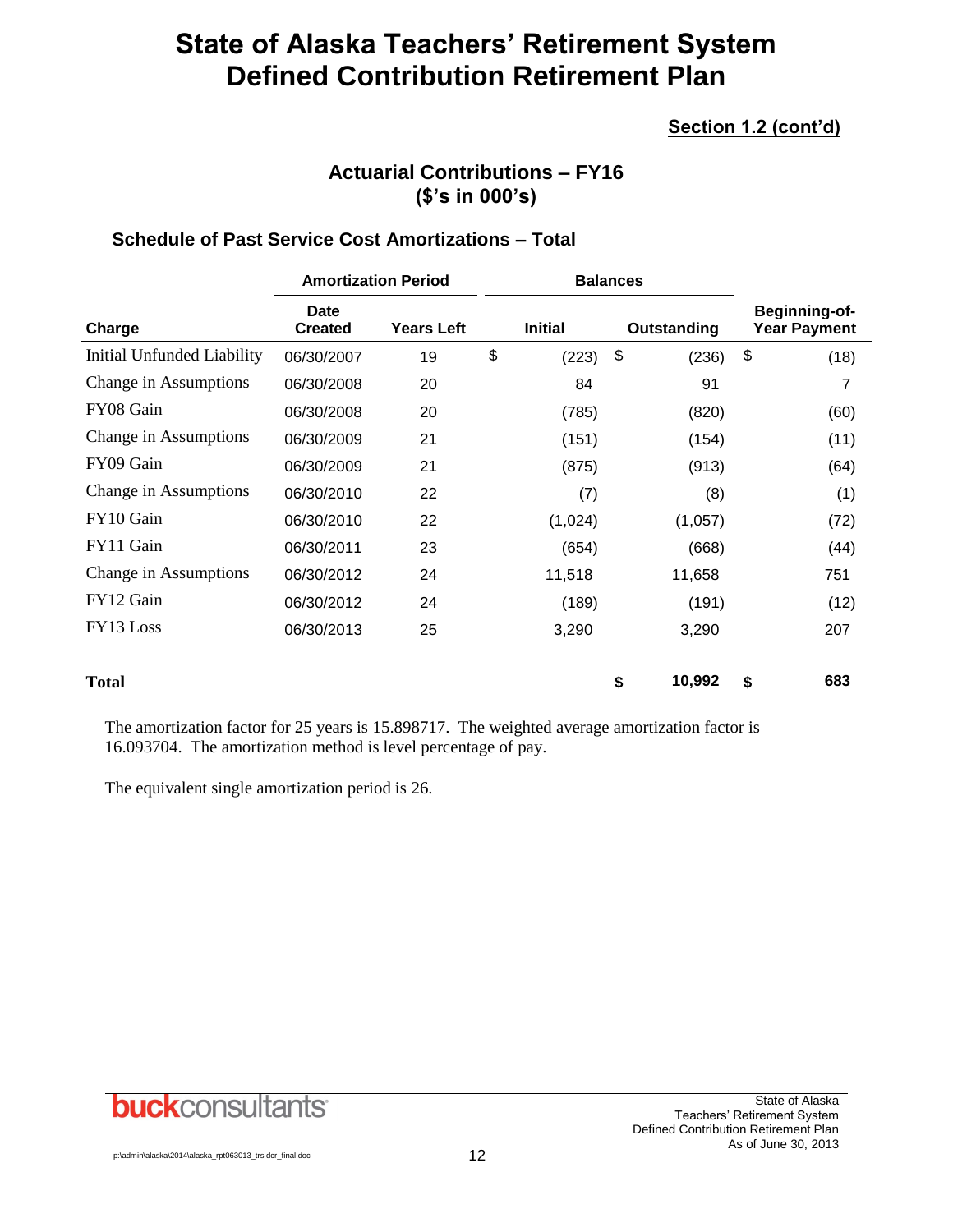# State of Alaska Teachers' Retirement System Defined Contribution Retirement Plan

**Section 1.2 (cont'd)**

## Actuarial Contributions – FY16 ($'s in 000's)

### Schedule of Past Service Cost Amortizations – Total

| | Amortization Period | | Balances | | |
|---|---|---|---|---|---|
| **Charge** | **Date Created** | **Years Left** | **Initial** | **Outstanding** | **Beginning-of-Year Payment** |
| Initial Unfunded Liability | 06/30/2007 | 19 | $ (223) | $ (236) | $ (18) |
| Change in Assumptions | 06/30/2008 | 20 | 84 | 91 | 7 |
| FY08 Gain | 06/30/2008 | 20 | (785) | (820) | (60) |
| Change in Assumptions | 06/30/2009 | 21 | (151) | (154) | (11) |
| FY09 Gain | 06/30/2009 | 21 | (875) | (913) | (64) |
| Change in Assumptions | 06/30/2010 | 22 | (7) | (8) | (1) |
| FY10 Gain | 06/30/2010 | 22 | (1,024) | (1,057) | (72) |
| FY11 Gain | 06/30/2011 | 23 | (654) | (668) | (44) |
| Change in Assumptions | 06/30/2012 | 24 | 11,518 | 11,658 | 751 |
| FY12 Gain | 06/30/2012 | 24 | (189) | (191) | (12) |
| FY13 Loss | 06/30/2013 | 25 | 3,290 | 3,290 | 207 |
| **Total** | | | | **$ 10,992** | **$ 683** |

The amortization factor for 25 years is 15.898717. The weighted average amortization factor is 16.093704. The amortization method is level percentage of pay.

The equivalent single amortization period is 26.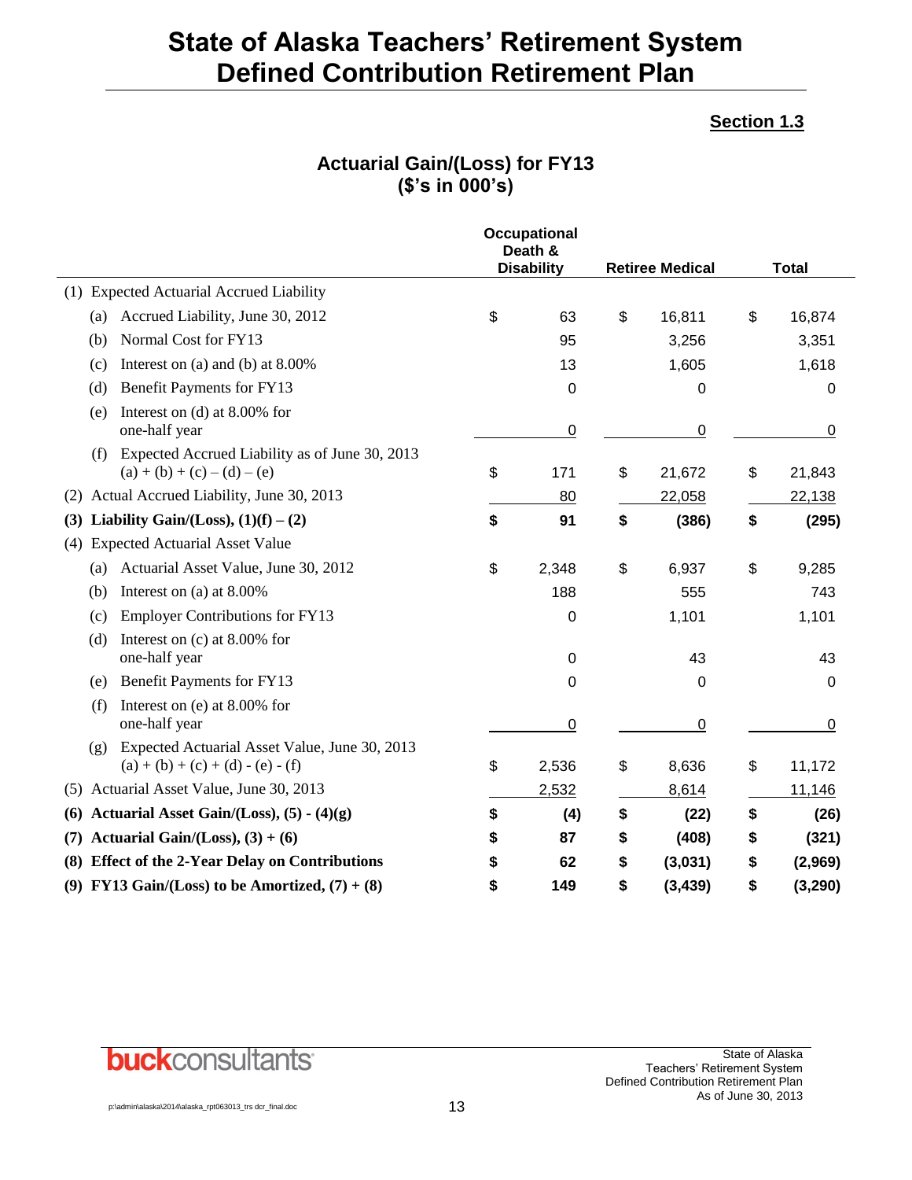# State of Alaska Teachers' Retirement System Defined Contribution Retirement Plan

**Section 1.3**

## Actuarial Gain/(Loss) for FY13 ($'s in 000's)

| | Occupational Death & Disability | Retiree Medical | Total |
|---|---|---|---|
| (1) Expected Actuarial Accrued Liability | | | |
| (a) Accrued Liability, June 30, 2012 | $ 63 | $ 16,811 | $ 16,874 |
| (b) Normal Cost for FY13 | 95 | 3,256 | 3,351 |
| (c) Interest on (a) and (b) at 8.00% | 13 | 1,605 | 1,618 |
| (d) Benefit Payments for FY13 | 0 | 0 | 0 |
| (e) Interest on (d) at 8.00% for one-half year | 0 | 0 | 0 |
| (f) Expected Accrued Liability as of June 30, 2013 (a) + (b) + (c) – (d) – (e) | $ 171 | $ 21,672 | $ 21,843 |
| (2) Actual Accrued Liability, June 30, 2013 | 80 | 22,058 | 22,138 |
| **(3) Liability Gain/(Loss), (1)(f) – (2)** | **$ 91** | **$ (386)** | **$ (295)** |
| (4) Expected Actuarial Asset Value | | | |
| (a) Actuarial Asset Value, June 30, 2012 | $ 2,348 | $ 6,937 | $ 9,285 |
| (b) Interest on (a) at 8.00% | 188 | 555 | 743 |
| (c) Employer Contributions for FY13 | 0 | 1,101 | 1,101 |
| (d) Interest on (c) at 8.00% for one-half year | 0 | 43 | 43 |
| (e) Benefit Payments for FY13 | 0 | 0 | 0 |
| (f) Interest on (e) at 8.00% for one-half year | 0 | 0 | 0 |
| (g) Expected Actuarial Asset Value, June 30, 2013 (a) + (b) + (c) + (d) - (e) - (f) | $ 2,536 | $ 8,636 | $ 11,172 |
| (5) Actuarial Asset Value, June 30, 2013 | 2,532 | 8,614 | 11,146 |
| **(6) Actuarial Asset Gain/(Loss), (5) - (4)(g)** | **$ (4)** | **$ (22)** | **$ (26)** |
| **(7) Actuarial Gain/(Loss), (3) + (6)** | **$ 87** | **$ (408)** | **$ (321)** |
| **(8) Effect of the 2-Year Delay on Contributions** | **$ 62** | **$ (3,031)** | **$ (2,969)** |
| **(9) FY13 Gain/(Loss) to be Amortized, (7) + (8)** | **$ 149** | **$ (3,439)** | **$ (3,290)** |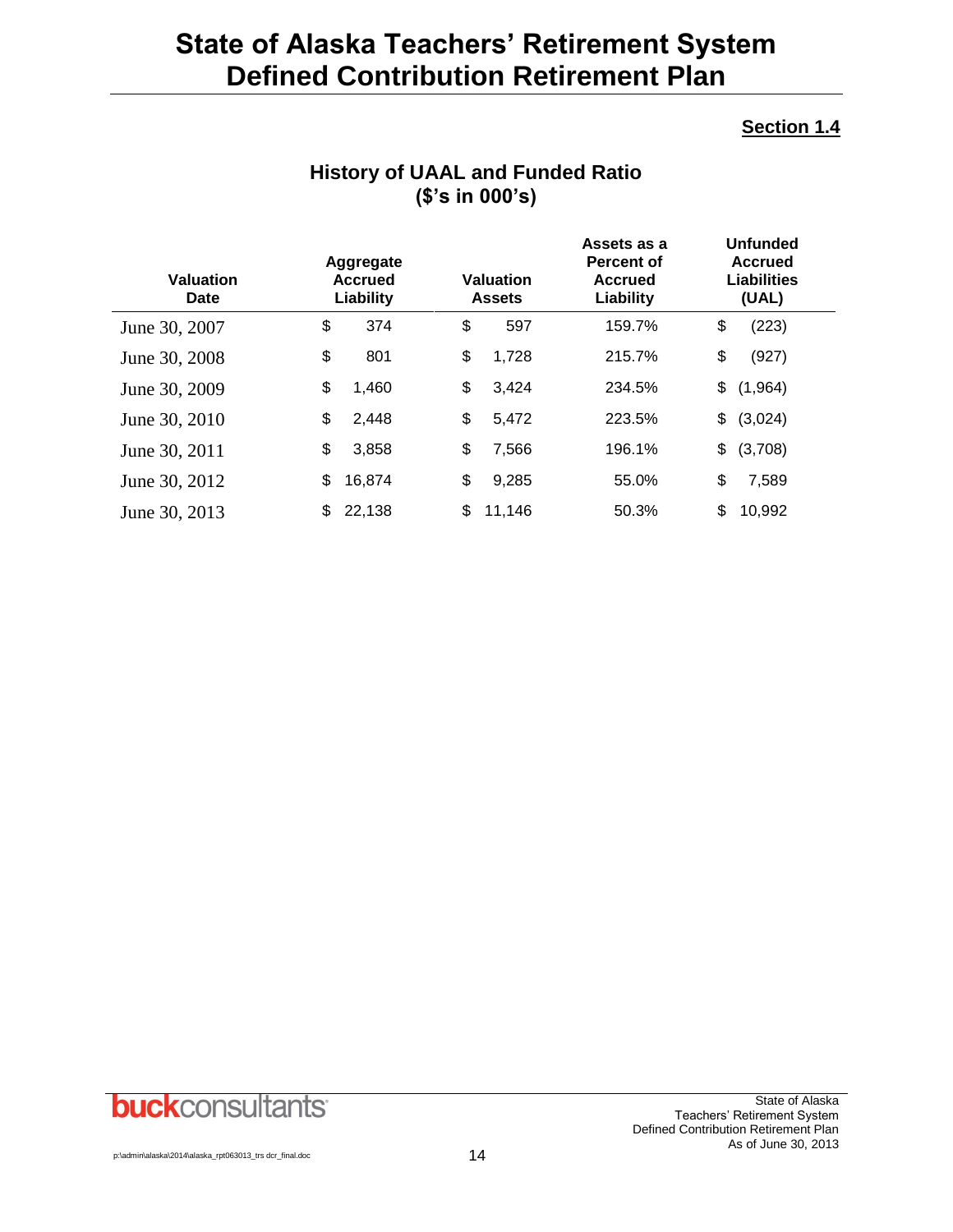**Section 1.4**

## History of UAAL and Funded Ratio
## ($'s in 000's)

| Valuation Date | Aggregate Accrued Liability | Valuation Assets | Assets as a Percent of Accrued Liability | Unfunded Accrued Liabilities (UAL) |
|---|---|---|---|---|
| June 30, 2007 | $ 374 | $ 597 | 159.7% | $ (223) |
| June 30, 2008 | $ 801 | $ 1,728 | 215.7% | $ (927) |
| June 30, 2009 | $ 1,460 | $ 3,424 | 234.5% | $ (1,964) |
| June 30, 2010 | $ 2,448 | $ 5,472 | 223.5% | $ (3,024) |
| June 30, 2011 | $ 3,858 | $ 7,566 | 196.1% | $ (3,708) |
| June 30, 2012 | $ 16,874 | $ 9,285 | 55.0% | $ 7,589 |
| June 30, 2013 | $ 22,138 | $ 11,146 | 50.3% | $ 10,992 |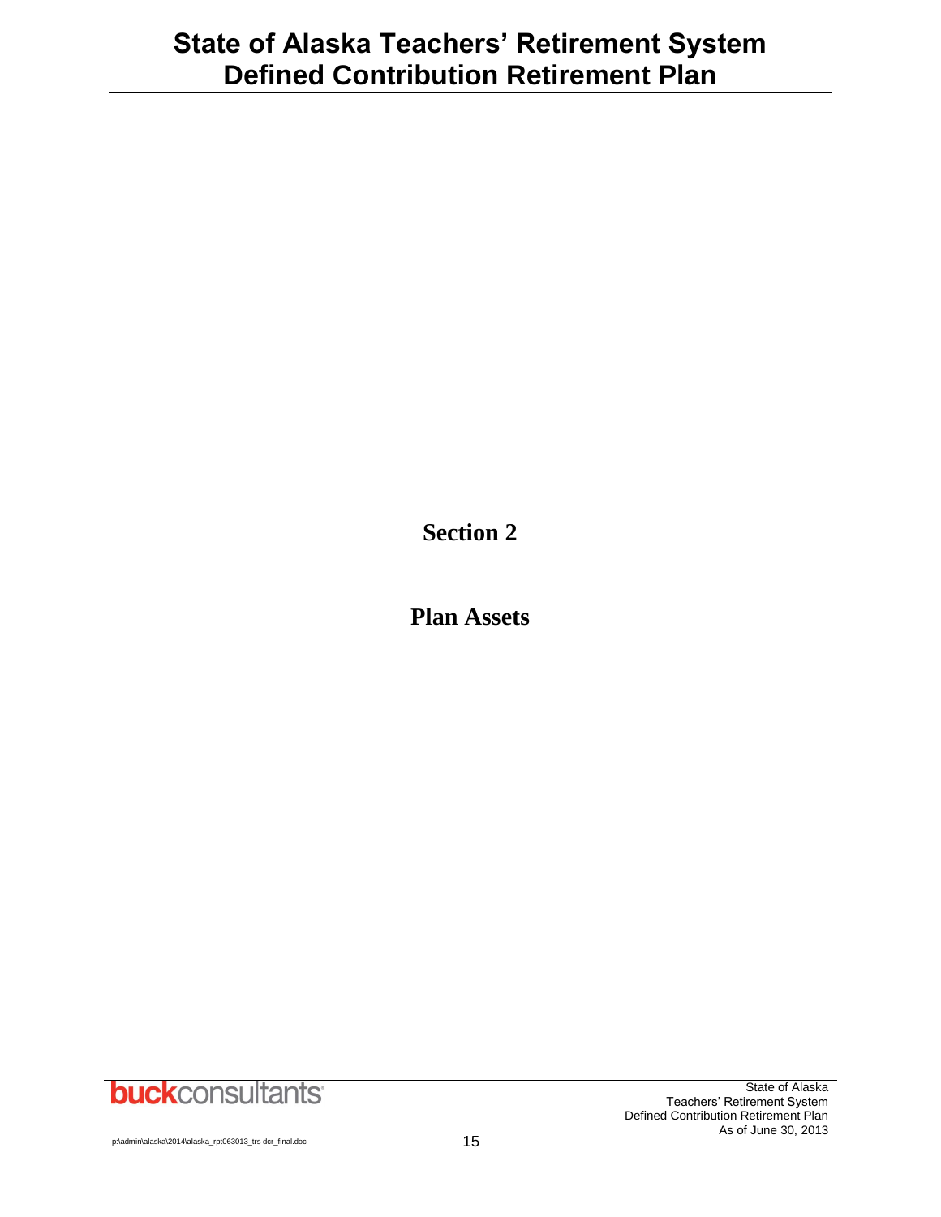# Section 2

# Plan Assets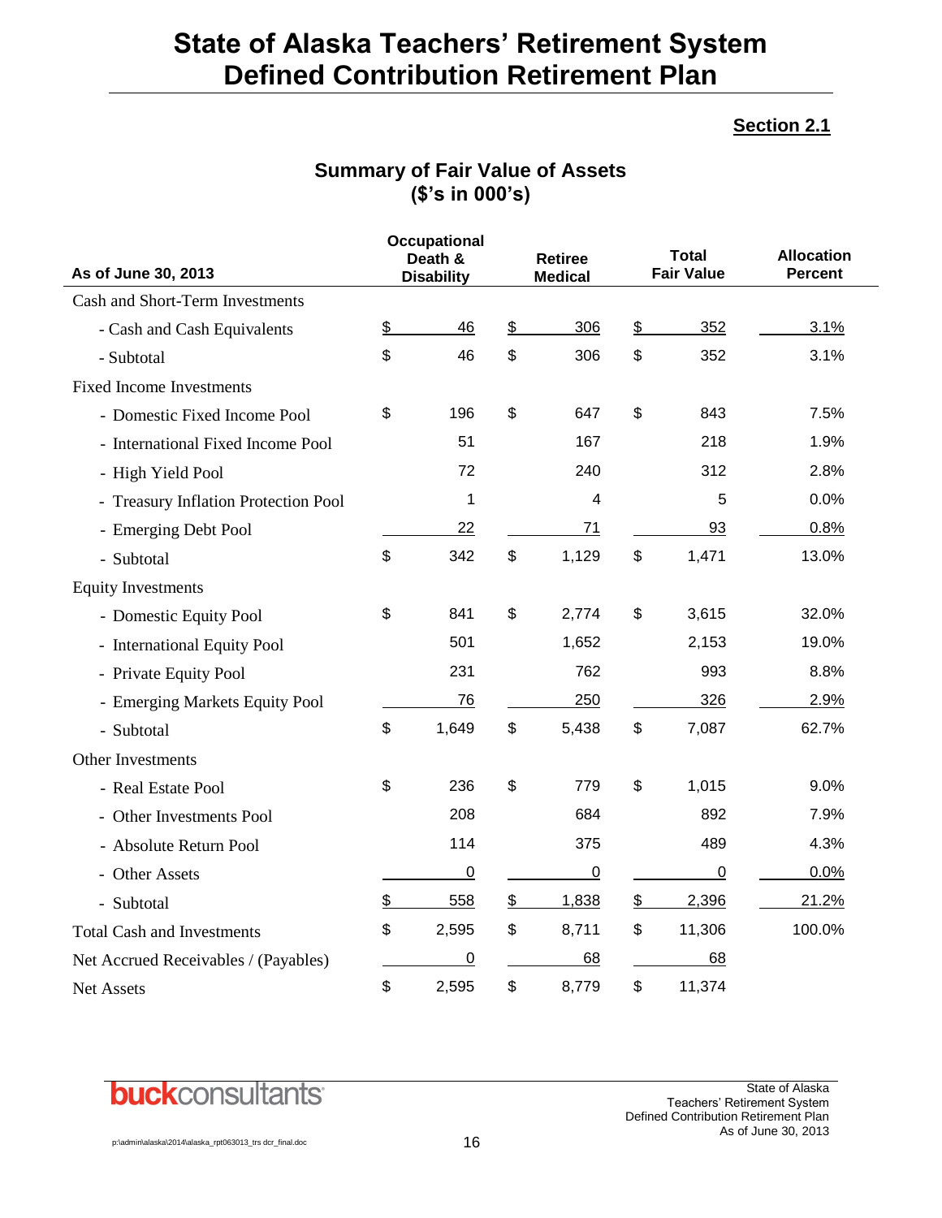# State of Alaska Teachers' Retirement System Defined Contribution Retirement Plan

**Section 2.1**

## Summary of Fair Value of Assets ($'s in 000's)

| As of June 30, 2013 | Occupational Death & Disability | Retiree Medical | Total Fair Value | Allocation Percent |
|---|---|---|---|---|
| Cash and Short-Term Investments | | | | |
| - Cash and Cash Equivalents | $ 46 | $ 306 | $ 352 | 3.1% |
| - Subtotal | $ 46 | $ 306 | $ 352 | 3.1% |
| Fixed Income Investments | | | | |
| - Domestic Fixed Income Pool | $ 196 | $ 647 | $ 843 | 7.5% |
| - International Fixed Income Pool | 51 | 167 | 218 | 1.9% |
| - High Yield Pool | 72 | 240 | 312 | 2.8% |
| - Treasury Inflation Protection Pool | 1 | 4 | 5 | 0.0% |
| - Emerging Debt Pool | 22 | 71 | 93 | 0.8% |
| - Subtotal | $ 342 | $ 1,129 | $ 1,471 | 13.0% |
| Equity Investments | | | | |
| - Domestic Equity Pool | $ 841 | $ 2,774 | $ 3,615 | 32.0% |
| - International Equity Pool | 501 | 1,652 | 2,153 | 19.0% |
| - Private Equity Pool | 231 | 762 | 993 | 8.8% |
| - Emerging Markets Equity Pool | 76 | 250 | 326 | 2.9% |
| - Subtotal | $ 1,649 | $ 5,438 | $ 7,087 | 62.7% |
| Other Investments | | | | |
| - Real Estate Pool | $ 236 | $ 779 | $ 1,015 | 9.0% |
| - Other Investments Pool | 208 | 684 | 892 | 7.9% |
| - Absolute Return Pool | 114 | 375 | 489 | 4.3% |
| - Other Assets | 0 | 0 | 0 | 0.0% |
| - Subtotal | $ 558 | $ 1,838 | $ 2,396 | 21.2% |
| Total Cash and Investments | $ 2,595 | $ 8,711 | $ 11,306 | 100.0% |
| Net Accrued Receivables / (Payables) | 0 | 68 | 68 | |
| Net Assets | $ 2,595 | $ 8,779 | $ 11,374 | |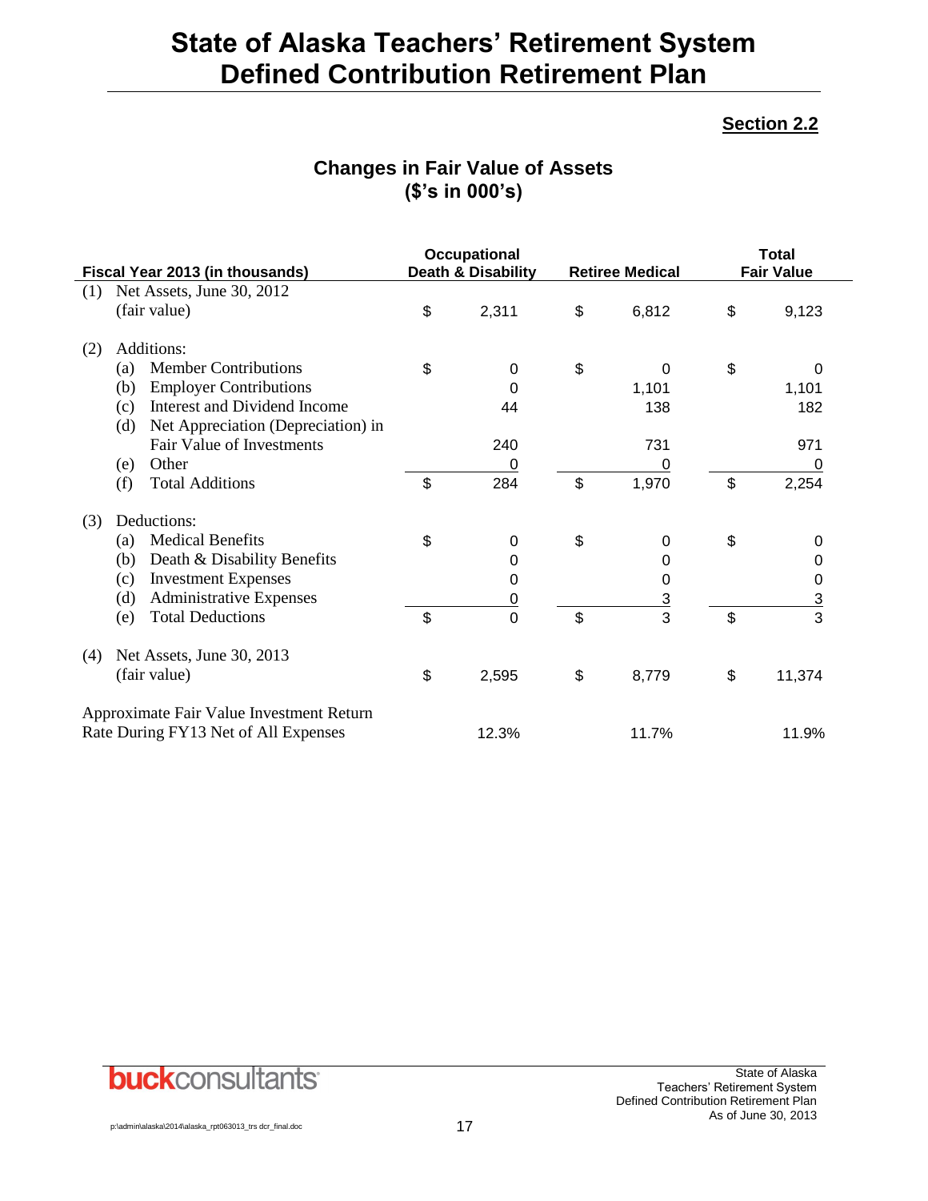# State of Alaska Teachers' Retirement System Defined Contribution Retirement Plan

**Section 2.2**

## Changes in Fair Value of Assets ($'s in 000's)

| Fiscal Year 2013 (in thousands) | Occupational Death & Disability | Retiree Medical | Total Fair Value |
|---|---|---|---|
| (1) Net Assets, June 30, 2012 (fair value) | $ 2,311 | $ 6,812 | $ 9,123 |
| (2) Additions: | | | |
| (a) Member Contributions | $ 0 | $ 0 | $ 0 |
| (b) Employer Contributions | 0 | 1,101 | 1,101 |
| (c) Interest and Dividend Income | 44 | 138 | 182 |
| (d) Net Appreciation (Depreciation) in Fair Value of Investments | 240 | 731 | 971 |
| (e) Other | 0 | 0 | 0 |
| (f) Total Additions | $ 284 | $ 1,970 | $ 2,254 |
| (3) Deductions: | | | |
| (a) Medical Benefits | $ 0 | $ 0 | $ 0 |
| (b) Death & Disability Benefits | 0 | 0 | 0 |
| (c) Investment Expenses | 0 | 0 | 0 |
| (d) Administrative Expenses | 0 | 3 | 3 |
| (e) Total Deductions | $ 0 | $ 3 | $ 3 |
| (4) Net Assets, June 30, 2013 (fair value) | $ 2,595 | $ 8,779 | $ 11,374 |
| Approximate Fair Value Investment Return Rate During FY13 Net of All Expenses | 12.3% | 11.7% | 11.9% |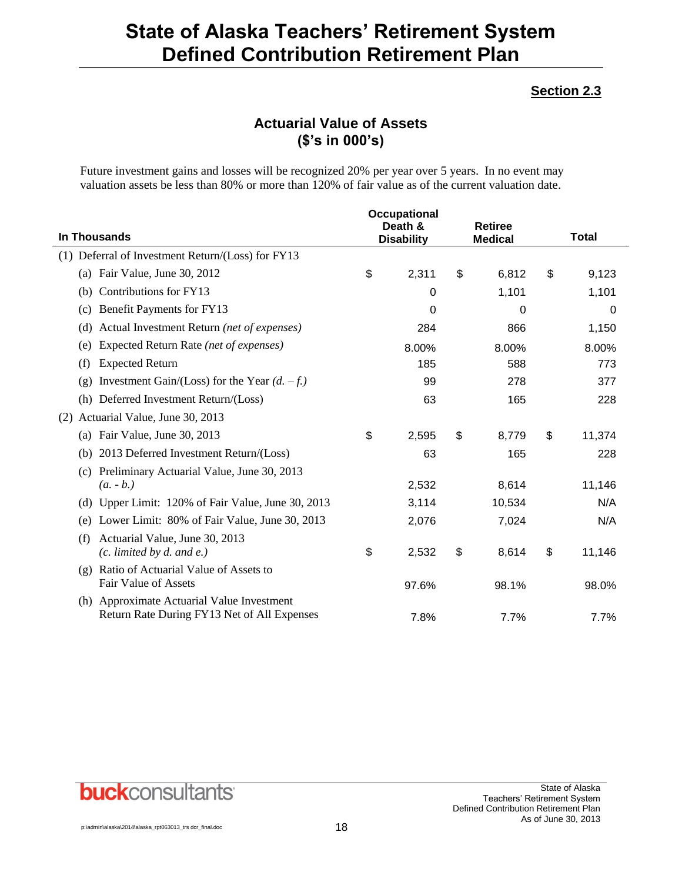# State of Alaska Teachers' Retirement System
# Defined Contribution Retirement Plan

**Section 2.3**

## Actuarial Value of Assets
## ($'s in 000's)

Future investment gains and losses will be recognized 20% per year over 5 years. In no event may valuation assets be less than 80% or more than 120% of fair value as of the current valuation date.

| In Thousands | Occupational Death & Disability | Retiree Medical | Total |
|---|---|---|---|
| (1) Deferral of Investment Return/(Loss) for FY13 | | | |
| (a) Fair Value, June 30, 2012 | $ 2,311 | $ 6,812 | $ 9,123 |
| (b) Contributions for FY13 | 0 | 1,101 | 1,101 |
| (c) Benefit Payments for FY13 | 0 | 0 | 0 |
| (d) Actual Investment Return *(net of expenses)* | 284 | 866 | 1,150 |
| (e) Expected Return Rate *(net of expenses)* | 8.00% | 8.00% | 8.00% |
| (f) Expected Return | 185 | 588 | 773 |
| (g) Investment Gain/(Loss) for the Year *(d. – f.)* | 99 | 278 | 377 |
| (h) Deferred Investment Return/(Loss) | 63 | 165 | 228 |
| (2) Actuarial Value, June 30, 2013 | | | |
| (a) Fair Value, June 30, 2013 | $ 2,595 | $ 8,779 | $ 11,374 |
| (b) 2013 Deferred Investment Return/(Loss) | 63 | 165 | 228 |
| (c) Preliminary Actuarial Value, June 30, 2013 *(a. - b.)* | 2,532 | 8,614 | 11,146 |
| (d) Upper Limit: 120% of Fair Value, June 30, 2013 | 3,114 | 10,534 | N/A |
| (e) Lower Limit: 80% of Fair Value, June 30, 2013 | 2,076 | 7,024 | N/A |
| (f) Actuarial Value, June 30, 2013 *(c. limited by d. and e.)* | $ 2,532 | $ 8,614 | $ 11,146 |
| (g) Ratio of Actuarial Value of Assets to Fair Value of Assets | 97.6% | 98.1% | 98.0% |
| (h) Approximate Actuarial Value Investment Return Rate During FY13 Net of All Expenses | 7.8% | 7.7% | 7.7% |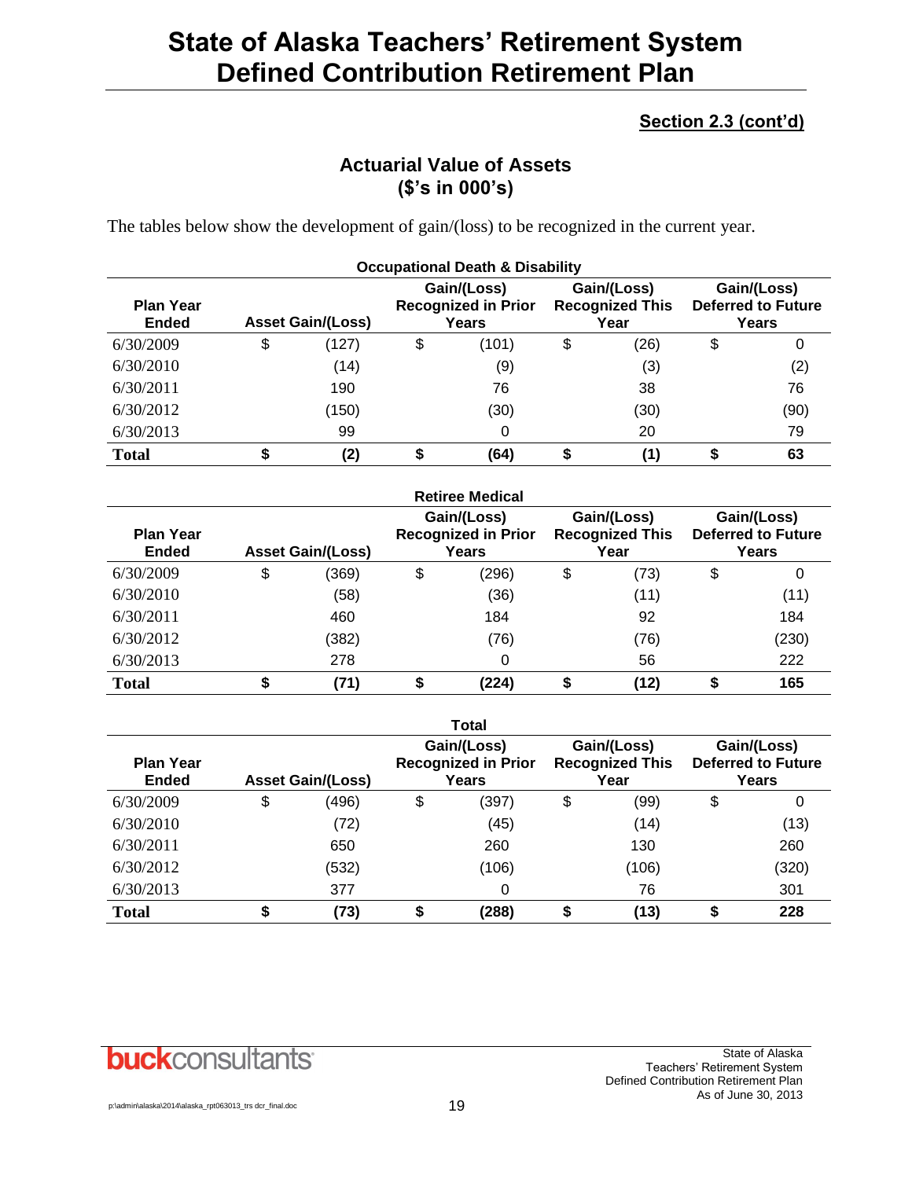# State of Alaska Teachers' Retirement System
# Defined Contribution Retirement Plan

**Section 2.3 (cont'd)**

## Actuarial Value of Assets
## ($'s in 000's)

The tables below show the development of gain/(loss) to be recognized in the current year.

**Occupational Death & Disability**

| Plan Year Ended | Asset Gain/(Loss) | Gain/(Loss) Recognized in Prior Years | Gain/(Loss) Recognized This Year | Gain/(Loss) Deferred to Future Years |
|---|---|---|---|---|
| 6/30/2009 | $ (127) | $ (101) | $ (26) | $ 0 |
| 6/30/2010 | (14) | (9) | (3) | (2) |
| 6/30/2011 | 190 | 76 | 38 | 76 |
| 6/30/2012 | (150) | (30) | (30) | (90) |
| 6/30/2013 | 99 | 0 | 20 | 79 |
| **Total** | **$ (2)** | **$ (64)** | **$ (1)** | **$ 63** |

**Retiree Medical**

| Plan Year Ended | Asset Gain/(Loss) | Gain/(Loss) Recognized in Prior Years | Gain/(Loss) Recognized This Year | Gain/(Loss) Deferred to Future Years |
|---|---|---|---|---|
| 6/30/2009 | $ (369) | $ (296) | $ (73) | $ 0 |
| 6/30/2010 | (58) | (36) | (11) | (11) |
| 6/30/2011 | 460 | 184 | 92 | 184 |
| 6/30/2012 | (382) | (76) | (76) | (230) |
| 6/30/2013 | 278 | 0 | 56 | 222 |
| **Total** | **$ (71)** | **$ (224)** | **$ (12)** | **$ 165** |

**Total**

| Plan Year Ended | Asset Gain/(Loss) | Gain/(Loss) Recognized in Prior Years | Gain/(Loss) Recognized This Year | Gain/(Loss) Deferred to Future Years |
|---|---|---|---|---|
| 6/30/2009 | $ (496) | $ (397) | $ (99) | $ 0 |
| 6/30/2010 | (72) | (45) | (14) | (13) |
| 6/30/2011 | 650 | 260 | 130 | 260 |
| 6/30/2012 | (532) | (106) | (106) | (320) |
| 6/30/2013 | 377 | 0 | 76 | 301 |
| **Total** | **$ (73)** | **$ (288)** | **$ (13)** | **$ 228** |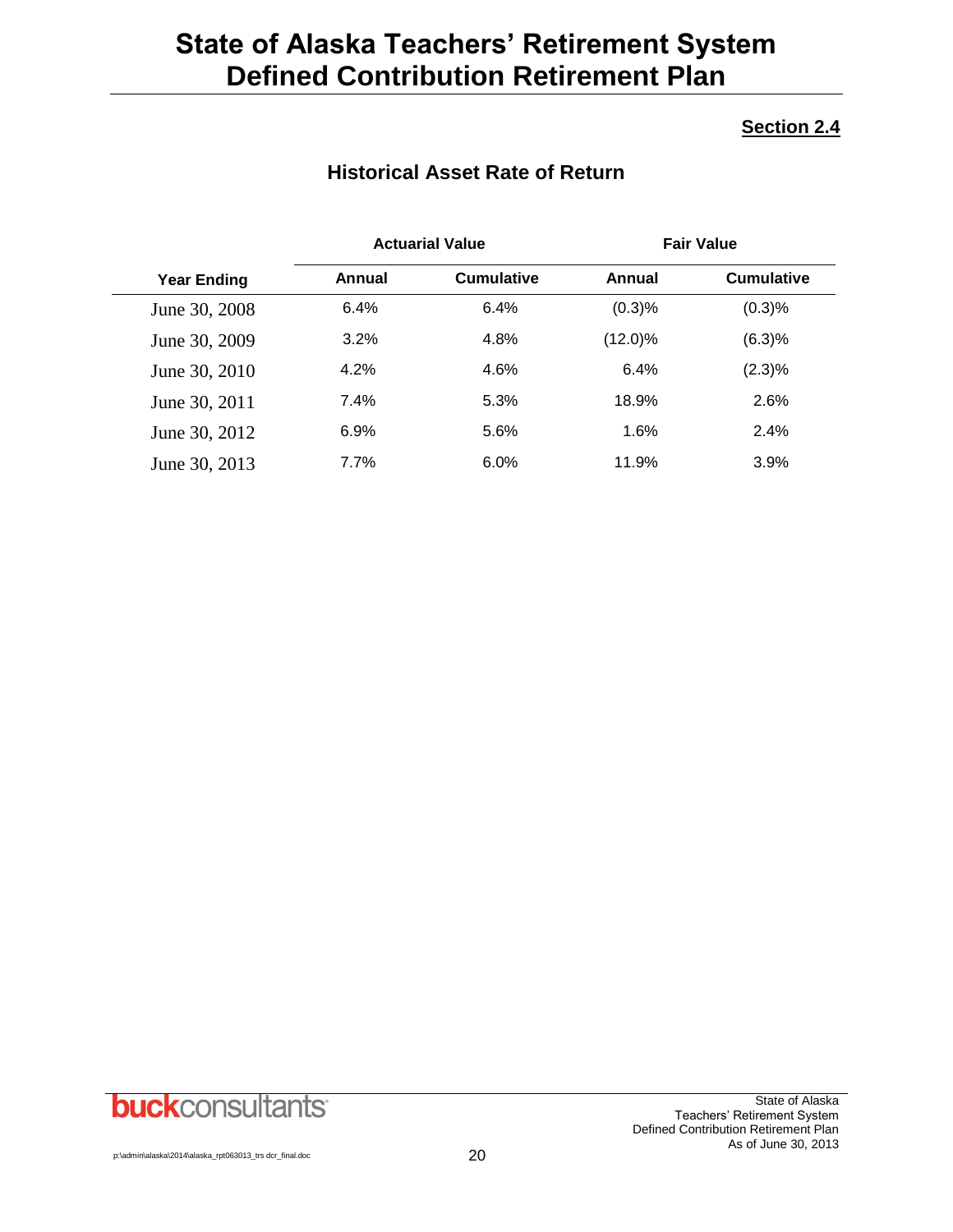# State of Alaska Teachers' Retirement System Defined Contribution Retirement Plan

**Section 2.4**

## Historical Asset Rate of Return

| Year Ending | Actuarial Value | | Fair Value | |
|---|---|---|---|---|
| | Annual | Cumulative | Annual | Cumulative |
| June 30, 2008 | 6.4% | 6.4% | (0.3)% | (0.3)% |
| June 30, 2009 | 3.2% | 4.8% | (12.0)% | (6.3)% |
| June 30, 2010 | 4.2% | 4.6% | 6.4% | (2.3)% |
| June 30, 2011 | 7.4% | 5.3% | 18.9% | 2.6% |
| June 30, 2012 | 6.9% | 5.6% | 1.6% | 2.4% |
| June 30, 2013 | 7.7% | 6.0% | 11.9% | 3.9% |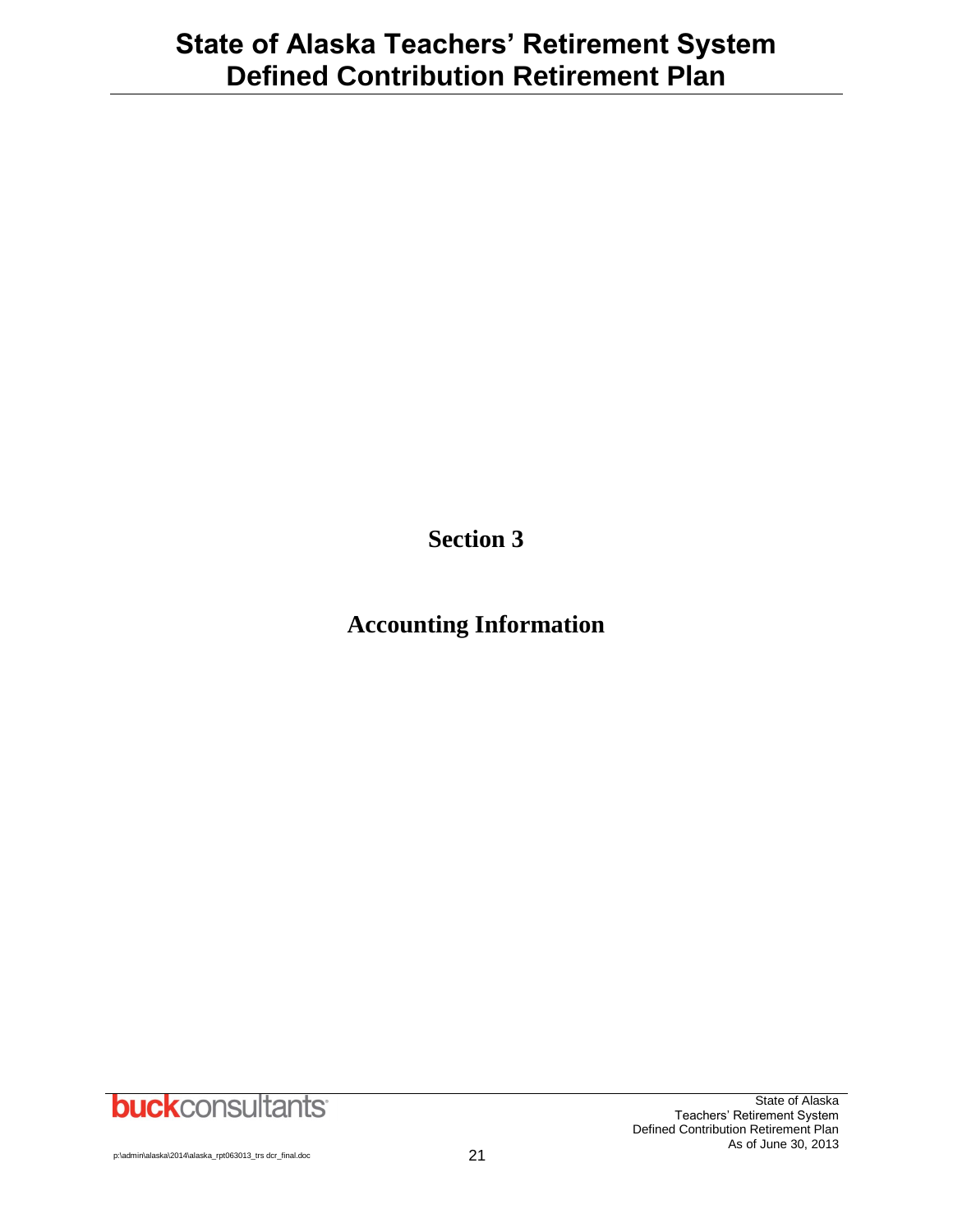# Section 3

# Accounting Information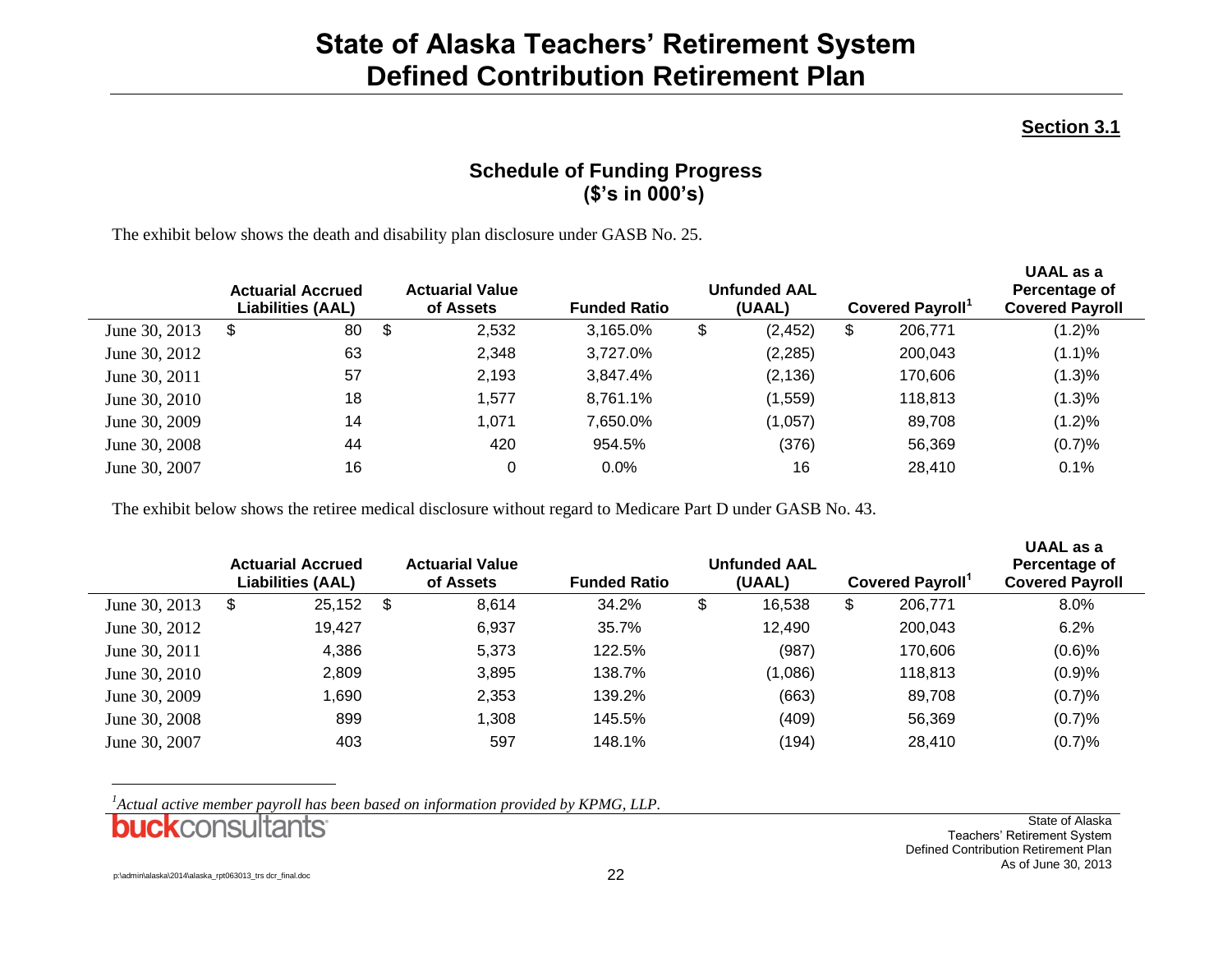# State of Alaska Teachers' Retirement System Defined Contribution Retirement Plan

**Section 3.1**

## Schedule of Funding Progress
## ($'s in 000's)

The exhibit below shows the death and disability plan disclosure under GASB No. 25.

| | Actuarial Accrued Liabilities (AAL) | Actuarial Value of Assets | Funded Ratio | Unfunded AAL (UAAL) | Covered Payroll[1] | UAAL as a Percentage of Covered Payroll |
|---|---|---|---|---|---|---|
| June 30, 2013 | $ 80 | $ 2,532 | 3,165.0% | $ (2,452) | $ 206,771 | (1.2)% |
| June 30, 2012 | 63 | 2,348 | 3,727.0% | (2,285) | 200,043 | (1.1)% |
| June 30, 2011 | 57 | 2,193 | 3,847.4% | (2,136) | 170,606 | (1.3)% |
| June 30, 2010 | 18 | 1,577 | 8,761.1% | (1,559) | 118,813 | (1.3)% |
| June 30, 2009 | 14 | 1,071 | 7,650.0% | (1,057) | 89,708 | (1.2)% |
| June 30, 2008 | 44 | 420 | 954.5% | (376) | 56,369 | (0.7)% |
| June 30, 2007 | 16 | 0 | 0.0% | 16 | 28,410 | 0.1% |

The exhibit below shows the retiree medical disclosure without regard to Medicare Part D under GASB No. 43.

| | Actuarial Accrued Liabilities (AAL) | Actuarial Value of Assets | Funded Ratio | Unfunded AAL (UAAL) | Covered Payroll[1] | UAAL as a Percentage of Covered Payroll |
|---|---|---|---|---|---|---|
| June 30, 2013 | $ 25,152 | $ 8,614 | 34.2% | $ 16,538 | $ 206,771 | 8.0% |
| June 30, 2012 | 19,427 | 6,937 | 35.7% | 12,490 | 200,043 | 6.2% |
| June 30, 2011 | 4,386 | 5,373 | 122.5% | (987) | 170,606 | (0.6)% |
| June 30, 2010 | 2,809 | 3,895 | 138.7% | (1,086) | 118,813 | (0.9)% |
| June 30, 2009 | 1,690 | 2,353 | 139.2% | (663) | 89,708 | (0.7)% |
| June 30, 2008 | 899 | 1,308 | 145.5% | (409) | 56,369 | (0.7)% |
| June 30, 2007 | 403 | 597 | 148.1% | (194) | 28,410 | (0.7)% |

[1] *Actual active member payroll has been based on information provided by KPMG, LLP.*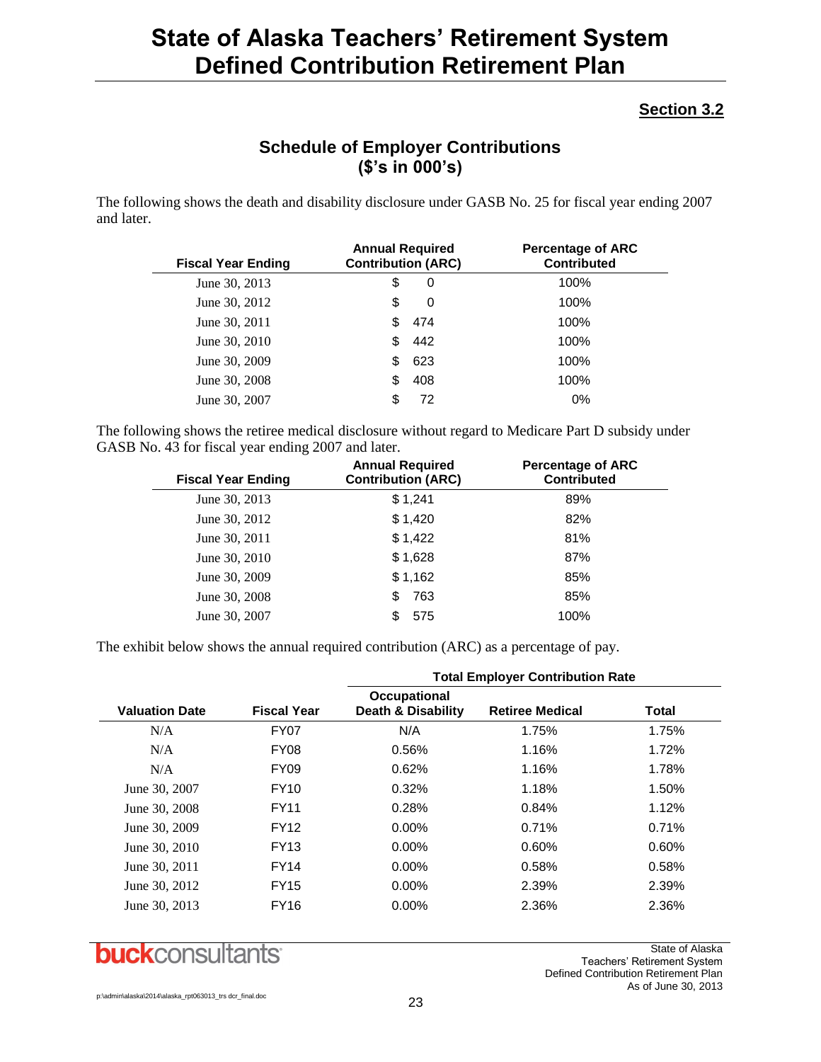# State of Alaska Teachers' Retirement System Defined Contribution Retirement Plan

**Section 3.2**

## Schedule of Employer Contributions ($'s in 000's)

The following shows the death and disability disclosure under GASB No. 25 for fiscal year ending 2007 and later.

| Fiscal Year Ending | Annual Required Contribution (ARC) | Percentage of ARC Contributed |
|---|---|---|
| June 30, 2013 | $ 0 | 100% |
| June 30, 2012 | $ 0 | 100% |
| June 30, 2011 | $ 474 | 100% |
| June 30, 2010 | $ 442 | 100% |
| June 30, 2009 | $ 623 | 100% |
| June 30, 2008 | $ 408 | 100% |
| June 30, 2007 | $ 72 | 0% |

The following shows the retiree medical disclosure without regard to Medicare Part D subsidy under GASB No. 43 for fiscal year ending 2007 and later.

| Fiscal Year Ending | Annual Required Contribution (ARC) | Percentage of ARC Contributed |
|---|---|---|
| June 30, 2013 | $ 1,241 | 89% |
| June 30, 2012 | $ 1,420 | 82% |
| June 30, 2011 | $ 1,422 | 81% |
| June 30, 2010 | $ 1,628 | 87% |
| June 30, 2009 | $ 1,162 | 85% |
| June 30, 2008 | $ 763 | 85% |
| June 30, 2007 | $ 575 | 100% |

The exhibit below shows the annual required contribution (ARC) as a percentage of pay.

| | | Total Employer Contribution Rate | | |
|---|---|---|---|---|
| **Valuation Date** | **Fiscal Year** | **Occupational Death & Disability** | **Retiree Medical** | **Total** |
| N/A | FY07 | N/A | 1.75% | 1.75% |
| N/A | FY08 | 0.56% | 1.16% | 1.72% |
| N/A | FY09 | 0.62% | 1.16% | 1.78% |
| June 30, 2007 | FY10 | 0.32% | 1.18% | 1.50% |
| June 30, 2008 | FY11 | 0.28% | 0.84% | 1.12% |
| June 30, 2009 | FY12 | 0.00% | 0.71% | 0.71% |
| June 30, 2010 | FY13 | 0.00% | 0.60% | 0.60% |
| June 30, 2011 | FY14 | 0.00% | 0.58% | 0.58% |
| June 30, 2012 | FY15 | 0.00% | 2.39% | 2.39% |
| June 30, 2013 | FY16 | 0.00% | 2.36% | 2.36% |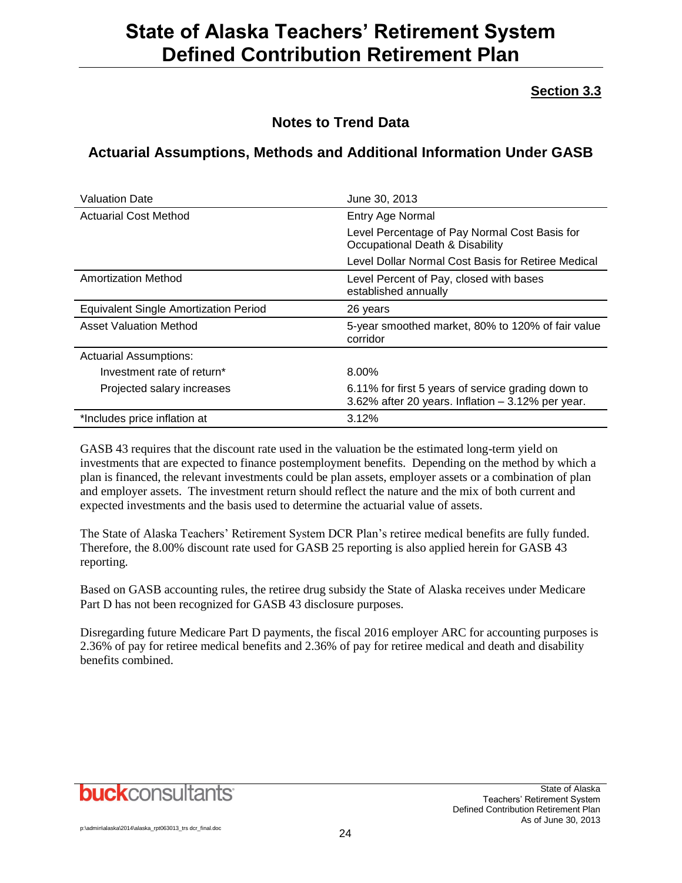# State of Alaska Teachers' Retirement System Defined Contribution Retirement Plan

**Section 3.3**

## Notes to Trend Data

## Actuarial Assumptions, Methods and Additional Information Under GASB

| | |
|---|---|
| Valuation Date | June 30, 2013 |
| Actuarial Cost Method | Entry Age Normal |
| | Level Percentage of Pay Normal Cost Basis for Occupational Death & Disability |
| | Level Dollar Normal Cost Basis for Retiree Medical |
| Amortization Method | Level Percent of Pay, closed with bases established annually |
| Equivalent Single Amortization Period | 26 years |
| Asset Valuation Method | 5-year smoothed market, 80% to 120% of fair value corridor |
| Actuarial Assumptions: | |
| Investment rate of return* | 8.00% |
| Projected salary increases | 6.11% for first 5 years of service grading down to 3.62% after 20 years. Inflation – 3.12% per year. |
| *Includes price inflation at | 3.12% |

GASB 43 requires that the discount rate used in the valuation be the estimated long-term yield on investments that are expected to finance postemployment benefits. Depending on the method by which a plan is financed, the relevant investments could be plan assets, employer assets or a combination of plan and employer assets. The investment return should reflect the nature and the mix of both current and expected investments and the basis used to determine the actuarial value of assets.

The State of Alaska Teachers' Retirement System DCR Plan's retiree medical benefits are fully funded. Therefore, the 8.00% discount rate used for GASB 25 reporting is also applied herein for GASB 43 reporting.

Based on GASB accounting rules, the retiree drug subsidy the State of Alaska receives under Medicare Part D has not been recognized for GASB 43 disclosure purposes.

Disregarding future Medicare Part D payments, the fiscal 2016 employer ARC for accounting purposes is 2.36% of pay for retiree medical benefits and 2.36% of pay for retiree medical and death and disability benefits combined.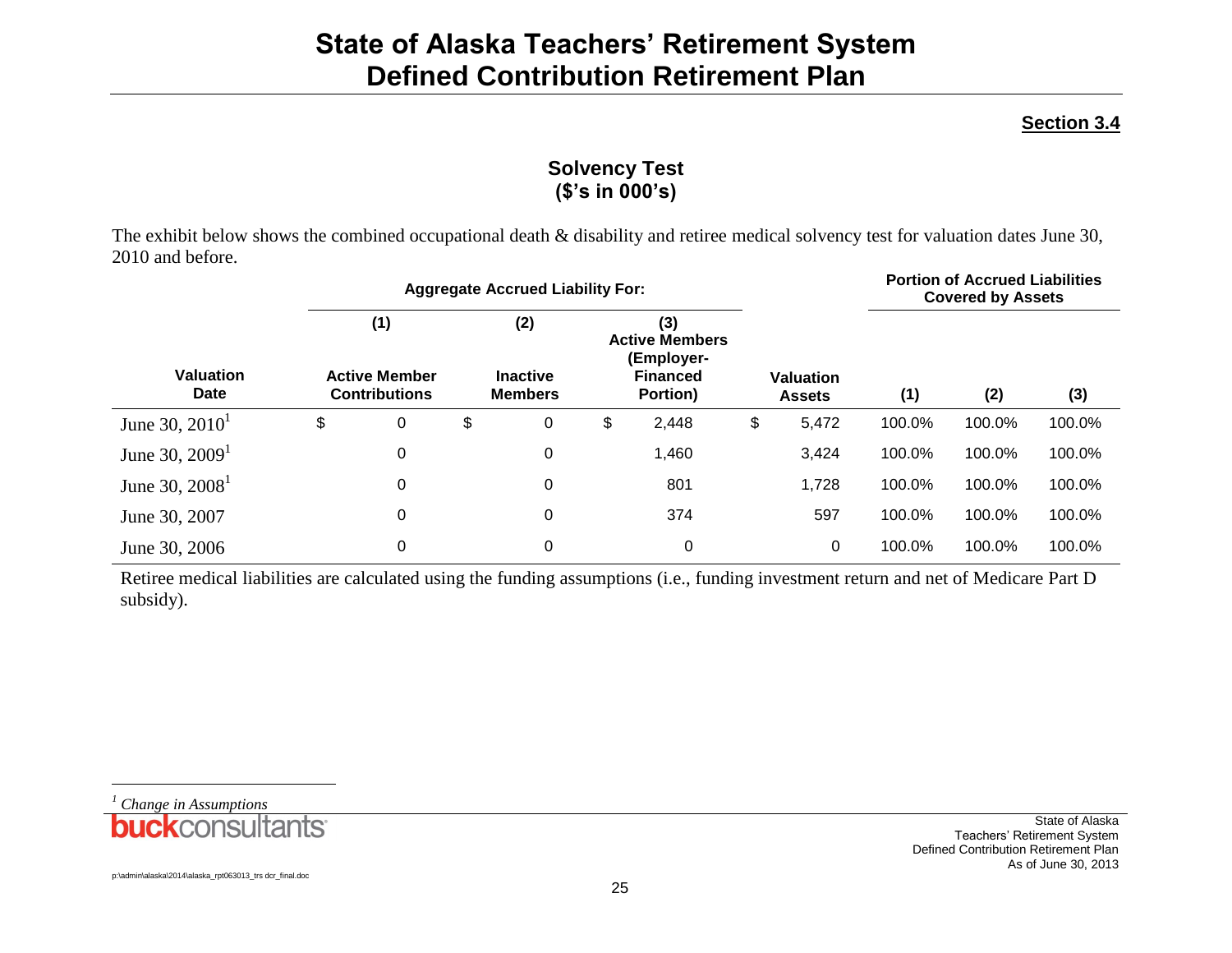# State of Alaska Teachers' Retirement System
# Defined Contribution Retirement Plan

**Section 3.4**

## Solvency Test
## ($'s in 000's)

The exhibit below shows the combined occupational death & disability and retiree medical solvency test for valuation dates June 30, 2010 and before.

| | Aggregate Accrued Liability For: | | | | Portion of Accrued Liabilities Covered by Assets | | |
|---|---|---|---|---|---|---|---|
| | (1) | (2) | (3) | | | | |
| Valuation Date | Active Member Contributions | Inactive Members | Active Members (Employer-Financed Portion) | Valuation Assets | (1) | (2) | (3) |
| June 30, 2010[1] | $ 0 | $ 0 | $ 2,448 | $ 5,472 | 100.0% | 100.0% | 100.0% |
| June 30, 2009[1] | 0 | 0 | 1,460 | 3,424 | 100.0% | 100.0% | 100.0% |
| June 30, 2008[1] | 0 | 0 | 801 | 1,728 | 100.0% | 100.0% | 100.0% |
| June 30, 2007 | 0 | 0 | 374 | 597 | 100.0% | 100.0% | 100.0% |
| June 30, 2006 | 0 | 0 | 0 | 0 | 100.0% | 100.0% | 100.0% |

Retiree medical liabilities are calculated using the funding assumptions (i.e., funding investment return and net of Medicare Part D subsidy).

[1] *Change in Assumptions*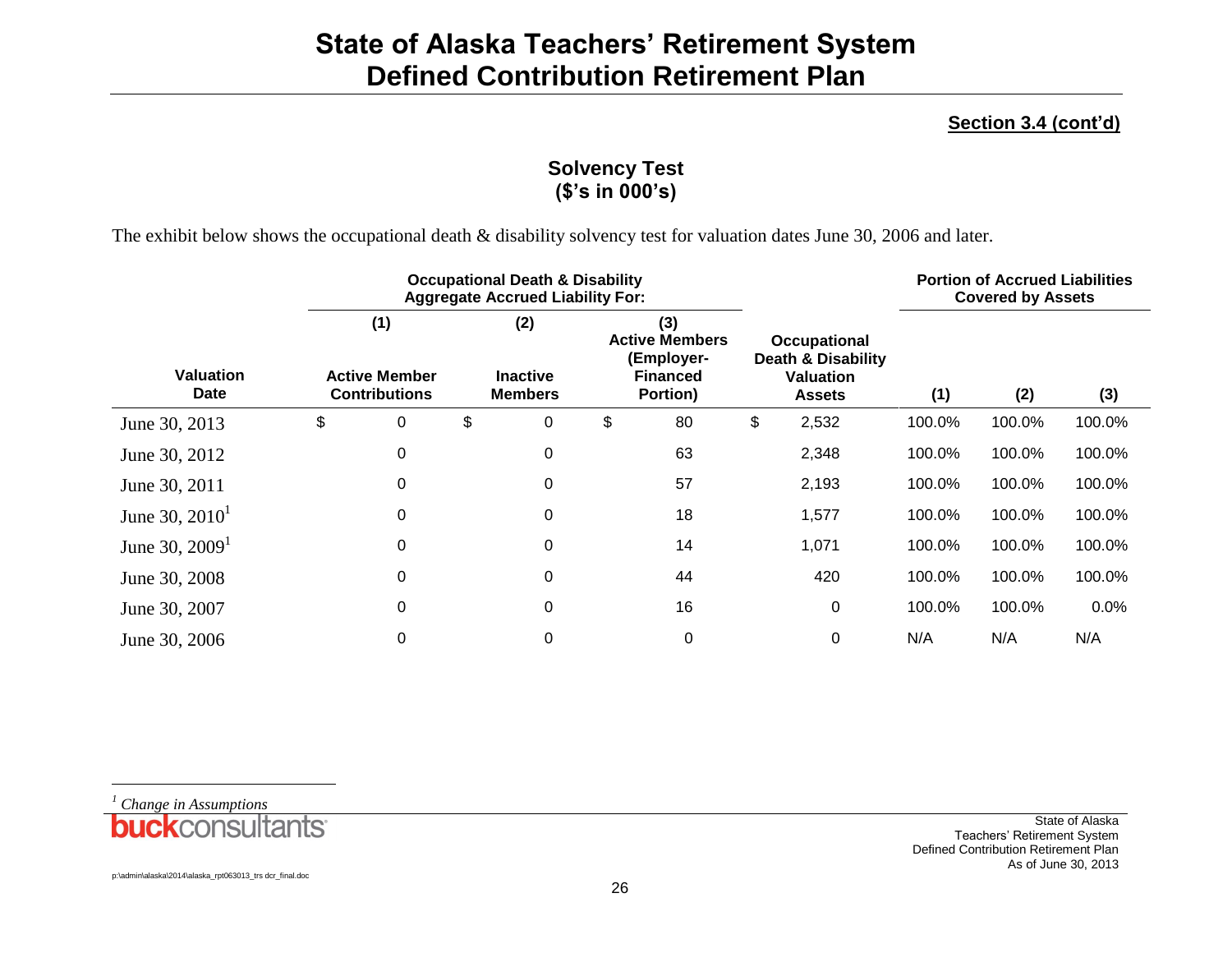# State of Alaska Teachers' Retirement System
# Defined Contribution Retirement Plan

**Section 3.4 (cont'd)**

### Solvency Test
### ($'s in 000's)

The exhibit below shows the occupational death & disability solvency test for valuation dates June 30, 2006 and later.

| | Occupational Death & Disability Aggregate Accrued Liability For: | | | | Portion of Accrued Liabilities Covered by Assets | | |
|---|---|---|---|---|---|---|---|
| Valuation Date | (1) Active Member Contributions | (2) Inactive Members | (3) Active Members (Employer-Financed Portion) | Occupational Death & Disability Valuation Assets | (1) | (2) | (3) |
| June 30, 2013 | $ 0 | $ 0 | $ 80 | $ 2,532 | 100.0% | 100.0% | 100.0% |
| June 30, 2012 | 0 | 0 | 63 | 2,348 | 100.0% | 100.0% | 100.0% |
| June 30, 2011 | 0 | 0 | 57 | 2,193 | 100.0% | 100.0% | 100.0% |
| June 30, 2010[1] | 0 | 0 | 18 | 1,577 | 100.0% | 100.0% | 100.0% |
| June 30, 2009[1] | 0 | 0 | 14 | 1,071 | 100.0% | 100.0% | 100.0% |
| June 30, 2008 | 0 | 0 | 44 | 420 | 100.0% | 100.0% | 100.0% |
| June 30, 2007 | 0 | 0 | 16 | 0 | 100.0% | 100.0% | 0.0% |
| June 30, 2006 | 0 | 0 | 0 | 0 | N/A | N/A | N/A |

[1] *Change in Assumptions*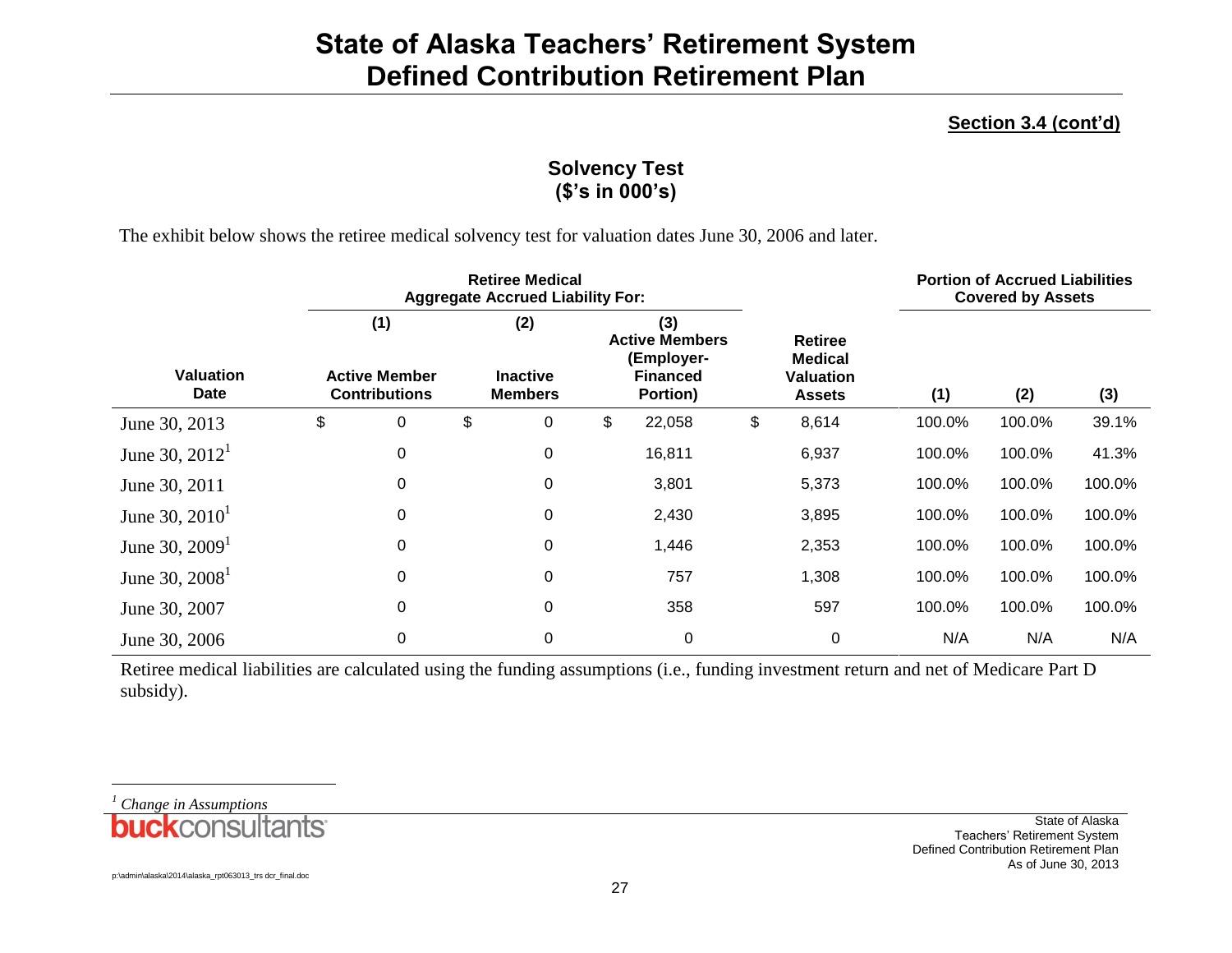# State of Alaska Teachers' Retirement System
# Defined Contribution Retirement Plan

**Section 3.4 (cont'd)**

### Solvency Test
### ($'s in 000's)

The exhibit below shows the retiree medical solvency test for valuation dates June 30, 2006 and later.

| | Retiree Medical Aggregate Accrued Liability For: | | | | Portion of Accrued Liabilities Covered by Assets | | |
|---|---|---|---|---|---|---|---|
| **Valuation Date** | **(1) Active Member Contributions** | **(2) Inactive Members** | **(3) Active Members (Employer-Financed Portion)** | **Retiree Medical Valuation Assets** | **(1)** | **(2)** | **(3)** |
| June 30, 2013 | $ 0 | $ 0 | $ 22,058 | $ 8,614 | 100.0% | 100.0% | 39.1% |
| June 30, 2012[1] | 0 | 0 | 16,811 | 6,937 | 100.0% | 100.0% | 41.3% |
| June 30, 2011 | 0 | 0 | 3,801 | 5,373 | 100.0% | 100.0% | 100.0% |
| June 30, 2010[1] | 0 | 0 | 2,430 | 3,895 | 100.0% | 100.0% | 100.0% |
| June 30, 2009[1] | 0 | 0 | 1,446 | 2,353 | 100.0% | 100.0% | 100.0% |
| June 30, 2008[1] | 0 | 0 | 757 | 1,308 | 100.0% | 100.0% | 100.0% |
| June 30, 2007 | 0 | 0 | 358 | 597 | 100.0% | 100.0% | 100.0% |
| June 30, 2006 | 0 | 0 | 0 | 0 | N/A | N/A | N/A |

Retiree medical liabilities are calculated using the funding assumptions (i.e., funding investment return and net of Medicare Part D subsidy).

[1] *Change in Assumptions*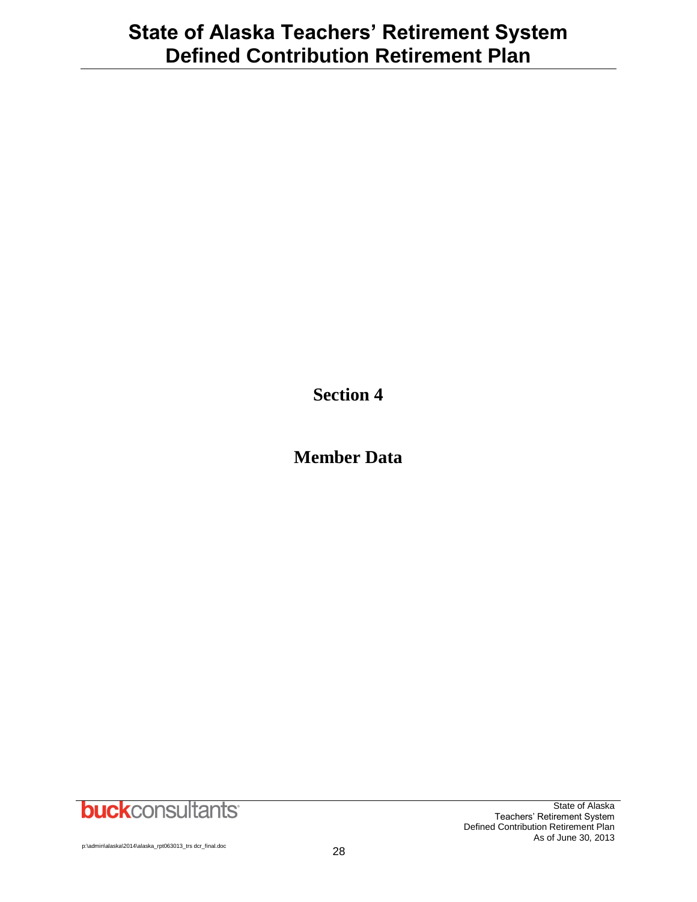# Section 4

# Member Data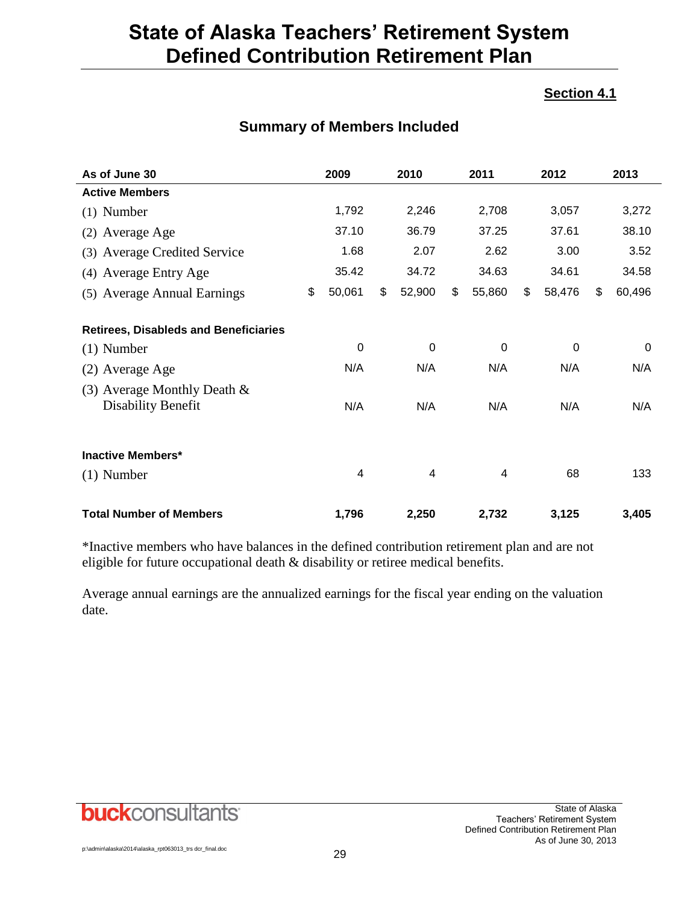# State of Alaska Teachers' Retirement System Defined Contribution Retirement Plan

**Section 4.1**

## Summary of Members Included

| As of June 30 | 2009 | 2010 | 2011 | 2012 | 2013 |
|---|---|---|---|---|---|
| **Active Members** | | | | | |
| (1) Number | 1,792 | 2,246 | 2,708 | 3,057 | 3,272 |
| (2) Average Age | 37.10 | 36.79 | 37.25 | 37.61 | 38.10 |
| (3) Average Credited Service | 1.68 | 2.07 | 2.62 | 3.00 | 3.52 |
| (4) Average Entry Age | 35.42 | 34.72 | 34.63 | 34.61 | 34.58 |
| (5) Average Annual Earnings | $ 50,061 | $ 52,900 | $ 55,860 | $ 58,476 | $ 60,496 |
| **Retirees, Disableds and Beneficiaries** | | | | | |
| (1) Number | 0 | 0 | 0 | 0 | 0 |
| (2) Average Age | N/A | N/A | N/A | N/A | N/A |
| (3) Average Monthly Death & Disability Benefit | N/A | N/A | N/A | N/A | N/A |
| **Inactive Members*** | | | | | |
| (1) Number | 4 | 4 | 4 | 68 | 133 |
| **Total Number of Members** | **1,796** | **2,250** | **2,732** | **3,125** | **3,405** |

*Inactive members who have balances in the defined contribution retirement plan and are not eligible for future occupational death & disability or retiree medical benefits.

Average annual earnings are the annualized earnings for the fiscal year ending on the valuation date.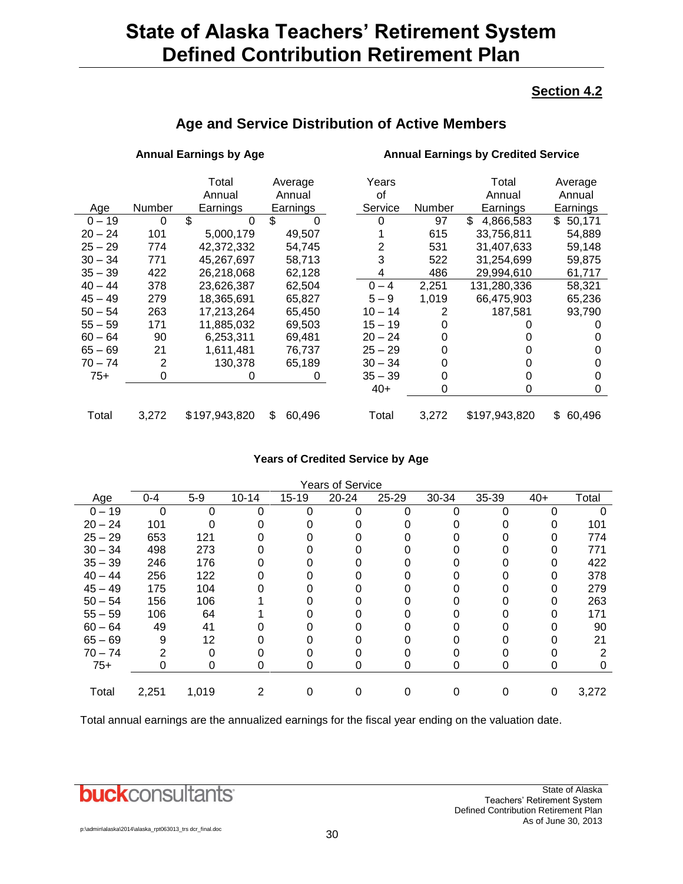# State of Alaska Teachers' Retirement System Defined Contribution Retirement Plan

**Section 4.2**

## Age and Service Distribution of Active Members

### Annual Earnings by Age

| Age | Number | Total Annual Earnings | Average Annual Earnings |
|---|---|---|---|
| 0 – 19 | 0 | $ 0 | $ 0 |
| 20 – 24 | 101 | 5,000,179 | 49,507 |
| 25 – 29 | 774 | 42,372,332 | 54,745 |
| 30 – 34 | 771 | 45,267,697 | 58,713 |
| 35 – 39 | 422 | 26,218,068 | 62,128 |
| 40 – 44 | 378 | 23,626,387 | 62,504 |
| 45 – 49 | 279 | 18,365,691 | 65,827 |
| 50 – 54 | 263 | 17,213,264 | 65,450 |
| 55 – 59 | 171 | 11,885,032 | 69,503 |
| 60 – 64 | 90 | 6,253,311 | 69,481 |
| 65 – 69 | 21 | 1,611,481 | 76,737 |
| 70 – 74 | 2 | 130,378 | 65,189 |
| 75+ | 0 | 0 | 0 |
| Total | 3,272 | $197,943,820 | $ 60,496 |

### Annual Earnings by Credited Service

| Years of Service | Number | Total Annual Earnings | Average Annual Earnings |
|---|---|---|---|
| 0 | 97 | $ 4,866,583 | $ 50,171 |
| 1 | 615 | 33,756,811 | 54,889 |
| 2 | 531 | 31,407,633 | 59,148 |
| 3 | 522 | 31,254,699 | 59,875 |
| 4 | 486 | 29,994,610 | 61,717 |
| 0 – 4 | 2,251 | 131,280,336 | 58,321 |
| 5 – 9 | 1,019 | 66,475,903 | 65,236 |
| 10 – 14 | 2 | 187,581 | 93,790 |
| 15 – 19 | 0 | 0 | 0 |
| 20 – 24 | 0 | 0 | 0 |
| 25 – 29 | 0 | 0 | 0 |
| 30 – 34 | 0 | 0 | 0 |
| 35 – 39 | 0 | 0 | 0 |
| 40+ | 0 | 0 | 0 |
| Total | 3,272 | $197,943,820 | $ 60,496 |

### Years of Credited Service by Age

| | Years of Service | | | | | | | | | |
|---|---|---|---|---|---|---|---|---|---|---|
| Age | 0-4 | 5-9 | 10-14 | 15-19 | 20-24 | 25-29 | 30-34 | 35-39 | 40+ | Total |
| 0 – 19 | 0 | 0 | 0 | 0 | 0 | 0 | 0 | 0 | 0 | 0 |
| 20 – 24 | 101 | 0 | 0 | 0 | 0 | 0 | 0 | 0 | 0 | 101 |
| 25 – 29 | 653 | 121 | 0 | 0 | 0 | 0 | 0 | 0 | 0 | 774 |
| 30 – 34 | 498 | 273 | 0 | 0 | 0 | 0 | 0 | 0 | 0 | 771 |
| 35 – 39 | 246 | 176 | 0 | 0 | 0 | 0 | 0 | 0 | 0 | 422 |
| 40 – 44 | 256 | 122 | 0 | 0 | 0 | 0 | 0 | 0 | 0 | 378 |
| 45 – 49 | 175 | 104 | 0 | 0 | 0 | 0 | 0 | 0 | 0 | 279 |
| 50 – 54 | 156 | 106 | 1 | 0 | 0 | 0 | 0 | 0 | 0 | 263 |
| 55 – 59 | 106 | 64 | 1 | 0 | 0 | 0 | 0 | 0 | 0 | 171 |
| 60 – 64 | 49 | 41 | 0 | 0 | 0 | 0 | 0 | 0 | 0 | 90 |
| 65 – 69 | 9 | 12 | 0 | 0 | 0 | 0 | 0 | 0 | 0 | 21 |
| 70 – 74 | 2 | 0 | 0 | 0 | 0 | 0 | 0 | 0 | 0 | 2 |
| 75+ | 0 | 0 | 0 | 0 | 0 | 0 | 0 | 0 | 0 | 0 |
| Total | 2,251 | 1,019 | 2 | 0 | 0 | 0 | 0 | 0 | 0 | 3,272 |

Total annual earnings are the annualized earnings for the fiscal year ending on the valuation date.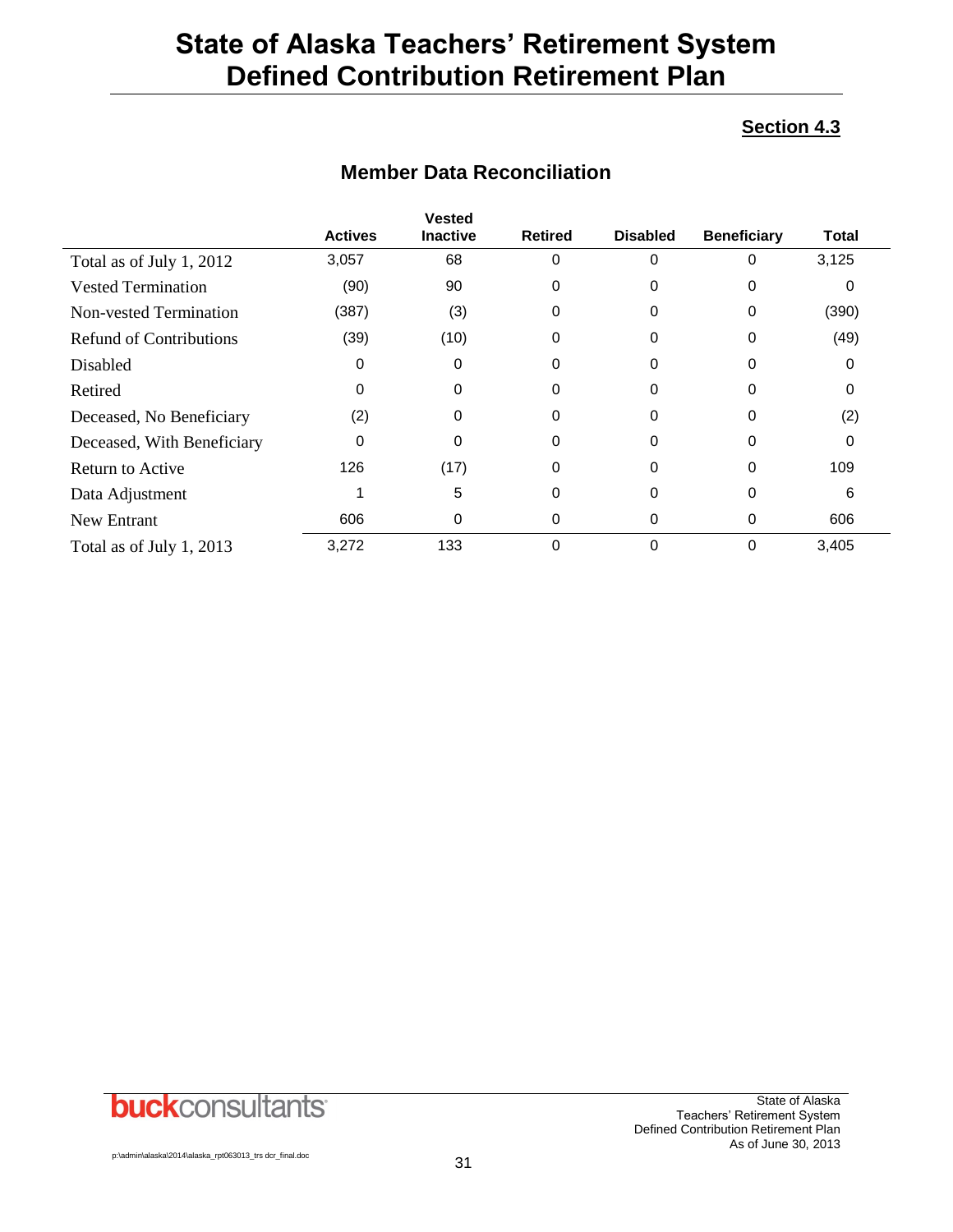# State of Alaska Teachers' Retirement System Defined Contribution Retirement Plan

**Section 4.3**

## Member Data Reconciliation

| | Actives | Vested Inactive | Retired | Disabled | Beneficiary | Total |
|---|---|---|---|---|---|---|
| Total as of July 1, 2012 | 3,057 | 68 | 0 | 0 | 0 | 3,125 |
| Vested Termination | (90) | 90 | 0 | 0 | 0 | 0 |
| Non-vested Termination | (387) | (3) | 0 | 0 | 0 | (390) |
| Refund of Contributions | (39) | (10) | 0 | 0 | 0 | (49) |
| Disabled | 0 | 0 | 0 | 0 | 0 | 0 |
| Retired | 0 | 0 | 0 | 0 | 0 | 0 |
| Deceased, No Beneficiary | (2) | 0 | 0 | 0 | 0 | (2) |
| Deceased, With Beneficiary | 0 | 0 | 0 | 0 | 0 | 0 |
| Return to Active | 126 | (17) | 0 | 0 | 0 | 109 |
| Data Adjustment | 1 | 5 | 0 | 0 | 0 | 6 |
| New Entrant | 606 | 0 | 0 | 0 | 0 | 606 |
| Total as of July 1, 2013 | 3,272 | 133 | 0 | 0 | 0 | 3,405 |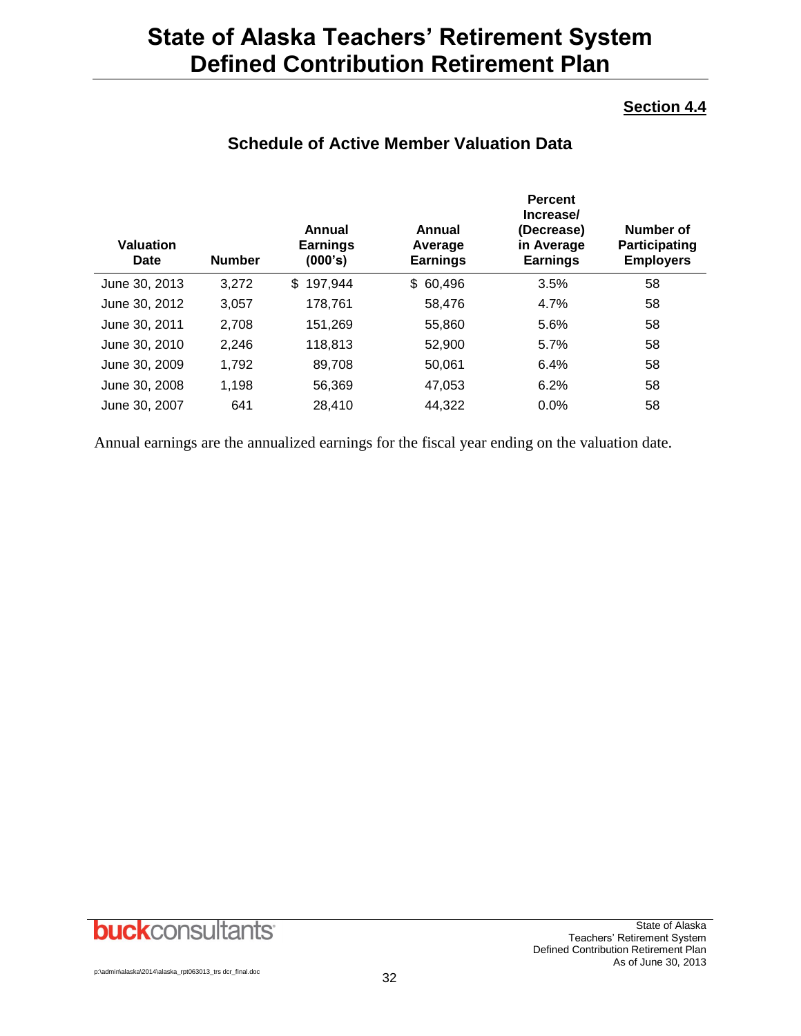# State of Alaska Teachers' Retirement System Defined Contribution Retirement Plan

**Section 4.4**

## Schedule of Active Member Valuation Data

| Valuation Date | Number | Annual Earnings (000's) | Annual Average Earnings | Percent Increase/ (Decrease) in Average Earnings | Number of Participating Employers |
|---|---|---|---|---|---|
| June 30, 2013 | 3,272 | $ 197,944 | $ 60,496 | 3.5% | 58 |
| June 30, 2012 | 3,057 | 178,761 | 58,476 | 4.7% | 58 |
| June 30, 2011 | 2,708 | 151,269 | 55,860 | 5.6% | 58 |
| June 30, 2010 | 2,246 | 118,813 | 52,900 | 5.7% | 58 |
| June 30, 2009 | 1,792 | 89,708 | 50,061 | 6.4% | 58 |
| June 30, 2008 | 1,198 | 56,369 | 47,053 | 6.2% | 58 |
| June 30, 2007 | 641 | 28,410 | 44,322 | 0.0% | 58 |

Annual earnings are the annualized earnings for the fiscal year ending on the valuation date.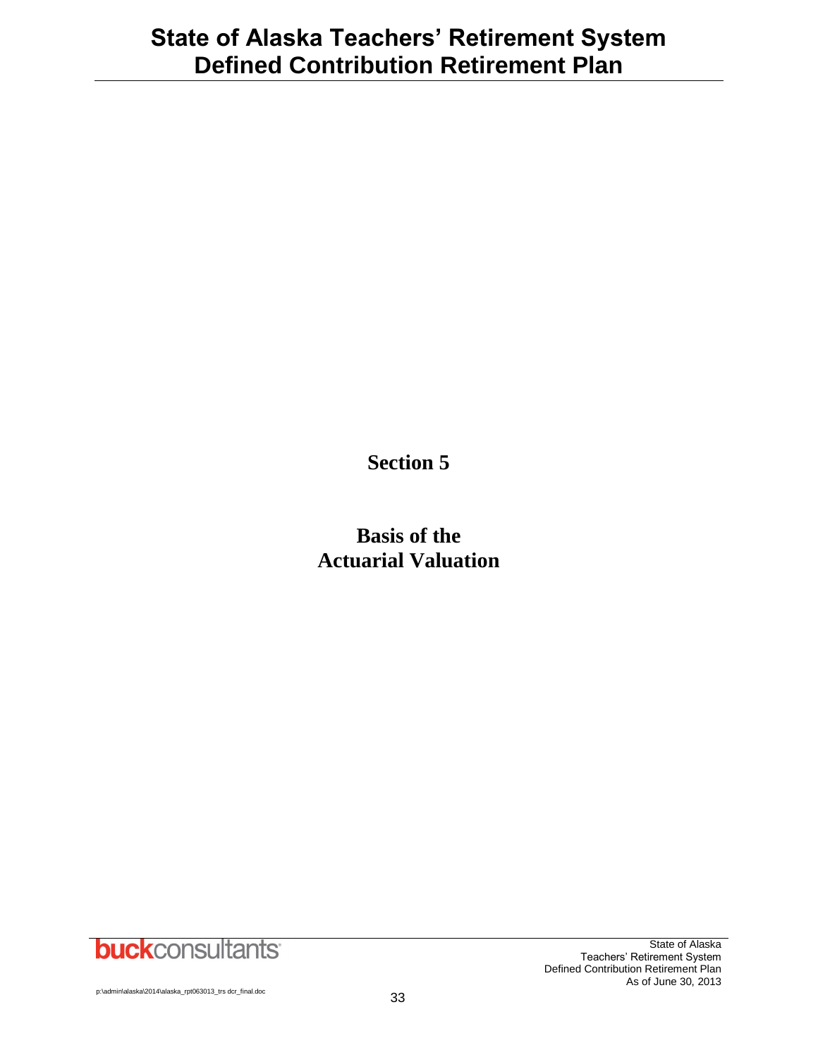# Section 5

# Basis of the Actuarial Valuation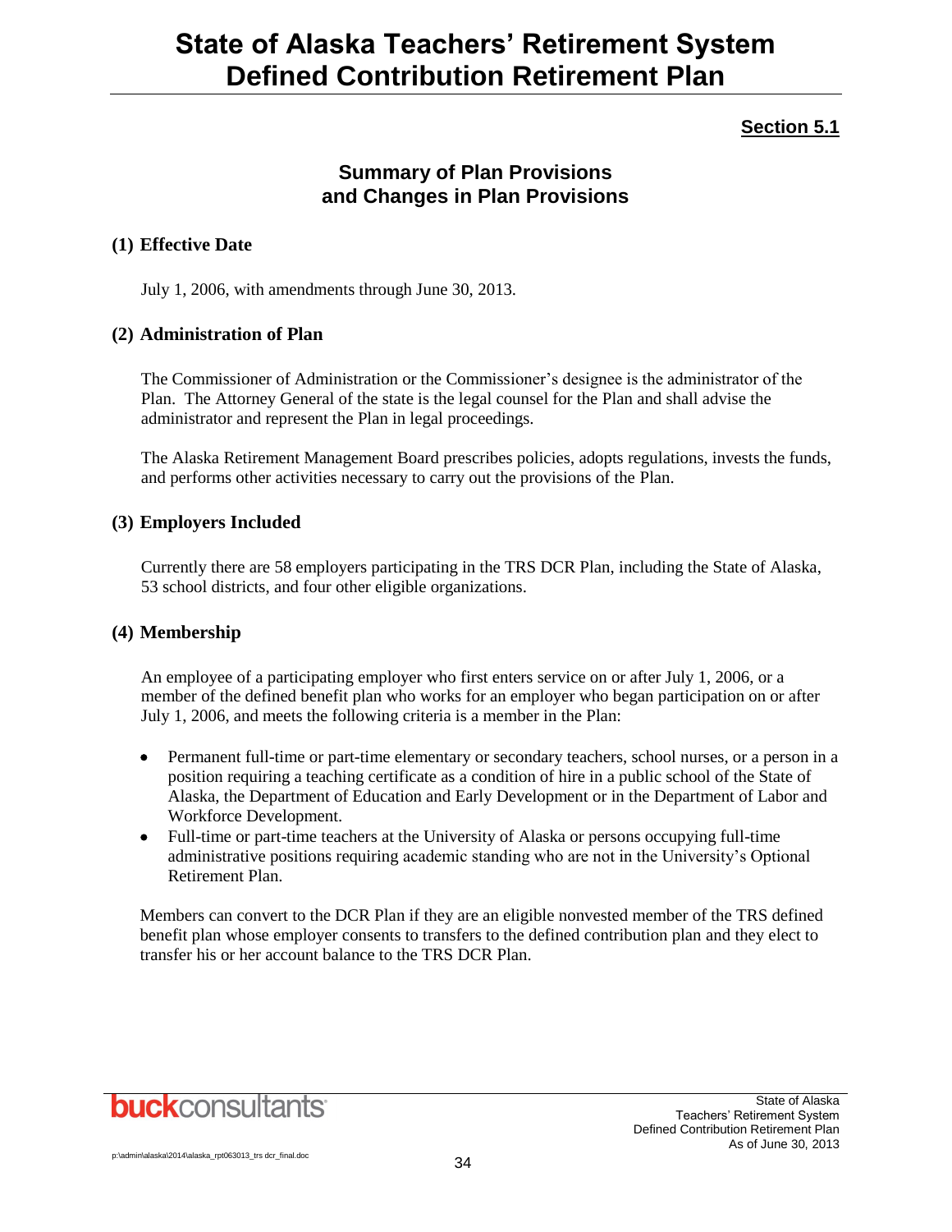**Section 5.1**

## Summary of Plan Provisions and Changes in Plan Provisions

### (1) Effective Date

July 1, 2006, with amendments through June 30, 2013.

### (2) Administration of Plan

The Commissioner of Administration or the Commissioner's designee is the administrator of the Plan. The Attorney General of the state is the legal counsel for the Plan and shall advise the administrator and represent the Plan in legal proceedings.

The Alaska Retirement Management Board prescribes policies, adopts regulations, invests the funds, and performs other activities necessary to carry out the provisions of the Plan.

### (3) Employers Included

Currently there are 58 employers participating in the TRS DCR Plan, including the State of Alaska, 53 school districts, and four other eligible organizations.

### (4) Membership

An employee of a participating employer who first enters service on or after July 1, 2006, or a member of the defined benefit plan who works for an employer who began participation on or after July 1, 2006, and meets the following criteria is a member in the Plan:

- Permanent full-time or part-time elementary or secondary teachers, school nurses, or a person in a position requiring a teaching certificate as a condition of hire in a public school of the State of Alaska, the Department of Education and Early Development or in the Department of Labor and Workforce Development.
- Full-time or part-time teachers at the University of Alaska or persons occupying full-time administrative positions requiring academic standing who are not in the University's Optional Retirement Plan.

Members can convert to the DCR Plan if they are an eligible nonvested member of the TRS defined benefit plan whose employer consents to transfers to the defined contribution plan and they elect to transfer his or her account balance to the TRS DCR Plan.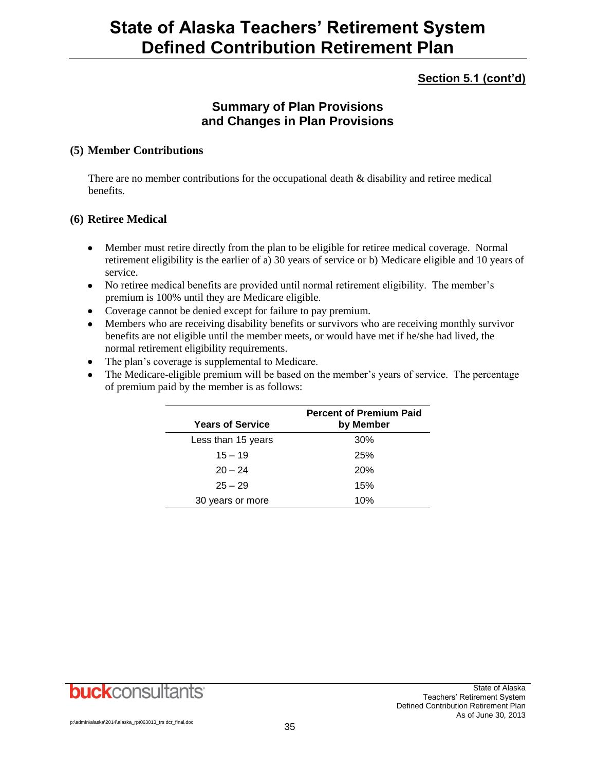# State of Alaska Teachers' Retirement System Defined Contribution Retirement Plan

**Section 5.1 (cont'd)**

## Summary of Plan Provisions and Changes in Plan Provisions

### (5) Member Contributions

There are no member contributions for the occupational death & disability and retiree medical benefits.

### (6) Retiree Medical

- Member must retire directly from the plan to be eligible for retiree medical coverage. Normal retirement eligibility is the earlier of a) 30 years of service or b) Medicare eligible and 10 years of service.
- No retiree medical benefits are provided until normal retirement eligibility. The member's premium is 100% until they are Medicare eligible.
- Coverage cannot be denied except for failure to pay premium.
- Members who are receiving disability benefits or survivors who are receiving monthly survivor benefits are not eligible until the member meets, or would have met if he/she had lived, the normal retirement eligibility requirements.
- The plan's coverage is supplemental to Medicare.
- The Medicare-eligible premium will be based on the member's years of service. The percentage of premium paid by the member is as follows:

| Years of Service | Percent of Premium Paid by Member |
|---|---|
| Less than 15 years | 30% |
| 15 – 19 | 25% |
| 20 – 24 | 20% |
| 25 – 29 | 15% |
| 30 years or more | 10% |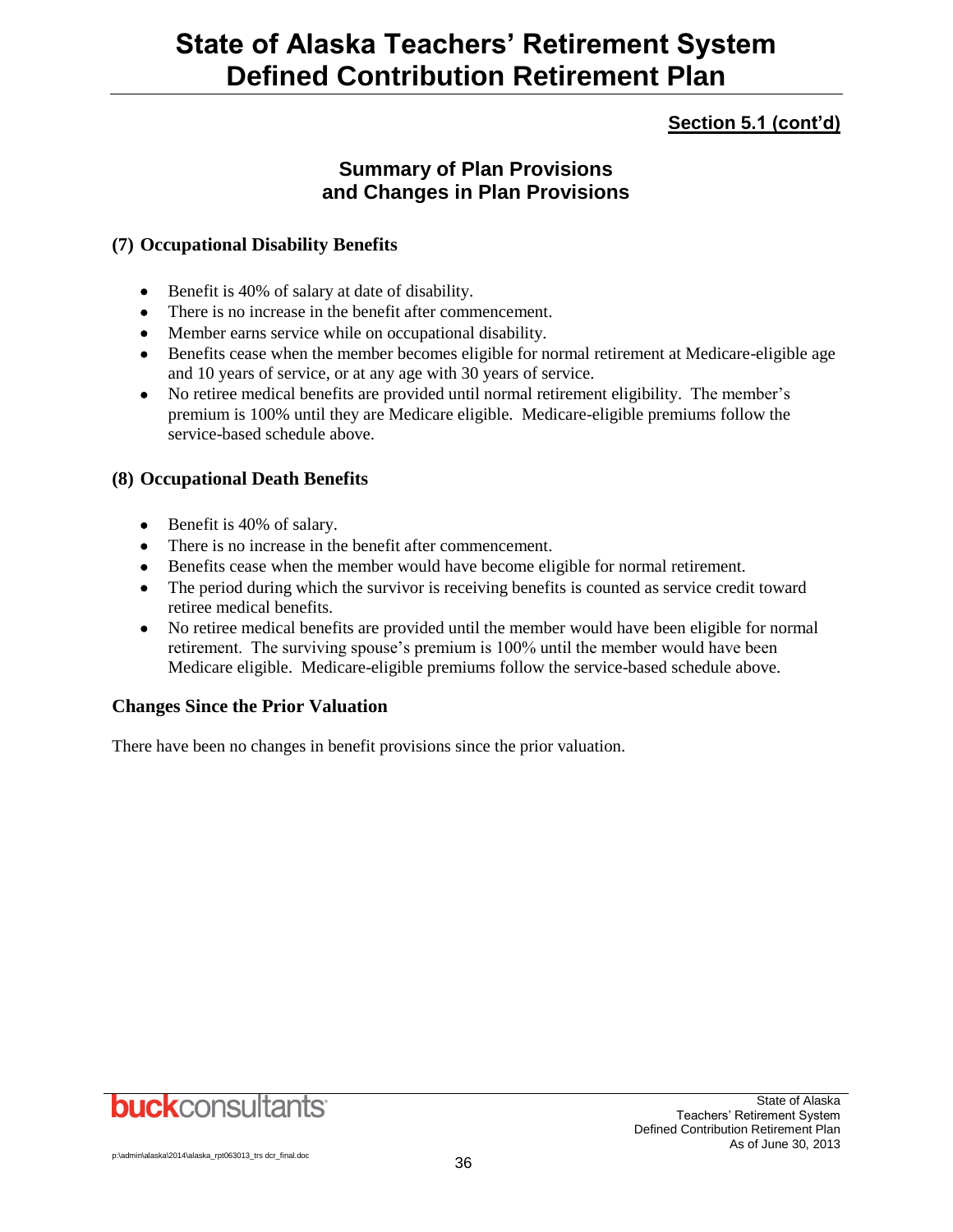## Section 5.1 (cont'd)

### Summary of Plan Provisions and Changes in Plan Provisions

**(7) Occupational Disability Benefits**

- Benefit is 40% of salary at date of disability.
- There is no increase in the benefit after commencement.
- Member earns service while on occupational disability.
- Benefits cease when the member becomes eligible for normal retirement at Medicare-eligible age and 10 years of service, or at any age with 30 years of service.
- No retiree medical benefits are provided until normal retirement eligibility. The member's premium is 100% until they are Medicare eligible. Medicare-eligible premiums follow the service-based schedule above.

**(8) Occupational Death Benefits**

- Benefit is 40% of salary.
- There is no increase in the benefit after commencement.
- Benefits cease when the member would have become eligible for normal retirement.
- The period during which the survivor is receiving benefits is counted as service credit toward retiree medical benefits.
- No retiree medical benefits are provided until the member would have been eligible for normal retirement. The surviving spouse's premium is 100% until the member would have been Medicare eligible. Medicare-eligible premiums follow the service-based schedule above.

**Changes Since the Prior Valuation**

There have been no changes in benefit provisions since the prior valuation.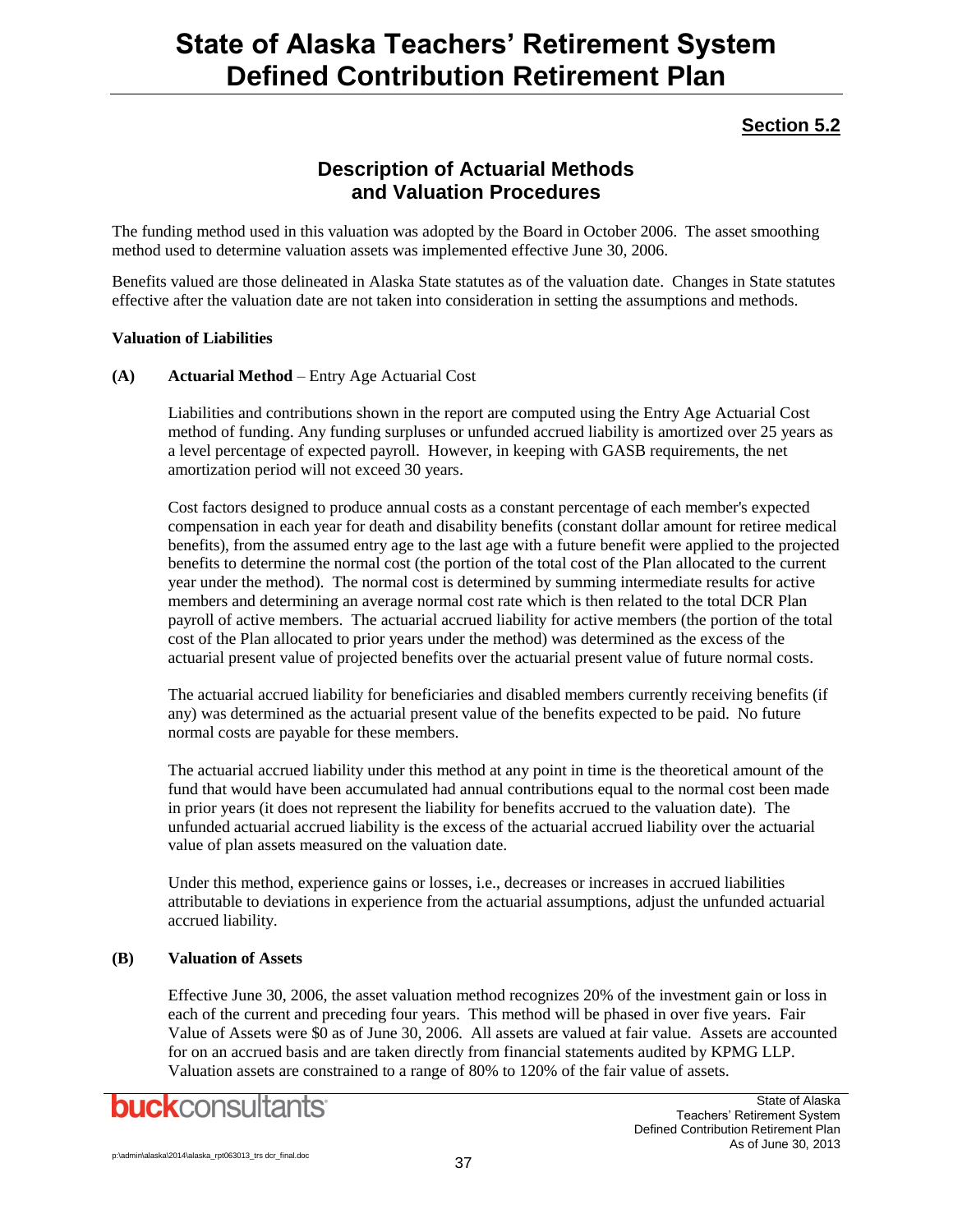## Section 5.2

### Description of Actuarial Methods and Valuation Procedures

The funding method used in this valuation was adopted by the Board in October 2006. The asset smoothing method used to determine valuation assets was implemented effective June 30, 2006.

Benefits valued are those delineated in Alaska State statutes as of the valuation date. Changes in State statutes effective after the valuation date are not taken into consideration in setting the assumptions and methods.

**Valuation of Liabilities**

**(A) Actuarial Method** – Entry Age Actuarial Cost

Liabilities and contributions shown in the report are computed using the Entry Age Actuarial Cost method of funding. Any funding surpluses or unfunded accrued liability is amortized over 25 years as a level percentage of expected payroll. However, in keeping with GASB requirements, the net amortization period will not exceed 30 years.

Cost factors designed to produce annual costs as a constant percentage of each member's expected compensation in each year for death and disability benefits (constant dollar amount for retiree medical benefits), from the assumed entry age to the last age with a future benefit were applied to the projected benefits to determine the normal cost (the portion of the total cost of the Plan allocated to the current year under the method). The normal cost is determined by summing intermediate results for active members and determining an average normal cost rate which is then related to the total DCR Plan payroll of active members. The actuarial accrued liability for active members (the portion of the total cost of the Plan allocated to prior years under the method) was determined as the excess of the actuarial present value of projected benefits over the actuarial present value of future normal costs.

The actuarial accrued liability for beneficiaries and disabled members currently receiving benefits (if any) was determined as the actuarial present value of the benefits expected to be paid. No future normal costs are payable for these members.

The actuarial accrued liability under this method at any point in time is the theoretical amount of the fund that would have been accumulated had annual contributions equal to the normal cost been made in prior years (it does not represent the liability for benefits accrued to the valuation date). The unfunded actuarial accrued liability is the excess of the actuarial accrued liability over the actuarial value of plan assets measured on the valuation date.

Under this method, experience gains or losses, i.e., decreases or increases in accrued liabilities attributable to deviations in experience from the actuarial assumptions, adjust the unfunded actuarial accrued liability.

**(B) Valuation of Assets**

Effective June 30, 2006, the asset valuation method recognizes 20% of the investment gain or loss in each of the current and preceding four years. This method will be phased in over five years. Fair Value of Assets were $0 as of June 30, 2006. All assets are valued at fair value. Assets are accounted for on an accrued basis and are taken directly from financial statements audited by KPMG LLP. Valuation assets are constrained to a range of 80% to 120% of the fair value of assets.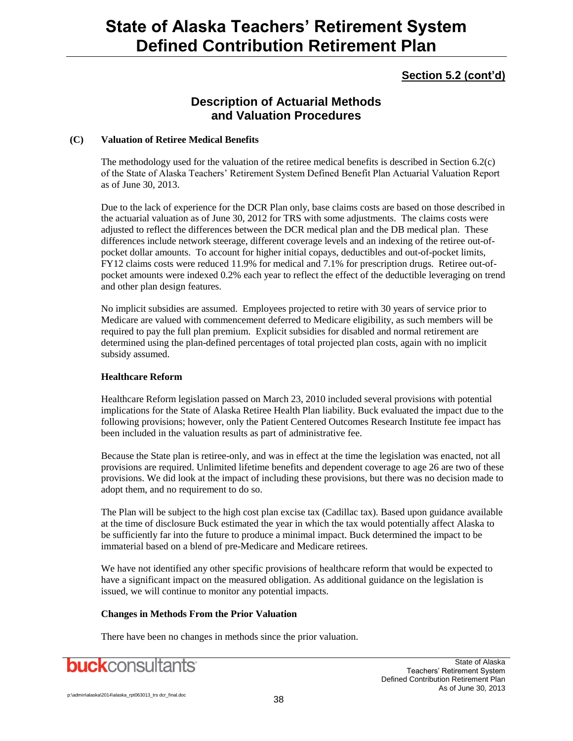## Section 5.2 (cont'd)

## Description of Actuarial Methods and Valuation Procedures

**(C) Valuation of Retiree Medical Benefits**

The methodology used for the valuation of the retiree medical benefits is described in Section 6.2(c) of the State of Alaska Teachers' Retirement System Defined Benefit Plan Actuarial Valuation Report as of June 30, 2013.

Due to the lack of experience for the DCR Plan only, base claims costs are based on those described in the actuarial valuation as of June 30, 2012 for TRS with some adjustments. The claims costs were adjusted to reflect the differences between the DCR medical plan and the DB medical plan. These differences include network steerage, different coverage levels and an indexing of the retiree out-of-pocket dollar amounts. To account for higher initial copays, deductibles and out-of-pocket limits, FY12 claims costs were reduced 11.9% for medical and 7.1% for prescription drugs. Retiree out-of-pocket amounts were indexed 0.2% each year to reflect the effect of the deductible leveraging on trend and other plan design features.

No implicit subsidies are assumed. Employees projected to retire with 30 years of service prior to Medicare are valued with commencement deferred to Medicare eligibility, as such members will be required to pay the full plan premium. Explicit subsidies for disabled and normal retirement are determined using the plan-defined percentages of total projected plan costs, again with no implicit subsidy assumed.

**Healthcare Reform**

Healthcare Reform legislation passed on March 23, 2010 included several provisions with potential implications for the State of Alaska Retiree Health Plan liability. Buck evaluated the impact due to the following provisions; however, only the Patient Centered Outcomes Research Institute fee impact has been included in the valuation results as part of administrative fee.

Because the State plan is retiree-only, and was in effect at the time the legislation was enacted, not all provisions are required. Unlimited lifetime benefits and dependent coverage to age 26 are two of these provisions. We did look at the impact of including these provisions, but there was no decision made to adopt them, and no requirement to do so.

The Plan will be subject to the high cost plan excise tax (Cadillac tax). Based upon guidance available at the time of disclosure Buck estimated the year in which the tax would potentially affect Alaska to be sufficiently far into the future to produce a minimal impact. Buck determined the impact to be immaterial based on a blend of pre-Medicare and Medicare retirees.

We have not identified any other specific provisions of healthcare reform that would be expected to have a significant impact on the measured obligation. As additional guidance on the legislation is issued, we will continue to monitor any potential impacts.

**Changes in Methods From the Prior Valuation**

There have been no changes in methods since the prior valuation.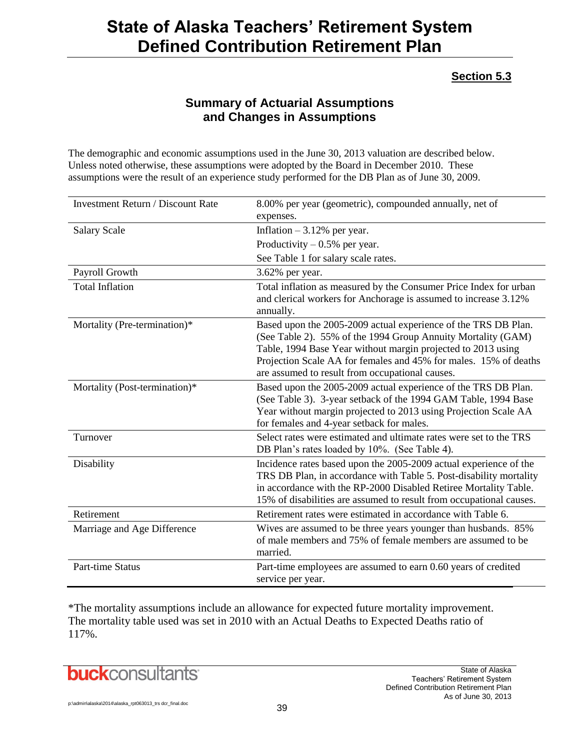# State of Alaska Teachers' Retirement System Defined Contribution Retirement Plan

**Section 5.3**

## Summary of Actuarial Assumptions and Changes in Assumptions

The demographic and economic assumptions used in the June 30, 2013 valuation are described below. Unless noted otherwise, these assumptions were adopted by the Board in December 2010. These assumptions were the result of an experience study performed for the DB Plan as of June 30, 2009.

| | |
|---|---|
| Investment Return / Discount Rate | 8.00% per year (geometric), compounded annually, net of expenses. |
| Salary Scale | Inflation – 3.12% per year.<br>Productivity – 0.5% per year.<br>See Table 1 for salary scale rates. |
| Payroll Growth | 3.62% per year. |
| Total Inflation | Total inflation as measured by the Consumer Price Index for urban and clerical workers for Anchorage is assumed to increase 3.12% annually. |
| Mortality (Pre-termination)* | Based upon the 2005-2009 actual experience of the TRS DB Plan. (See Table 2). 55% of the 1994 Group Annuity Mortality (GAM) Table, 1994 Base Year without margin projected to 2013 using Projection Scale AA for females and 45% for males. 15% of deaths are assumed to result from occupational causes. |
| Mortality (Post-termination)* | Based upon the 2005-2009 actual experience of the TRS DB Plan. (See Table 3). 3-year setback of the 1994 GAM Table, 1994 Base Year without margin projected to 2013 using Projection Scale AA for females and 4-year setback for males. |
| Turnover | Select rates were estimated and ultimate rates were set to the TRS DB Plan's rates loaded by 10%. (See Table 4). |
| Disability | Incidence rates based upon the 2005-2009 actual experience of the TRS DB Plan, in accordance with Table 5. Post-disability mortality in accordance with the RP-2000 Disabled Retiree Mortality Table. 15% of disabilities are assumed to result from occupational causes. |
| Retirement | Retirement rates were estimated in accordance with Table 6. |
| Marriage and Age Difference | Wives are assumed to be three years younger than husbands. 85% of male members and 75% of female members are assumed to be married. |
| Part-time Status | Part-time employees are assumed to earn 0.60 years of credited service per year. |

*The mortality assumptions include an allowance for expected future mortality improvement. The mortality table used was set in 2010 with an Actual Deaths to Expected Deaths ratio of 117%.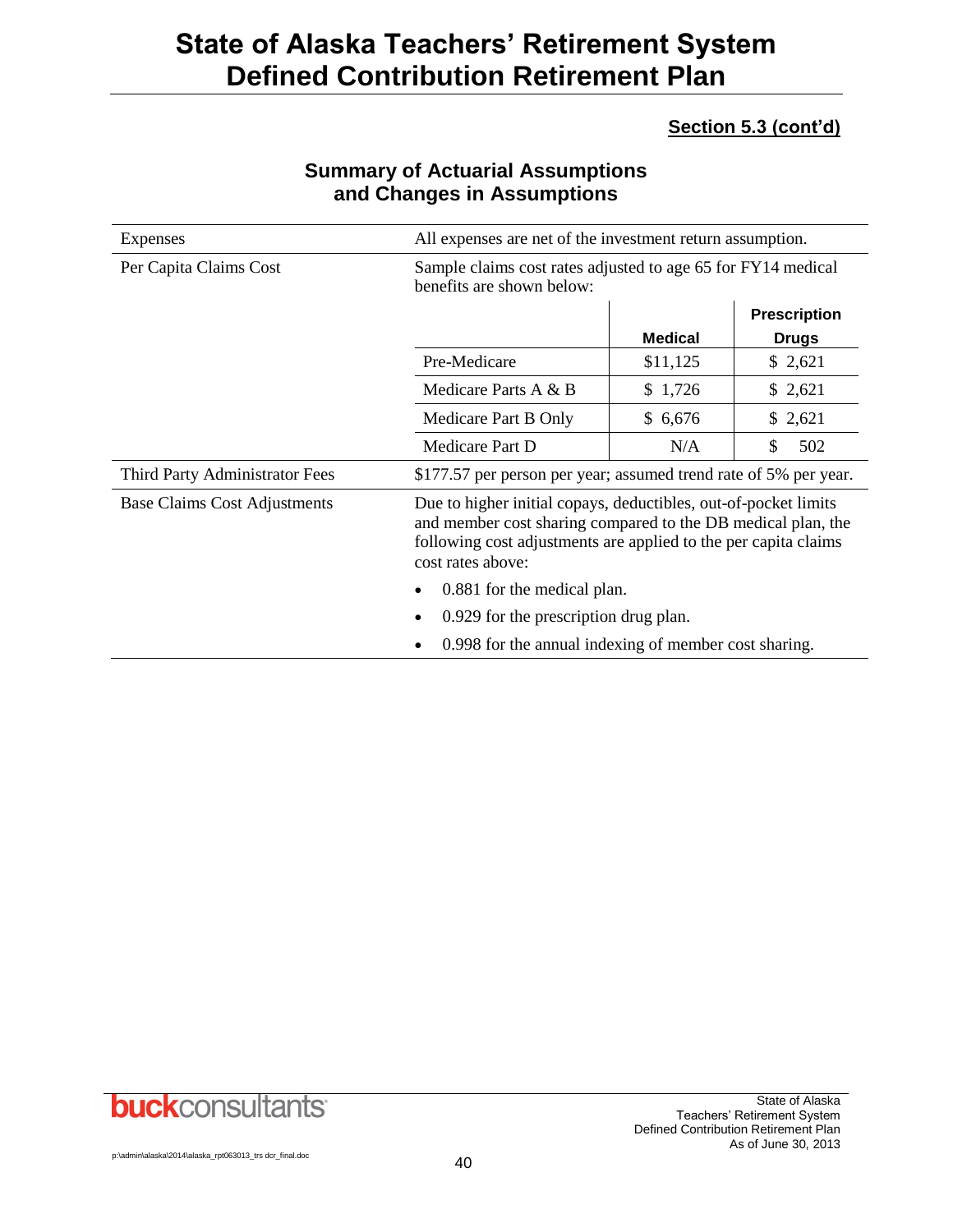**Section 5.3 (cont'd)**

## Summary of Actuarial Assumptions and Changes in Assumptions

| | |
|---|---|
| Expenses | All expenses are net of the investment return assumption. |
| Per Capita Claims Cost | Sample claims cost rates adjusted to age 65 for FY14 medical benefits are shown below: |

| | Medical | Prescription Drugs |
|---|---|---|
| Pre-Medicare | $11,125 | $ 2,621 |
| Medicare Parts A & B | $ 1,726 | $ 2,621 |
| Medicare Part B Only | $ 6,676 | $ 2,621 |
| Medicare Part D | N/A | $ 502 |

| | |
|---|---|
| Third Party Administrator Fees | $177.57 per person per year; assumed trend rate of 5% per year. |
| Base Claims Cost Adjustments | Due to higher initial copays, deductibles, out-of-pocket limits and member cost sharing compared to the DB medical plan, the following cost adjustments are applied to the per capita claims cost rates above:<br>• 0.881 for the medical plan.<br>• 0.929 for the prescription drug plan.<br>• 0.998 for the annual indexing of member cost sharing. |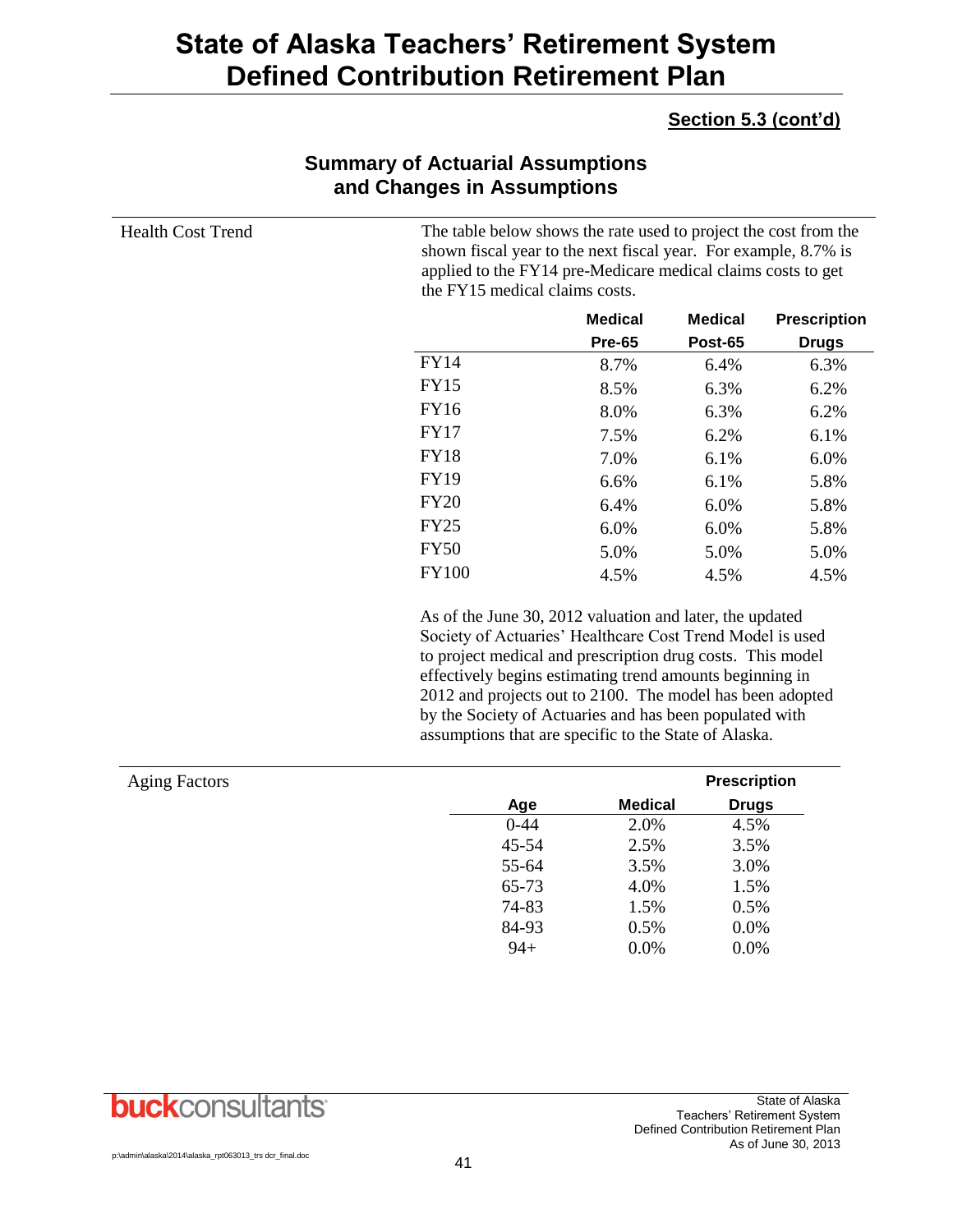# State of Alaska Teachers' Retirement System Defined Contribution Retirement Plan

**Section 5.3 (cont'd)**

## Summary of Actuarial Assumptions and Changes in Assumptions

**Health Cost Trend**

The table below shows the rate used to project the cost from the shown fiscal year to the next fiscal year. For example, 8.7% is applied to the FY14 pre-Medicare medical claims costs to get the FY15 medical claims costs.

| | Medical Pre-65 | Medical Post-65 | Prescription Drugs |
|---|---|---|---|
| FY14 | 8.7% | 6.4% | 6.3% |
| FY15 | 8.5% | 6.3% | 6.2% |
| FY16 | 8.0% | 6.3% | 6.2% |
| FY17 | 7.5% | 6.2% | 6.1% |
| FY18 | 7.0% | 6.1% | 6.0% |
| FY19 | 6.6% | 6.1% | 5.8% |
| FY20 | 6.4% | 6.0% | 5.8% |
| FY25 | 6.0% | 6.0% | 5.8% |
| FY50 | 5.0% | 5.0% | 5.0% |
| FY100 | 4.5% | 4.5% | 4.5% |

As of the June 30, 2012 valuation and later, the updated Society of Actuaries' Healthcare Cost Trend Model is used to project medical and prescription drug costs. This model effectively begins estimating trend amounts beginning in 2012 and projects out to 2100. The model has been adopted by the Society of Actuaries and has been populated with assumptions that are specific to the State of Alaska.

**Aging Factors**

| Age | Medical | Prescription Drugs |
|---|---|---|
| 0-44 | 2.0% | 4.5% |
| 45-54 | 2.5% | 3.5% |
| 55-64 | 3.5% | 3.0% |
| 65-73 | 4.0% | 1.5% |
| 74-83 | 1.5% | 0.5% |
| 84-93 | 0.5% | 0.0% |
| 94+ | 0.0% | 0.0% |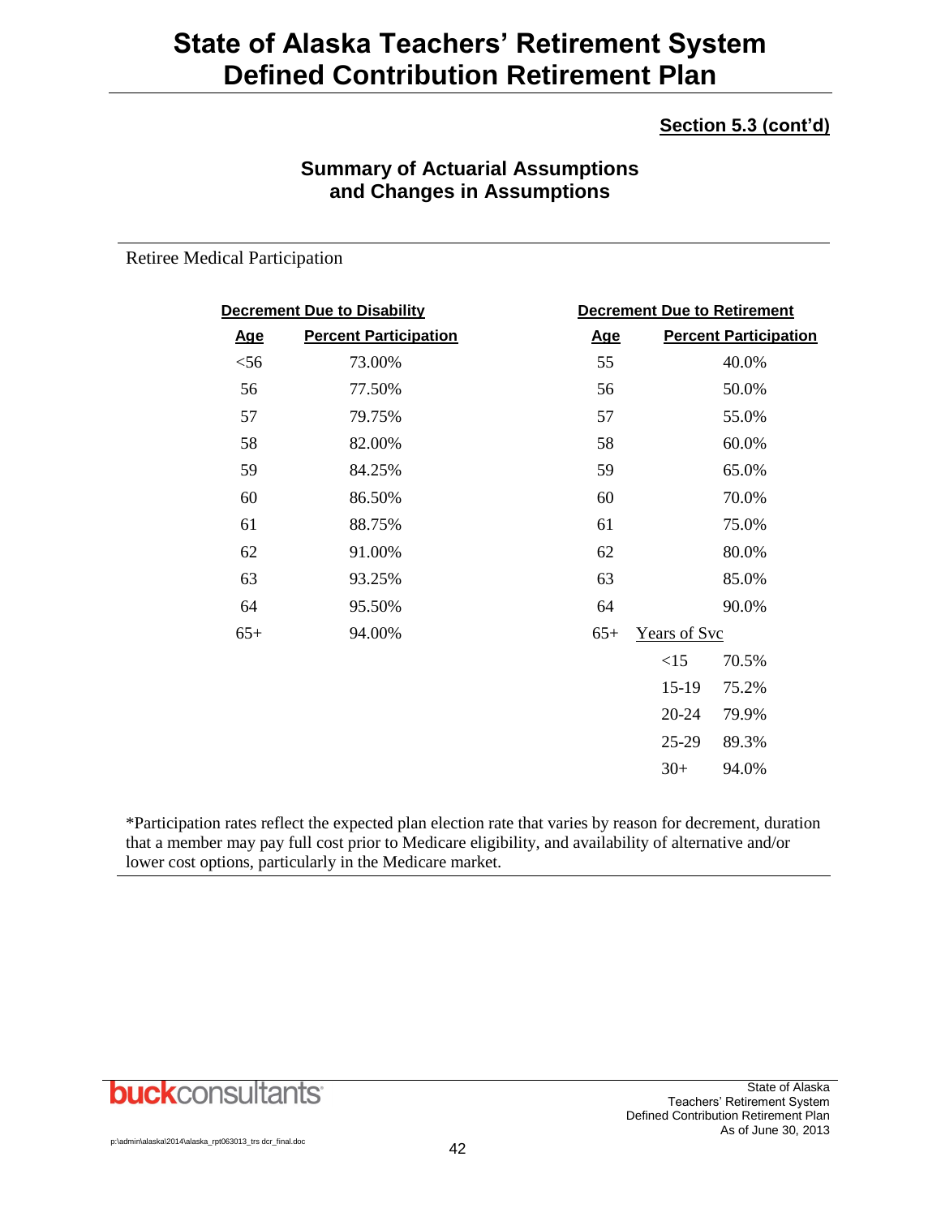# State of Alaska Teachers' Retirement System Defined Contribution Retirement Plan

**Section 5.3 (cont'd)**

## Summary of Actuarial Assumptions and Changes in Assumptions

Retiree Medical Participation

**Decrement Due to Disability**

| Age | Percent Participation |
|---|---|
| <56 | 73.00% |
| 56 | 77.50% |
| 57 | 79.75% |
| 58 | 82.00% |
| 59 | 84.25% |
| 60 | 86.50% |
| 61 | 88.75% |
| 62 | 91.00% |
| 63 | 93.25% |
| 64 | 95.50% |
| 65+ | 94.00% |

**Decrement Due to Retirement**

| Age | Years of Svc | Percent Participation |
|---|---|---|
| 55 | | 40.0% |
| 56 | | 50.0% |
| 57 | | 55.0% |
| 58 | | 60.0% |
| 59 | | 65.0% |
| 60 | | 70.0% |
| 61 | | 75.0% |
| 62 | | 80.0% |
| 63 | | 85.0% |
| 64 | | 90.0% |
| 65+ | <15 | 70.5% |
| | 15-19 | 75.2% |
| | 20-24 | 79.9% |
| | 25-29 | 89.3% |
| | 30+ | 94.0% |

*Participation rates reflect the expected plan election rate that varies by reason for decrement, duration that a member may pay full cost prior to Medicare eligibility, and availability of alternative and/or lower cost options, particularly in the Medicare market.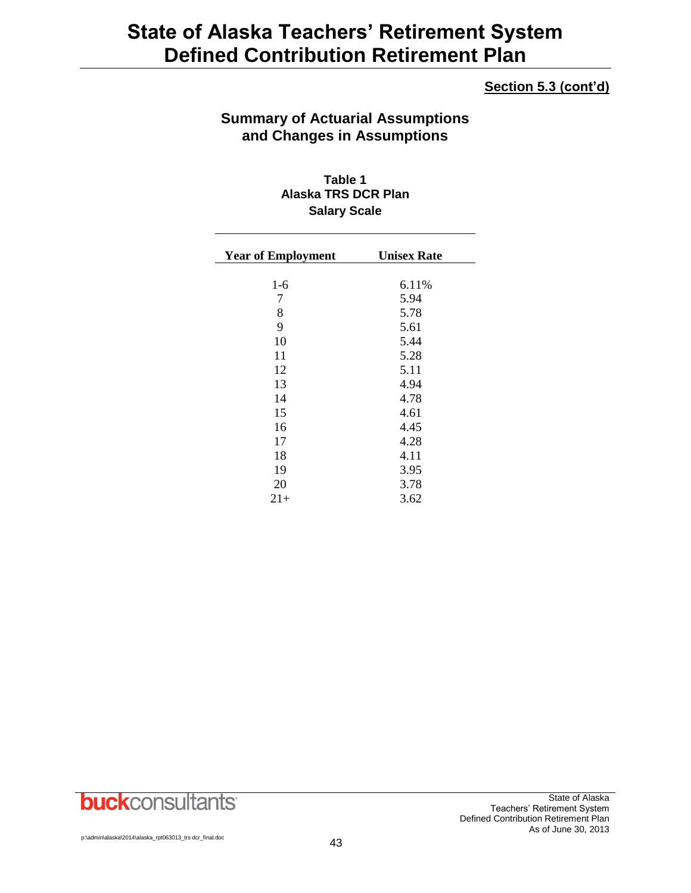# State of Alaska Teachers' Retirement System Defined Contribution Retirement Plan

**Section 5.3 (cont'd)**

## Summary of Actuarial Assumptions and Changes in Assumptions

**Table 1**
**Alaska TRS DCR Plan**
**Salary Scale**

| Year of Employment | Unisex Rate |
|---|---|
| 1-6 | 6.11% |
| 7 | 5.94 |
| 8 | 5.78 |
| 9 | 5.61 |
| 10 | 5.44 |
| 11 | 5.28 |
| 12 | 5.11 |
| 13 | 4.94 |
| 14 | 4.78 |
| 15 | 4.61 |
| 16 | 4.45 |
| 17 | 4.28 |
| 18 | 4.11 |
| 19 | 3.95 |
| 20 | 3.78 |
| 21+ | 3.62 |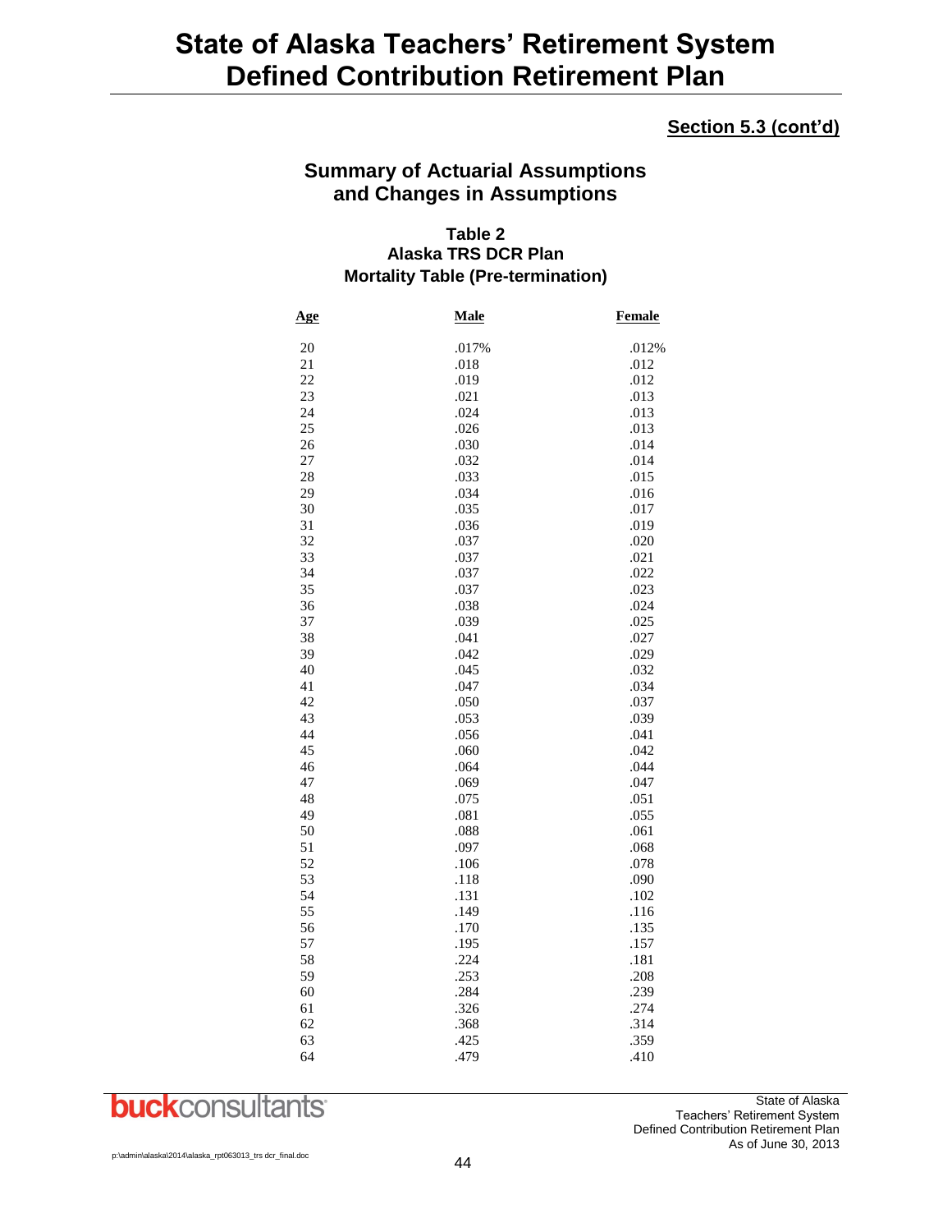# State of Alaska Teachers' Retirement System Defined Contribution Retirement Plan

**Section 5.3 (cont'd)**

## Summary of Actuarial Assumptions and Changes in Assumptions

### Table 2
### Alaska TRS DCR Plan
### Mortality Table (Pre-termination)

| Age | Male | Female |
|---|---|---|
| 20 | .017% | .012% |
| 21 | .018 | .012 |
| 22 | .019 | .012 |
| 23 | .021 | .013 |
| 24 | .024 | .013 |
| 25 | .026 | .013 |
| 26 | .030 | .014 |
| 27 | .032 | .014 |
| 28 | .033 | .015 |
| 29 | .034 | .016 |
| 30 | .035 | .017 |
| 31 | .036 | .019 |
| 32 | .037 | .020 |
| 33 | .037 | .021 |
| 34 | .037 | .022 |
| 35 | .037 | .023 |
| 36 | .038 | .024 |
| 37 | .039 | .025 |
| 38 | .041 | .027 |
| 39 | .042 | .029 |
| 40 | .045 | .032 |
| 41 | .047 | .034 |
| 42 | .050 | .037 |
| 43 | .053 | .039 |
| 44 | .056 | .041 |
| 45 | .060 | .042 |
| 46 | .064 | .044 |
| 47 | .069 | .047 |
| 48 | .075 | .051 |
| 49 | .081 | .055 |
| 50 | .088 | .061 |
| 51 | .097 | .068 |
| 52 | .106 | .078 |
| 53 | .118 | .090 |
| 54 | .131 | .102 |
| 55 | .149 | .116 |
| 56 | .170 | .135 |
| 57 | .195 | .157 |
| 58 | .224 | .181 |
| 59 | .253 | .208 |
| 60 | .284 | .239 |
| 61 | .326 | .274 |
| 62 | .368 | .314 |
| 63 | .425 | .359 |
| 64 | .479 | .410 |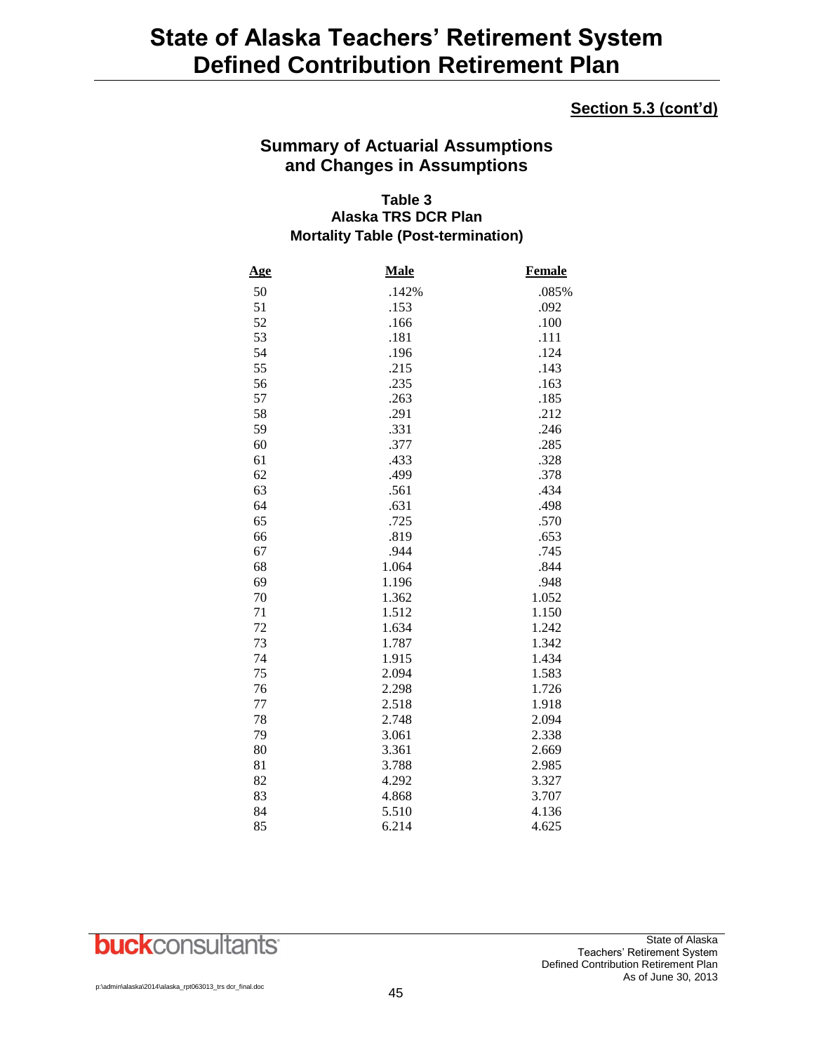# State of Alaska Teachers' Retirement System Defined Contribution Retirement Plan

**Section 5.3 (cont'd)**

## Summary of Actuarial Assumptions and Changes in Assumptions

### Table 3
### Alaska TRS DCR Plan
### Mortality Table (Post-termination)

| Age | Male | Female |
|---|---|---|
| 50 | .142% | .085% |
| 51 | .153 | .092 |
| 52 | .166 | .100 |
| 53 | .181 | .111 |
| 54 | .196 | .124 |
| 55 | .215 | .143 |
| 56 | .235 | .163 |
| 57 | .263 | .185 |
| 58 | .291 | .212 |
| 59 | .331 | .246 |
| 60 | .377 | .285 |
| 61 | .433 | .328 |
| 62 | .499 | .378 |
| 63 | .561 | .434 |
| 64 | .631 | .498 |
| 65 | .725 | .570 |
| 66 | .819 | .653 |
| 67 | .944 | .745 |
| 68 | 1.064 | .844 |
| 69 | 1.196 | .948 |
| 70 | 1.362 | 1.052 |
| 71 | 1.512 | 1.150 |
| 72 | 1.634 | 1.242 |
| 73 | 1.787 | 1.342 |
| 74 | 1.915 | 1.434 |
| 75 | 2.094 | 1.583 |
| 76 | 2.298 | 1.726 |
| 77 | 2.518 | 1.918 |
| 78 | 2.748 | 2.094 |
| 79 | 3.061 | 2.338 |
| 80 | 3.361 | 2.669 |
| 81 | 3.788 | 2.985 |
| 82 | 4.292 | 3.327 |
| 83 | 4.868 | 3.707 |
| 84 | 5.510 | 4.136 |
| 85 | 6.214 | 4.625 |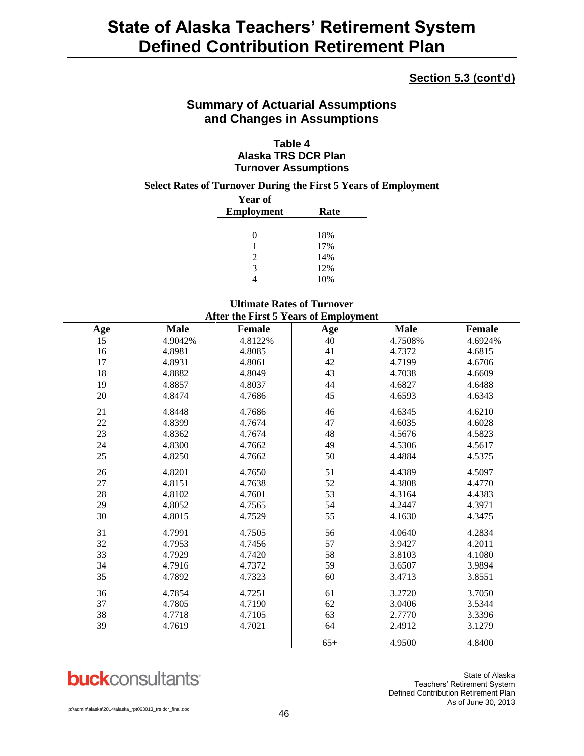# State of Alaska Teachers' Retirement System Defined Contribution Retirement Plan

**Section 5.3 (cont'd)**

## Summary of Actuarial Assumptions and Changes in Assumptions

### Table 4
### Alaska TRS DCR Plan
### Turnover Assumptions

**Select Rates of Turnover During the First 5 Years of Employment**

| Year of Employment | Rate |
|---|---|
| 0 | 18% |
| 1 | 17% |
| 2 | 14% |
| 3 | 12% |
| 4 | 10% |

**Ultimate Rates of Turnover After the First 5 Years of Employment**

| Age | Male | Female | Age | Male | Female |
|---|---|---|---|---|---|
| 15 | 4.9042% | 4.8122% | 40 | 4.7508% | 4.6924% |
| 16 | 4.8981 | 4.8085 | 41 | 4.7372 | 4.6815 |
| 17 | 4.8931 | 4.8061 | 42 | 4.7199 | 4.6706 |
| 18 | 4.8882 | 4.8049 | 43 | 4.7038 | 4.6609 |
| 19 | 4.8857 | 4.8037 | 44 | 4.6827 | 4.6488 |
| 20 | 4.8474 | 4.7686 | 45 | 4.6593 | 4.6343 |
| 21 | 4.8448 | 4.7686 | 46 | 4.6345 | 4.6210 |
| 22 | 4.8399 | 4.7674 | 47 | 4.6035 | 4.6028 |
| 23 | 4.8362 | 4.7674 | 48 | 4.5676 | 4.5823 |
| 24 | 4.8300 | 4.7662 | 49 | 4.5306 | 4.5617 |
| 25 | 4.8250 | 4.7662 | 50 | 4.4884 | 4.5375 |
| 26 | 4.8201 | 4.7650 | 51 | 4.4389 | 4.5097 |
| 27 | 4.8151 | 4.7638 | 52 | 4.3808 | 4.4770 |
| 28 | 4.8102 | 4.7601 | 53 | 4.3164 | 4.4383 |
| 29 | 4.8052 | 4.7565 | 54 | 4.2447 | 4.3971 |
| 30 | 4.8015 | 4.7529 | 55 | 4.1630 | 4.3475 |
| 31 | 4.7991 | 4.7505 | 56 | 4.0640 | 4.2834 |
| 32 | 4.7953 | 4.7456 | 57 | 3.9427 | 4.2011 |
| 33 | 4.7929 | 4.7420 | 58 | 3.8103 | 4.1080 |
| 34 | 4.7916 | 4.7372 | 59 | 3.6507 | 3.9894 |
| 35 | 4.7892 | 4.7323 | 60 | 3.4713 | 3.8551 |
| 36 | 4.7854 | 4.7251 | 61 | 3.2720 | 3.7050 |
| 37 | 4.7805 | 4.7190 | 62 | 3.0406 | 3.5344 |
| 38 | 4.7718 | 4.7105 | 63 | 2.7770 | 3.3396 |
| 39 | 4.7619 | 4.7021 | 64 | 2.4912 | 3.1279 |
| | | | 65+ | 4.9500 | 4.8400 |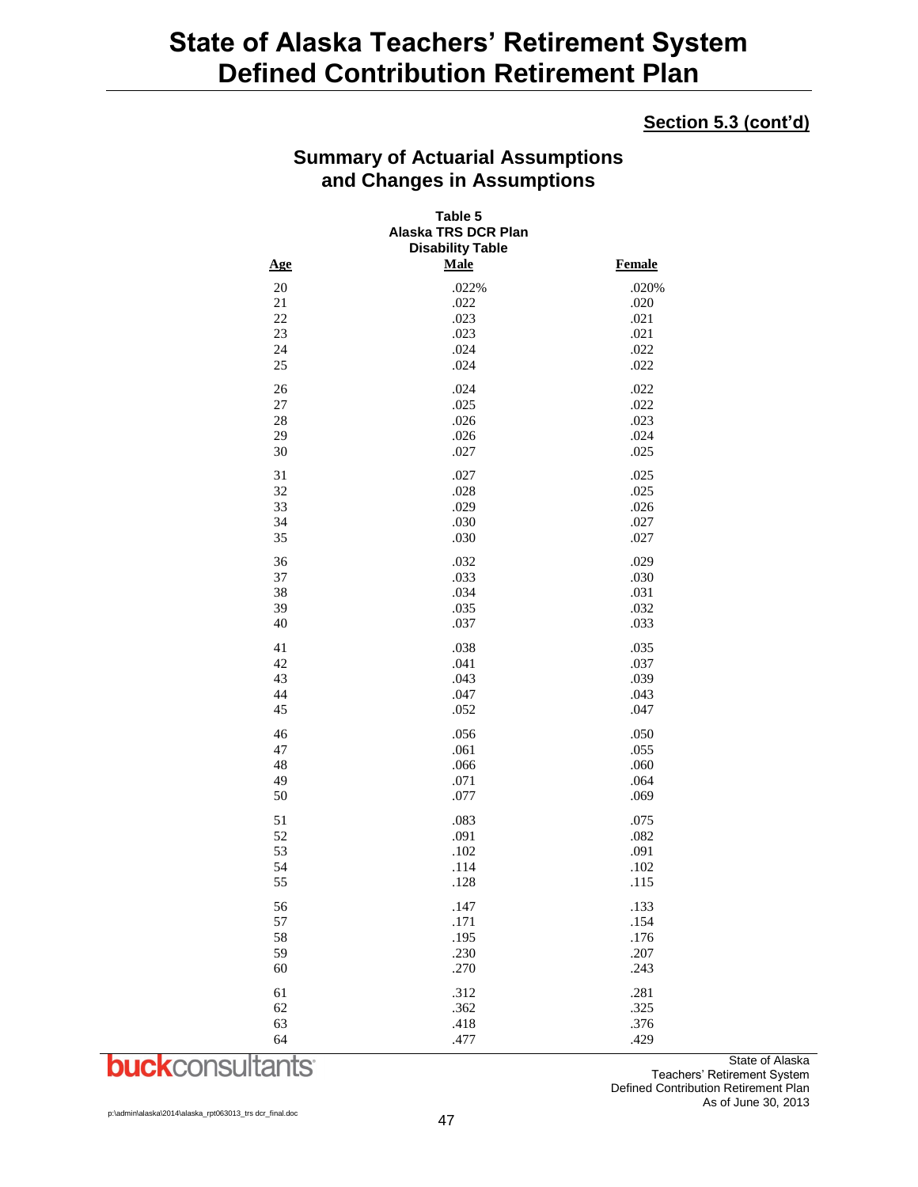# State of Alaska Teachers' Retirement System Defined Contribution Retirement Plan

**Section 5.3 (cont'd)**

## Summary of Actuarial Assumptions and Changes in Assumptions

**Table 5**
**Alaska TRS DCR Plan**
**Disability Table**

| Age | Male | Female |
|---|---|---|
| 20 | .022% | .020% |
| 21 | .022 | .020 |
| 22 | .023 | .021 |
| 23 | .023 | .021 |
| 24 | .024 | .022 |
| 25 | .024 | .022 |
| 26 | .024 | .022 |
| 27 | .025 | .022 |
| 28 | .026 | .023 |
| 29 | .026 | .024 |
| 30 | .027 | .025 |
| 31 | .027 | .025 |
| 32 | .028 | .025 |
| 33 | .029 | .026 |
| 34 | .030 | .027 |
| 35 | .030 | .027 |
| 36 | .032 | .029 |
| 37 | .033 | .030 |
| 38 | .034 | .031 |
| 39 | .035 | .032 |
| 40 | .037 | .033 |
| 41 | .038 | .035 |
| 42 | .041 | .037 |
| 43 | .043 | .039 |
| 44 | .047 | .043 |
| 45 | .052 | .047 |
| 46 | .056 | .050 |
| 47 | .061 | .055 |
| 48 | .066 | .060 |
| 49 | .071 | .064 |
| 50 | .077 | .069 |
| 51 | .083 | .075 |
| 52 | .091 | .082 |
| 53 | .102 | .091 |
| 54 | .114 | .102 |
| 55 | .128 | .115 |
| 56 | .147 | .133 |
| 57 | .171 | .154 |
| 58 | .195 | .176 |
| 59 | .230 | .207 |
| 60 | .270 | .243 |
| 61 | .312 | .281 |
| 62 | .362 | .325 |
| 63 | .418 | .376 |
| 64 | .477 | .429 |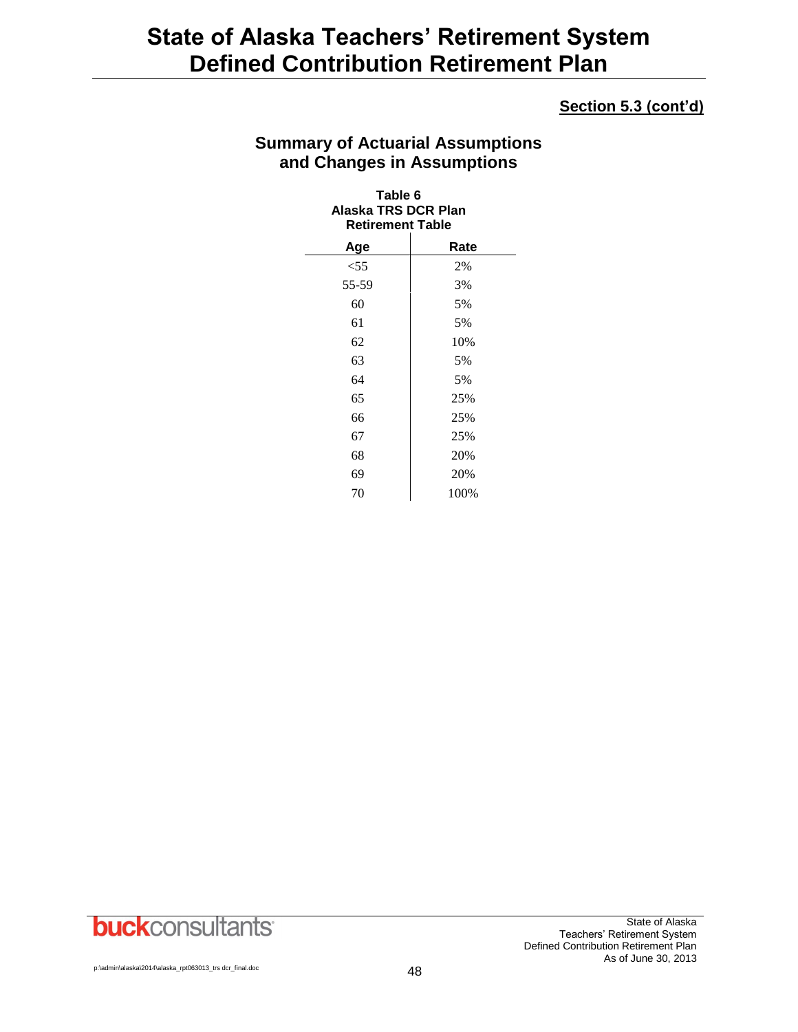**Section 5.3 (cont'd)**

## Summary of Actuarial Assumptions and Changes in Assumptions

**Table 6**
**Alaska TRS DCR Plan**
**Retirement Table**

| Age | Rate |
|---|---|
| <55 | 2% |
| 55-59 | 3% |
| 60 | 5% |
| 61 | 5% |
| 62 | 10% |
| 63 | 5% |
| 64 | 5% |
| 65 | 25% |
| 66 | 25% |
| 67 | 25% |
| 68 | 20% |
| 69 | 20% |
| 70 | 100% |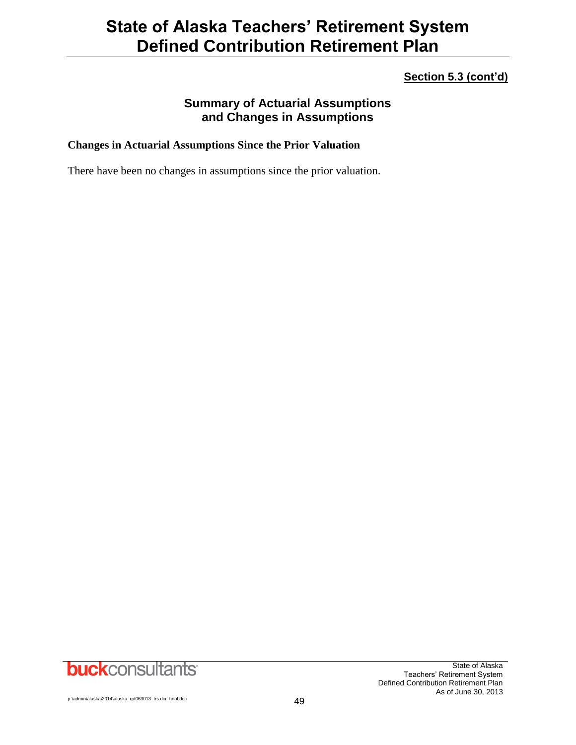**Section 5.3 (cont'd)**

## Summary of Actuarial Assumptions and Changes in Assumptions

### Changes in Actuarial Assumptions Since the Prior Valuation

There have been no changes in assumptions since the prior valuation.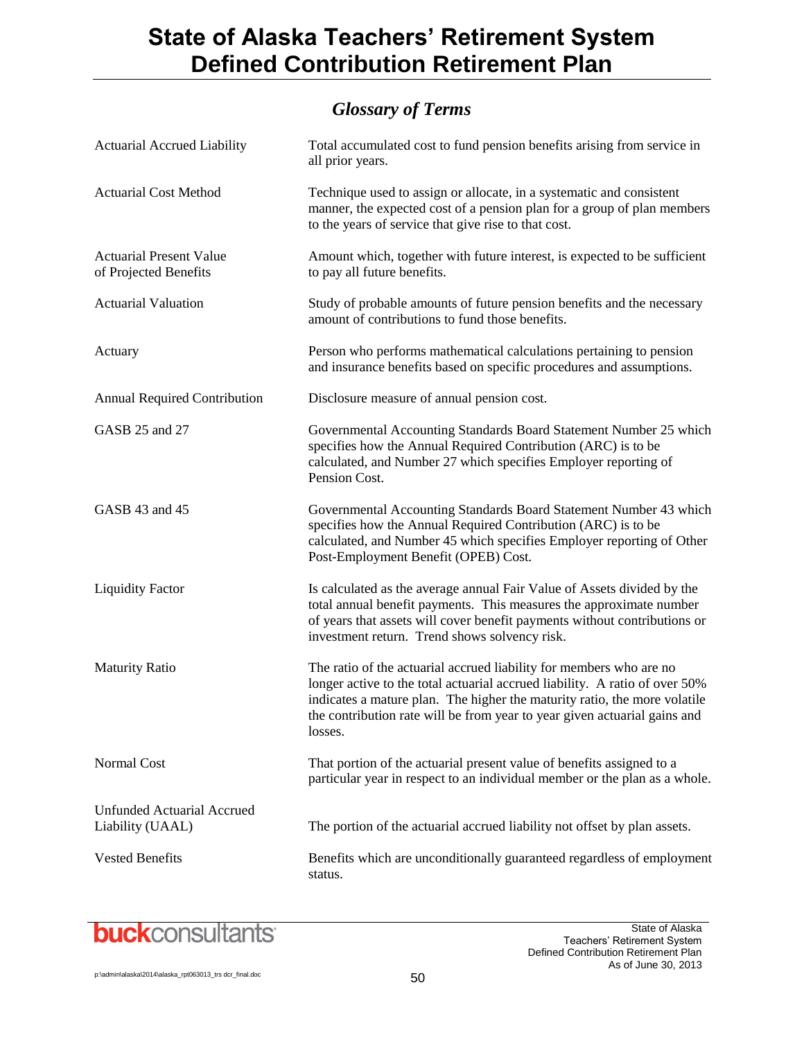# State of Alaska Teachers' Retirement System Defined Contribution Retirement Plan

## *Glossary of Terms*

| | |
|---|---|
| Actuarial Accrued Liability | Total accumulated cost to fund pension benefits arising from service in all prior years. |
| Actuarial Cost Method | Technique used to assign or allocate, in a systematic and consistent manner, the expected cost of a pension plan for a group of plan members to the years of service that give rise to that cost. |
| Actuarial Present Value of Projected Benefits | Amount which, together with future interest, is expected to be sufficient to pay all future benefits. |
| Actuarial Valuation | Study of probable amounts of future pension benefits and the necessary amount of contributions to fund those benefits. |
| Actuary | Person who performs mathematical calculations pertaining to pension and insurance benefits based on specific procedures and assumptions. |
| Annual Required Contribution | Disclosure measure of annual pension cost. |
| GASB 25 and 27 | Governmental Accounting Standards Board Statement Number 25 which specifies how the Annual Required Contribution (ARC) is to be calculated, and Number 27 which specifies Employer reporting of Pension Cost. |
| GASB 43 and 45 | Governmental Accounting Standards Board Statement Number 43 which specifies how the Annual Required Contribution (ARC) is to be calculated, and Number 45 which specifies Employer reporting of Other Post-Employment Benefit (OPEB) Cost. |
| Liquidity Factor | Is calculated as the average annual Fair Value of Assets divided by the total annual benefit payments. This measures the approximate number of years that assets will cover benefit payments without contributions or investment return. Trend shows solvency risk. |
| Maturity Ratio | The ratio of the actuarial accrued liability for members who are no longer active to the total actuarial accrued liability. A ratio of over 50% indicates a mature plan. The higher the maturity ratio, the more volatile the contribution rate will be from year to year given actuarial gains and losses. |
| Normal Cost | That portion of the actuarial present value of benefits assigned to a particular year in respect to an individual member or the plan as a whole. |
| Unfunded Actuarial Accrued Liability (UAAL) | The portion of the actuarial accrued liability not offset by plan assets. |
| Vested Benefits | Benefits which are unconditionally guaranteed regardless of employment status. |